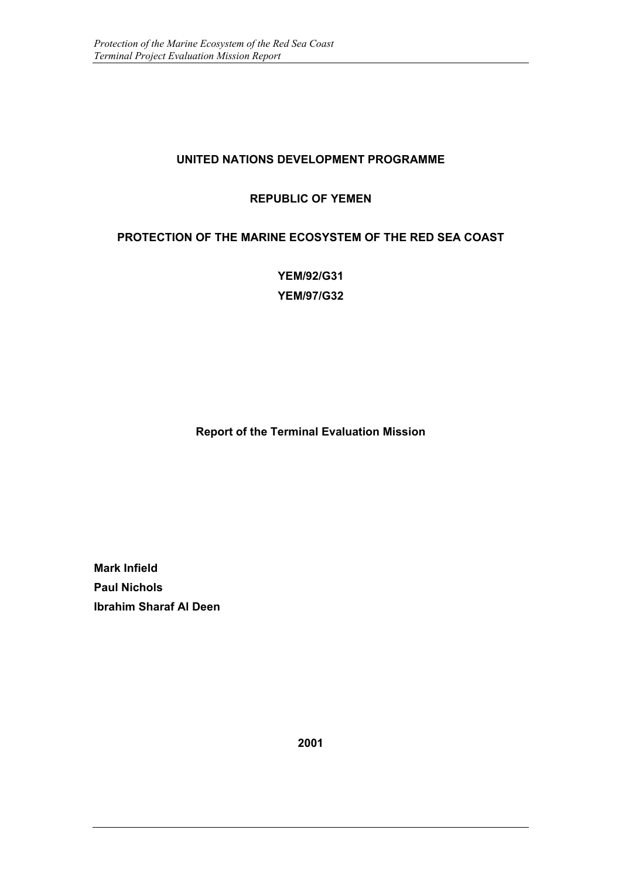**UNITED NATIONS DEVELOPMENT PROGRAMME**

**REPUBLIC OF YEMEN**

**PROTECTION OF THE MARINE ECOSYSTEM OF THE RED SEA COAST**

**YEM/92/G31**

**YEM/97/G32**

**Report of the Terminal Evaluation Mission**

**Mark Infield**
**Paul Nichols**
**Ibrahim Sharaf Al Deen**

**2001**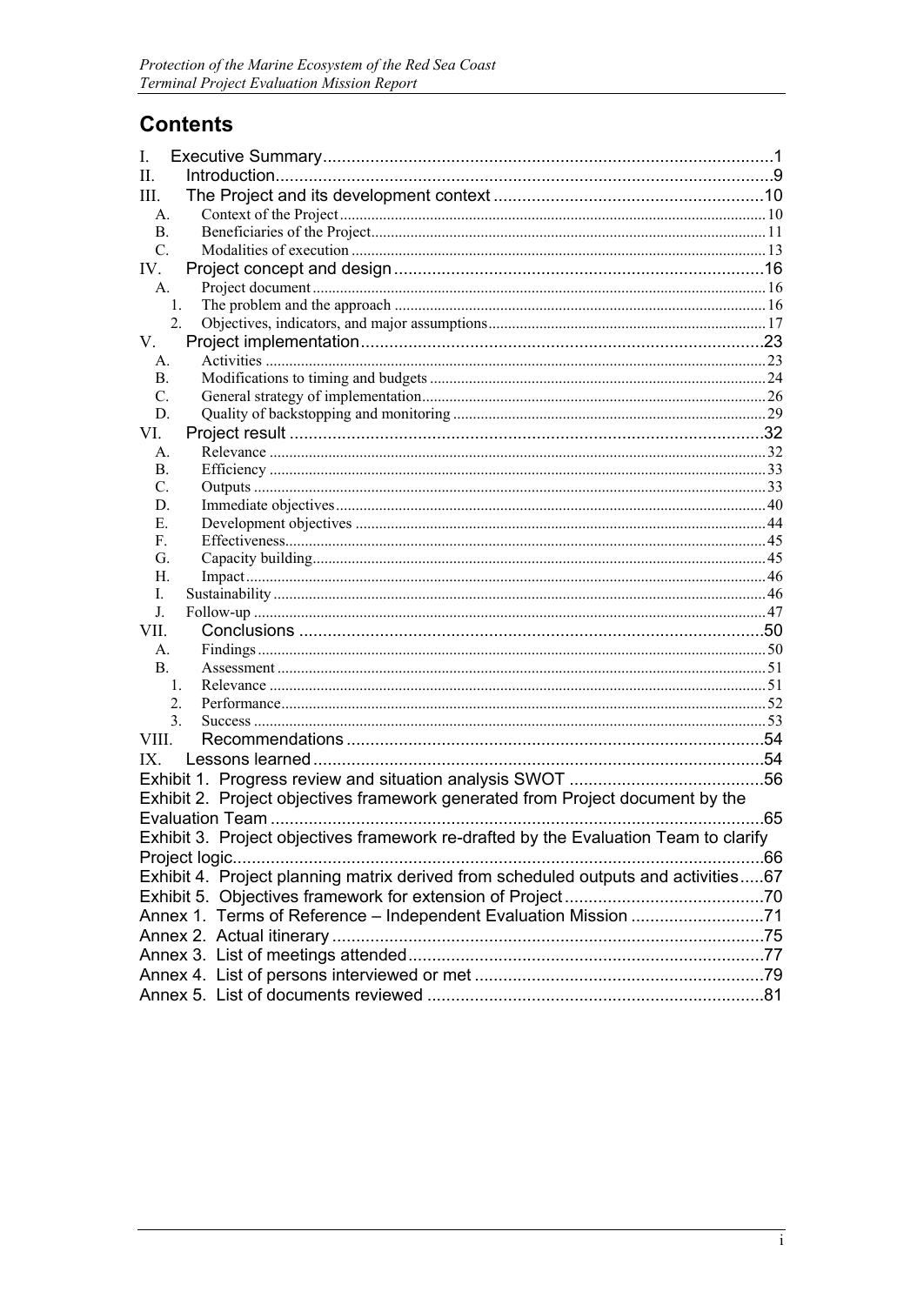# Contents

I. Executive Summary ........ 1
II. Introduction ........ 9
III. The Project and its development context ........ 10
- A. Context of the Project ........ 10
- B. Beneficiaries of the Project ........ 11
- C. Modalities of execution ........ 13

IV. Project concept and design ........ 16
- A. Project document ........ 16
  - 1. The problem and the approach ........ 16
  - 2. Objectives, indicators, and major assumptions ........ 17

V. Project implementation ........ 23
- A. Activities ........ 23
- B. Modifications to timing and budgets ........ 24
- C. General strategy of implementation ........ 26
- D. Quality of backstopping and monitoring ........ 29

VI. Project result ........ 32
- A. Relevance ........ 32
- B. Efficiency ........ 33
- C. Outputs ........ 33
- D. Immediate objectives ........ 40
- E. Development objectives ........ 44
- F. Effectiveness ........ 45
- G. Capacity building ........ 45
- H. Impact ........ 46
- I. Sustainability ........ 46
- J. Follow-up ........ 47

VII. Conclusions ........ 50
- A. Findings ........ 50
- B. Assessment ........ 51
  - 1. Relevance ........ 51
  - 2. Performance ........ 52
  - 3. Success ........ 53

VIII. Recommendations ........ 54
IX. Lessons learned ........ 54

Exhibit 1. Progress review and situation analysis SWOT ........ 56
Exhibit 2. Project objectives framework generated from Project document by the Evaluation Team ........ 65
Exhibit 3. Project objectives framework re-drafted by the Evaluation Team to clarify Project logic ........ 66
Exhibit 4. Project planning matrix derived from scheduled outputs and activities ........ 67
Exhibit 5. Objectives framework for extension of Project ........ 70
Annex 1. Terms of Reference – Independent Evaluation Mission ........ 71
Annex 2. Actual itinerary ........ 75
Annex 3. List of meetings attended ........ 77
Annex 4. List of persons interviewed or met ........ 79
Annex 5. List of documents reviewed ........ 81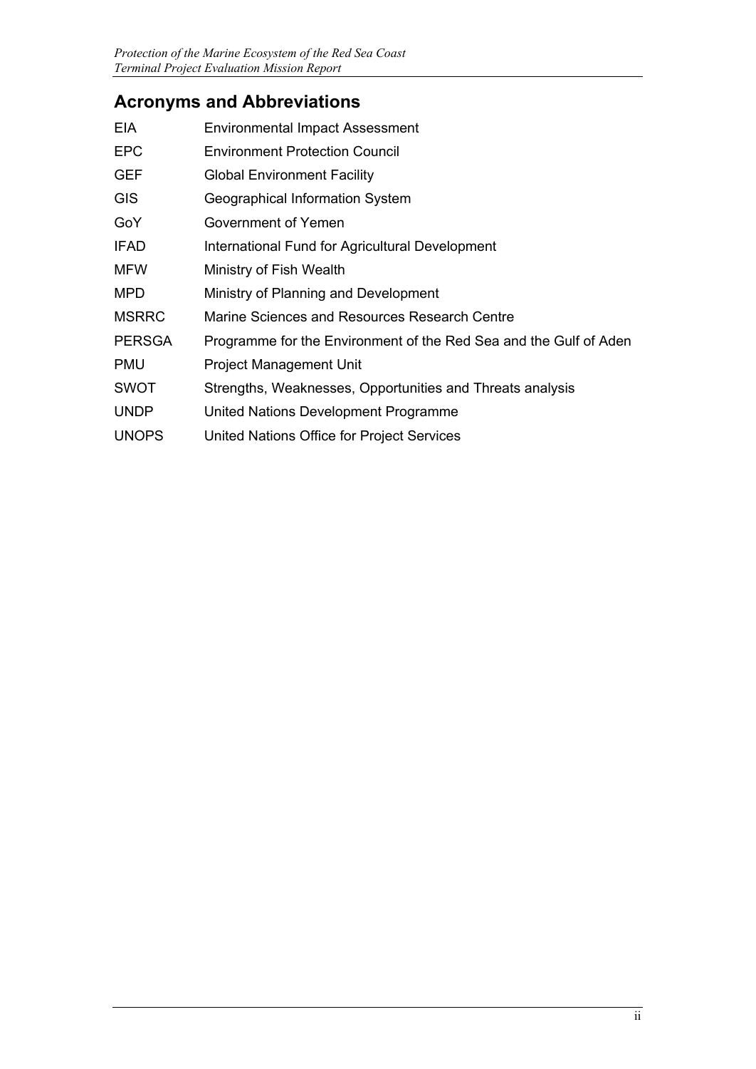## Acronyms and Abbreviations

| | |
|---|---|
| EIA | Environmental Impact Assessment |
| EPC | Environment Protection Council |
| GEF | Global Environment Facility |
| GIS | Geographical Information System |
| GoY | Government of Yemen |
| IFAD | International Fund for Agricultural Development |
| MFW | Ministry of Fish Wealth |
| MPD | Ministry of Planning and Development |
| MSRRC | Marine Sciences and Resources Research Centre |
| PERSGA | Programme for the Environment of the Red Sea and the Gulf of Aden |
| PMU | Project Management Unit |
| SWOT | Strengths, Weaknesses, Opportunities and Threats analysis |
| UNDP | United Nations Development Programme |
| UNOPS | United Nations Office for Project Services |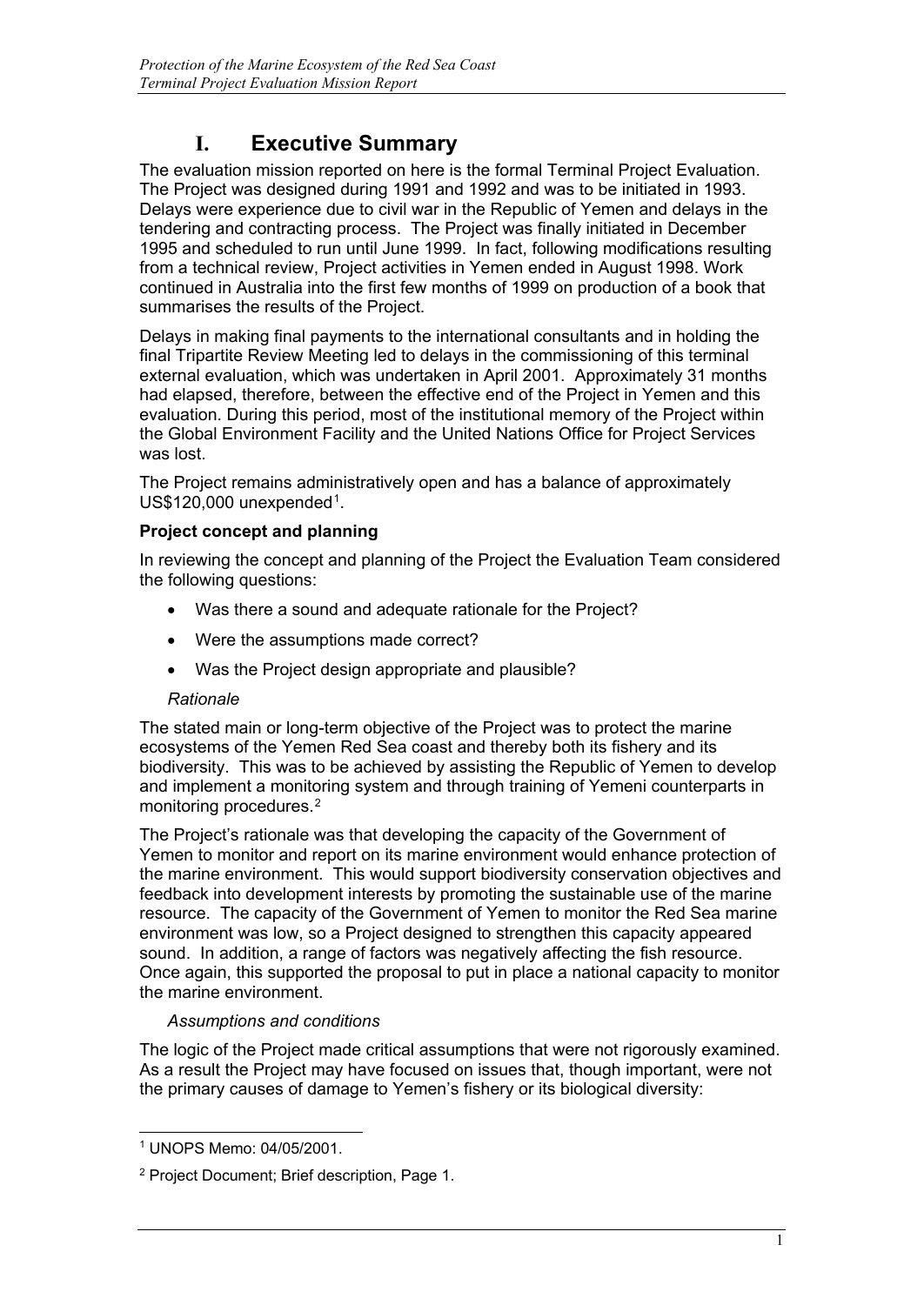# I. Executive Summary

The evaluation mission reported on here is the formal Terminal Project Evaluation. The Project was designed during 1991 and 1992 and was to be initiated in 1993. Delays were experience due to civil war in the Republic of Yemen and delays in the tendering and contracting process. The Project was finally initiated in December 1995 and scheduled to run until June 1999. In fact, following modifications resulting from a technical review, Project activities in Yemen ended in August 1998. Work continued in Australia into the first few months of 1999 on production of a book that summarises the results of the Project.

Delays in making final payments to the international consultants and in holding the final Tripartite Review Meeting led to delays in the commissioning of this terminal external evaluation, which was undertaken in April 2001. Approximately 31 months had elapsed, therefore, between the effective end of the Project in Yemen and this evaluation. During this period, most of the institutional memory of the Project within the Global Environment Facility and the United Nations Office for Project Services was lost.

The Project remains administratively open and has a balance of approximately US$120,000 unexpended[1].

**Project concept and planning**

In reviewing the concept and planning of the Project the Evaluation Team considered the following questions:

- Was there a sound and adequate rationale for the Project?
- Were the assumptions made correct?
- Was the Project design appropriate and plausible?

*Rationale*

The stated main or long-term objective of the Project was to protect the marine ecosystems of the Yemen Red Sea coast and thereby both its fishery and its biodiversity. This was to be achieved by assisting the Republic of Yemen to develop and implement a monitoring system and through training of Yemeni counterparts in monitoring procedures.[2]

The Project's rationale was that developing the capacity of the Government of Yemen to monitor and report on its marine environment would enhance protection of the marine environment. This would support biodiversity conservation objectives and feedback into development interests by promoting the sustainable use of the marine resource. The capacity of the Government of Yemen to monitor the Red Sea marine environment was low, so a Project designed to strengthen this capacity appeared sound. In addition, a range of factors was negatively affecting the fish resource. Once again, this supported the proposal to put in place a national capacity to monitor the marine environment.

*Assumptions and conditions*

The logic of the Project made critical assumptions that were not rigorously examined. As a result the Project may have focused on issues that, though important, were not the primary causes of damage to Yemen's fishery or its biological diversity:

---

[1] UNOPS Memo: 04/05/2001.

[2] Project Document; Brief description, Page 1.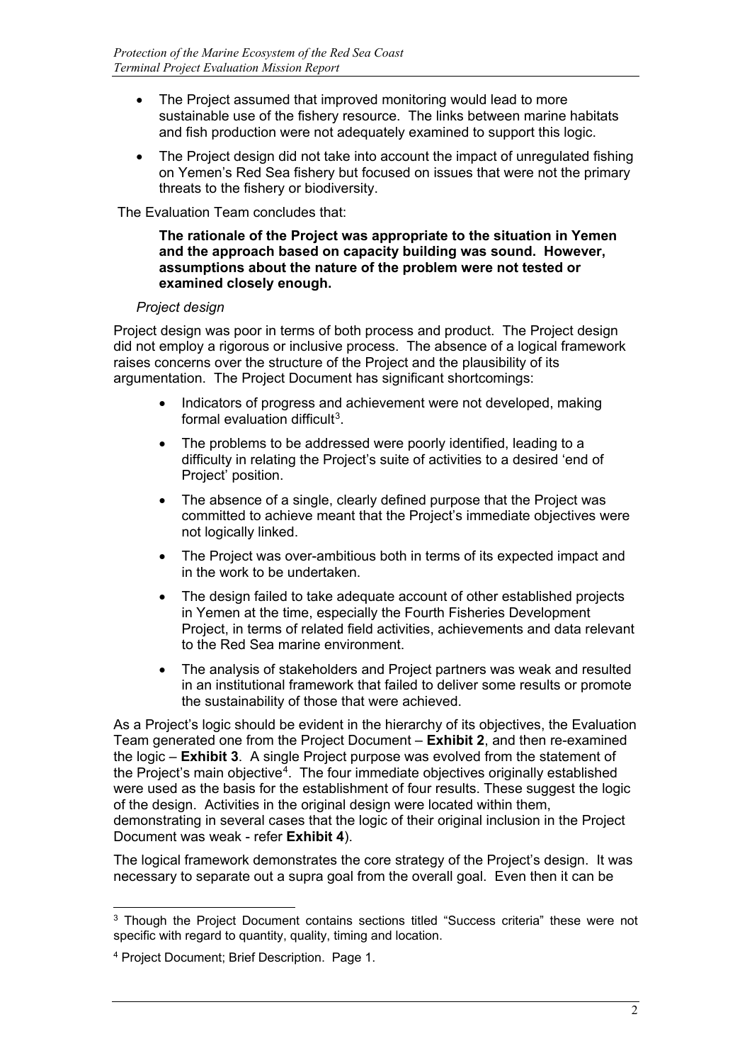- The Project assumed that improved monitoring would lead to more sustainable use of the fishery resource. The links between marine habitats and fish production were not adequately examined to support this logic.
- The Project design did not take into account the impact of unregulated fishing on Yemen's Red Sea fishery but focused on issues that were not the primary threats to the fishery or biodiversity.

The Evaluation Team concludes that:

> **The rationale of the Project was appropriate to the situation in Yemen and the approach based on capacity building was sound. However, assumptions about the nature of the problem were not tested or examined closely enough.**

*Project design*

Project design was poor in terms of both process and product. The Project design did not employ a rigorous or inclusive process. The absence of a logical framework raises concerns over the structure of the Project and the plausibility of its argumentation. The Project Document has significant shortcomings:

- Indicators of progress and achievement were not developed, making formal evaluation difficult[3].
- The problems to be addressed were poorly identified, leading to a difficulty in relating the Project's suite of activities to a desired 'end of Project' position.
- The absence of a single, clearly defined purpose that the Project was committed to achieve meant that the Project's immediate objectives were not logically linked.
- The Project was over-ambitious both in terms of its expected impact and in the work to be undertaken.
- The design failed to take adequate account of other established projects in Yemen at the time, especially the Fourth Fisheries Development Project, in terms of related field activities, achievements and data relevant to the Red Sea marine environment.
- The analysis of stakeholders and Project partners was weak and resulted in an institutional framework that failed to deliver some results or promote the sustainability of those that were achieved.

As a Project's logic should be evident in the hierarchy of its objectives, the Evaluation Team generated one from the Project Document – **Exhibit 2**, and then re-examined the logic – **Exhibit 3**. A single Project purpose was evolved from the statement of the Project's main objective[4]. The four immediate objectives originally established were used as the basis for the establishment of four results. These suggest the logic of the design. Activities in the original design were located within them, demonstrating in several cases that the logic of their original inclusion in the Project Document was weak - refer **Exhibit 4**).

The logical framework demonstrates the core strategy of the Project's design. It was necessary to separate out a supra goal from the overall goal. Even then it can be

---

[3] Though the Project Document contains sections titled "Success criteria" these were not specific with regard to quantity, quality, timing and location.

[4] Project Document; Brief Description. Page 1.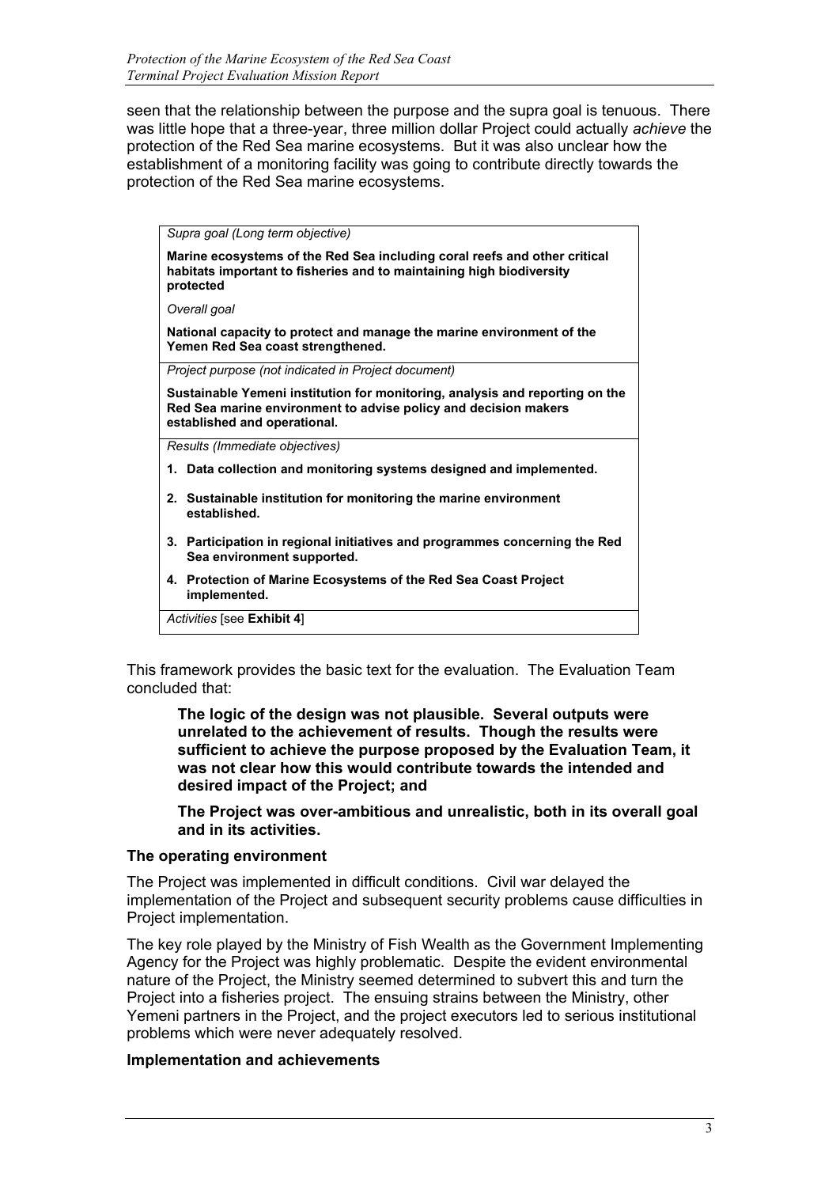seen that the relationship between the purpose and the supra goal is tenuous. There was little hope that a three-year, three million dollar Project could actually *achieve* the protection of the Red Sea marine ecosystems. But it was also unclear how the establishment of a monitoring facility was going to contribute directly towards the protection of the Red Sea marine ecosystems.

| |
|---|
| *Supra goal (Long term objective)*<br><br>**Marine ecosystems of the Red Sea including coral reefs and other critical habitats important to fisheries and to maintaining high biodiversity protected**<br><br>*Overall goal*<br><br>**National capacity to protect and manage the marine environment of the Yemen Red Sea coast strengthened.** |
| *Project purpose (not indicated in Project document)*<br><br>**Sustainable Yemeni institution for monitoring, analysis and reporting on the Red Sea marine environment to advise policy and decision makers established and operational.** |
| *Results (Immediate objectives)*<br><br>**1. Data collection and monitoring systems designed and implemented.**<br><br>**2. Sustainable institution for monitoring the marine environment established.**<br><br>**3. Participation in regional initiatives and programmes concerning the Red Sea environment supported.**<br><br>**4. Protection of Marine Ecosystems of the Red Sea Coast Project implemented.** |
| *Activities* [see **Exhibit 4**] |

This framework provides the basic text for the evaluation. The Evaluation Team concluded that:

> **The logic of the design was not plausible. Several outputs were unrelated to the achievement of results. Though the results were sufficient to achieve the purpose proposed by the Evaluation Team, it was not clear how this would contribute towards the intended and desired impact of the Project; and**
>
> **The Project was over-ambitious and unrealistic, both in its overall goal and in its activities.**

**The operating environment**

The Project was implemented in difficult conditions. Civil war delayed the implementation of the Project and subsequent security problems cause difficulties in Project implementation.

The key role played by the Ministry of Fish Wealth as the Government Implementing Agency for the Project was highly problematic. Despite the evident environmental nature of the Project, the Ministry seemed determined to subvert this and turn the Project into a fisheries project. The ensuing strains between the Ministry, other Yemeni partners in the Project, and the project executors led to serious institutional problems which were never adequately resolved.

**Implementation and achievements**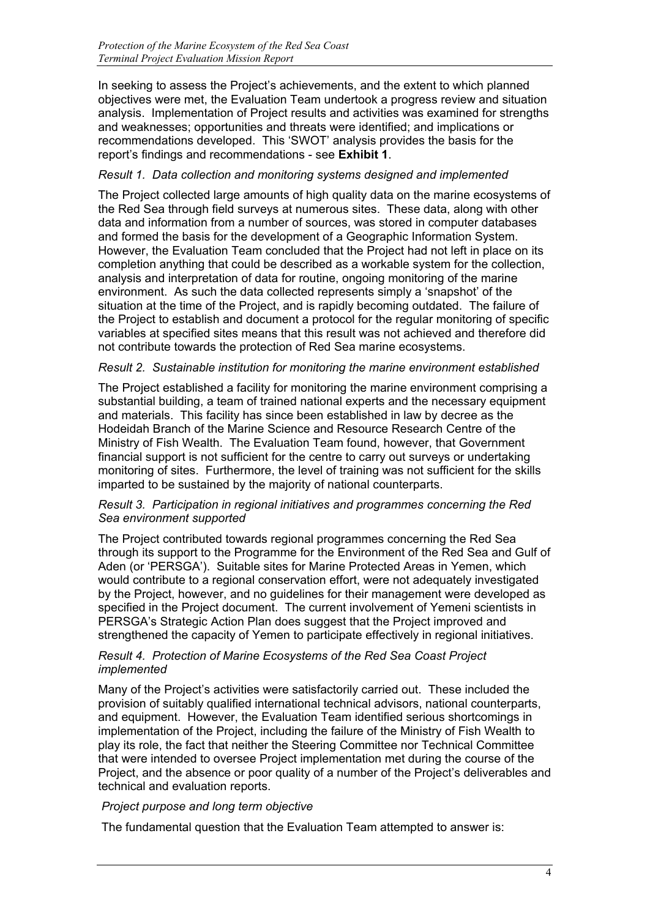In seeking to assess the Project's achievements, and the extent to which planned objectives were met, the Evaluation Team undertook a progress review and situation analysis. Implementation of Project results and activities was examined for strengths and weaknesses; opportunities and threats were identified; and implications or recommendations developed. This 'SWOT' analysis provides the basis for the report's findings and recommendations - see **Exhibit 1**.

*Result 1. Data collection and monitoring systems designed and implemented*

The Project collected large amounts of high quality data on the marine ecosystems of the Red Sea through field surveys at numerous sites. These data, along with other data and information from a number of sources, was stored in computer databases and formed the basis for the development of a Geographic Information System. However, the Evaluation Team concluded that the Project had not left in place on its completion anything that could be described as a workable system for the collection, analysis and interpretation of data for routine, ongoing monitoring of the marine environment. As such the data collected represents simply a 'snapshot' of the situation at the time of the Project, and is rapidly becoming outdated. The failure of the Project to establish and document a protocol for the regular monitoring of specific variables at specified sites means that this result was not achieved and therefore did not contribute towards the protection of Red Sea marine ecosystems.

*Result 2. Sustainable institution for monitoring the marine environment established*

The Project established a facility for monitoring the marine environment comprising a substantial building, a team of trained national experts and the necessary equipment and materials. This facility has since been established in law by decree as the Hodeidah Branch of the Marine Science and Resource Research Centre of the Ministry of Fish Wealth. The Evaluation Team found, however, that Government financial support is not sufficient for the centre to carry out surveys or undertaking monitoring of sites. Furthermore, the level of training was not sufficient for the skills imparted to be sustained by the majority of national counterparts.

*Result 3. Participation in regional initiatives and programmes concerning the Red Sea environment supported*

The Project contributed towards regional programmes concerning the Red Sea through its support to the Programme for the Environment of the Red Sea and Gulf of Aden (or 'PERSGA'). Suitable sites for Marine Protected Areas in Yemen, which would contribute to a regional conservation effort, were not adequately investigated by the Project, however, and no guidelines for their management were developed as specified in the Project document. The current involvement of Yemeni scientists in PERSGA's Strategic Action Plan does suggest that the Project improved and strengthened the capacity of Yemen to participate effectively in regional initiatives.

*Result 4. Protection of Marine Ecosystems of the Red Sea Coast Project implemented*

Many of the Project's activities were satisfactorily carried out. These included the provision of suitably qualified international technical advisors, national counterparts, and equipment. However, the Evaluation Team identified serious shortcomings in implementation of the Project, including the failure of the Ministry of Fish Wealth to play its role, the fact that neither the Steering Committee nor Technical Committee that were intended to oversee Project implementation met during the course of the Project, and the absence or poor quality of a number of the Project's deliverables and technical and evaluation reports.

*Project purpose and long term objective*

The fundamental question that the Evaluation Team attempted to answer is: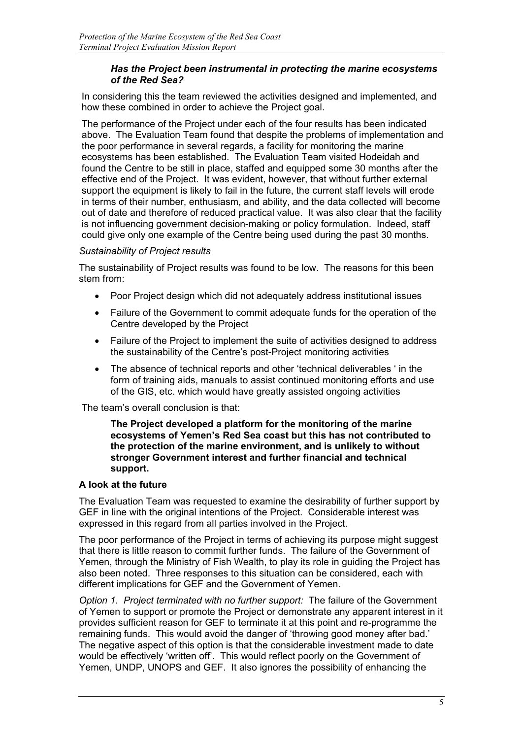***Has the Project been instrumental in protecting the marine ecosystems of the Red Sea?***

In considering this the team reviewed the activities designed and implemented, and how these combined in order to achieve the Project goal.

The performance of the Project under each of the four results has been indicated above. The Evaluation Team found that despite the problems of implementation and the poor performance in several regards, a facility for monitoring the marine ecosystems has been established. The Evaluation Team visited Hodeidah and found the Centre to be still in place, staffed and equipped some 30 months after the effective end of the Project. It was evident, however, that without further external support the equipment is likely to fail in the future, the current staff levels will erode in terms of their number, enthusiasm, and ability, and the data collected will become out of date and therefore of reduced practical value. It was also clear that the facility is not influencing government decision-making or policy formulation. Indeed, staff could give only one example of the Centre being used during the past 30 months.

*Sustainability of Project results*

The sustainability of Project results was found to be low. The reasons for this been stem from:

- Poor Project design which did not adequately address institutional issues
- Failure of the Government to commit adequate funds for the operation of the Centre developed by the Project
- Failure of the Project to implement the suite of activities designed to address the sustainability of the Centre's post-Project monitoring activities
- The absence of technical reports and other 'technical deliverables ' in the form of training aids, manuals to assist continued monitoring efforts and use of the GIS, etc. which would have greatly assisted ongoing activities

The team's overall conclusion is that:

> **The Project developed a platform for the monitoring of the marine ecosystems of Yemen's Red Sea coast but this has not contributed to the protection of the marine environment, and is unlikely to without stronger Government interest and further financial and technical support.**

**A look at the future**

The Evaluation Team was requested to examine the desirability of further support by GEF in line with the original intentions of the Project. Considerable interest was expressed in this regard from all parties involved in the Project.

The poor performance of the Project in terms of achieving its purpose might suggest that there is little reason to commit further funds. The failure of the Government of Yemen, through the Ministry of Fish Wealth, to play its role in guiding the Project has also been noted. Three responses to this situation can be considered, each with different implications for GEF and the Government of Yemen.

*Option 1. Project terminated with no further support:* The failure of the Government of Yemen to support or promote the Project or demonstrate any apparent interest in it provides sufficient reason for GEF to terminate it at this point and re-programme the remaining funds. This would avoid the danger of 'throwing good money after bad.' The negative aspect of this option is that the considerable investment made to date would be effectively 'written off'. This would reflect poorly on the Government of Yemen, UNDP, UNOPS and GEF. It also ignores the possibility of enhancing the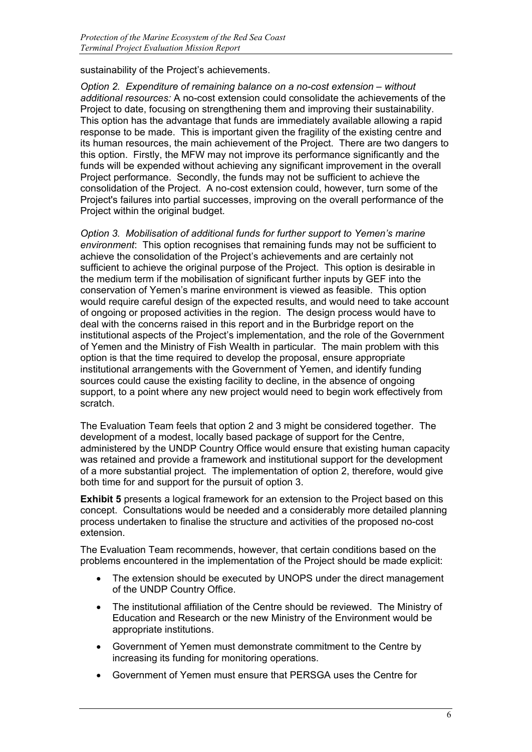sustainability of the Project's achievements.

*Option 2. Expenditure of remaining balance on a no-cost extension – without additional resources:* A no-cost extension could consolidate the achievements of the Project to date, focusing on strengthening them and improving their sustainability. This option has the advantage that funds are immediately available allowing a rapid response to be made. This is important given the fragility of the existing centre and its human resources, the main achievement of the Project. There are two dangers to this option. Firstly, the MFW may not improve its performance significantly and the funds will be expended without achieving any significant improvement in the overall Project performance. Secondly, the funds may not be sufficient to achieve the consolidation of the Project. A no-cost extension could, however, turn some of the Project's failures into partial successes, improving on the overall performance of the Project within the original budget.

*Option 3. Mobilisation of additional funds for further support to Yemen's marine environment*: This option recognises that remaining funds may not be sufficient to achieve the consolidation of the Project's achievements and are certainly not sufficient to achieve the original purpose of the Project. This option is desirable in the medium term if the mobilisation of significant further inputs by GEF into the conservation of Yemen's marine environment is viewed as feasible. This option would require careful design of the expected results, and would need to take account of ongoing or proposed activities in the region. The design process would have to deal with the concerns raised in this report and in the Burbridge report on the institutional aspects of the Project's implementation, and the role of the Government of Yemen and the Ministry of Fish Wealth in particular. The main problem with this option is that the time required to develop the proposal, ensure appropriate institutional arrangements with the Government of Yemen, and identify funding sources could cause the existing facility to decline, in the absence of ongoing support, to a point where any new project would need to begin work effectively from scratch.

The Evaluation Team feels that option 2 and 3 might be considered together. The development of a modest, locally based package of support for the Centre, administered by the UNDP Country Office would ensure that existing human capacity was retained and provide a framework and institutional support for the development of a more substantial project. The implementation of option 2, therefore, would give both time for and support for the pursuit of option 3.

**Exhibit 5** presents a logical framework for an extension to the Project based on this concept. Consultations would be needed and a considerably more detailed planning process undertaken to finalise the structure and activities of the proposed no-cost extension.

The Evaluation Team recommends, however, that certain conditions based on the problems encountered in the implementation of the Project should be made explicit:

- The extension should be executed by UNOPS under the direct management of the UNDP Country Office.
- The institutional affiliation of the Centre should be reviewed. The Ministry of Education and Research or the new Ministry of the Environment would be appropriate institutions.
- Government of Yemen must demonstrate commitment to the Centre by increasing its funding for monitoring operations.
- Government of Yemen must ensure that PERSGA uses the Centre for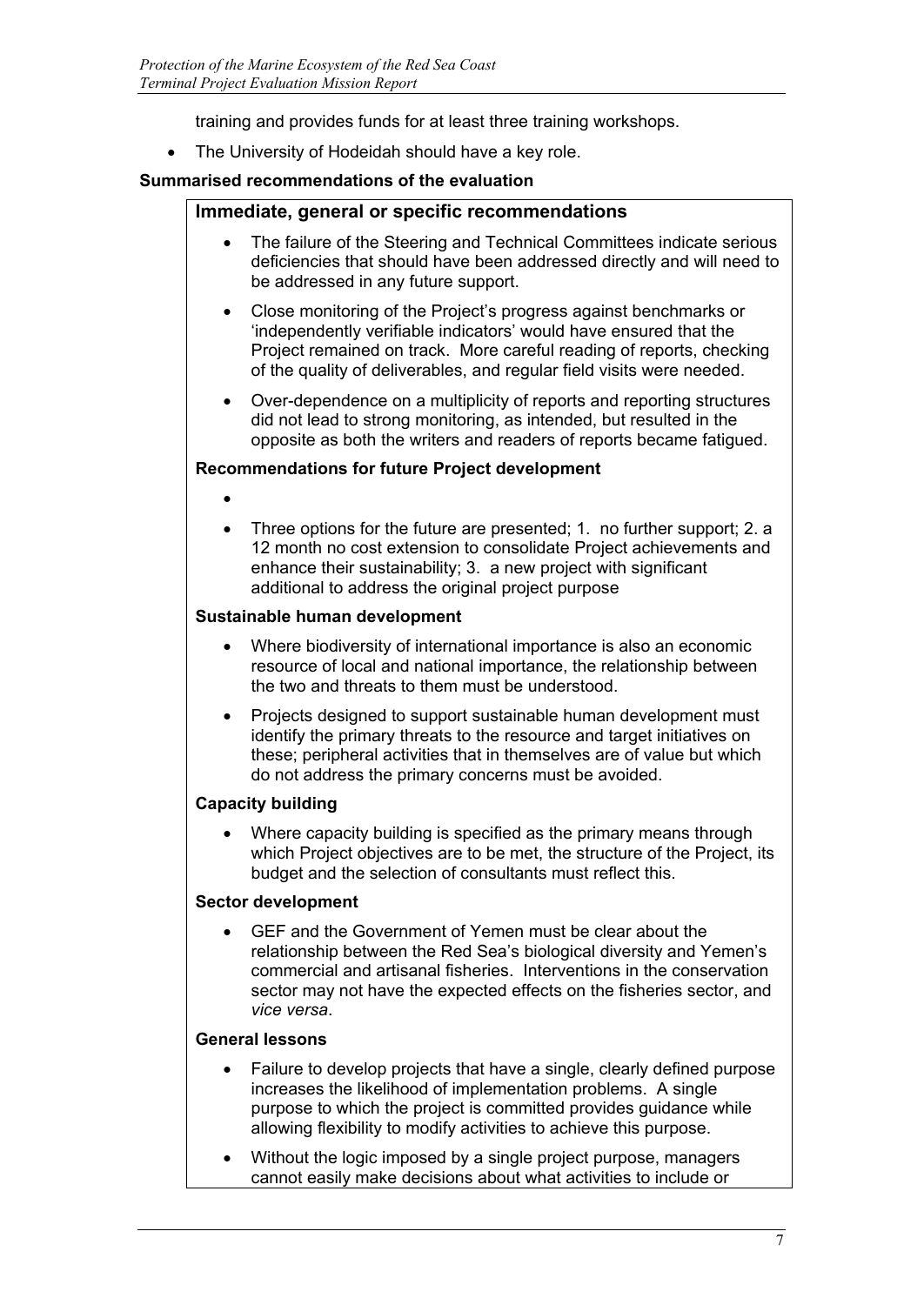training and provides funds for at least three training workshops.

- The University of Hodeidah should have a key role.

**Summarised recommendations of the evaluation**

### Immediate, general or specific recommendations

- The failure of the Steering and Technical Committees indicate serious deficiencies that should have been addressed directly and will need to be addressed in any future support.
- Close monitoring of the Project's progress against benchmarks or 'independently verifiable indicators' would have ensured that the Project remained on track. More careful reading of reports, checking of the quality of deliverables, and regular field visits were needed.
- Over-dependence on a multiplicity of reports and reporting structures did not lead to strong monitoring, as intended, but resulted in the opposite as both the writers and readers of reports became fatigued.

**Recommendations for future Project development**

- 
- Three options for the future are presented; 1. no further support; 2. a 12 month no cost extension to consolidate Project achievements and enhance their sustainability; 3. a new project with significant additional to address the original project purpose

**Sustainable human development**

- Where biodiversity of international importance is also an economic resource of local and national importance, the relationship between the two and threats to them must be understood.
- Projects designed to support sustainable human development must identify the primary threats to the resource and target initiatives on these; peripheral activities that in themselves are of value but which do not address the primary concerns must be avoided.

**Capacity building**

- Where capacity building is specified as the primary means through which Project objectives are to be met, the structure of the Project, its budget and the selection of consultants must reflect this.

**Sector development**

- GEF and the Government of Yemen must be clear about the relationship between the Red Sea's biological diversity and Yemen's commercial and artisanal fisheries. Interventions in the conservation sector may not have the expected effects on the fisheries sector, and *vice versa*.

**General lessons**

- Failure to develop projects that have a single, clearly defined purpose increases the likelihood of implementation problems. A single purpose to which the project is committed provides guidance while allowing flexibility to modify activities to achieve this purpose.
- Without the logic imposed by a single project purpose, managers cannot easily make decisions about what activities to include or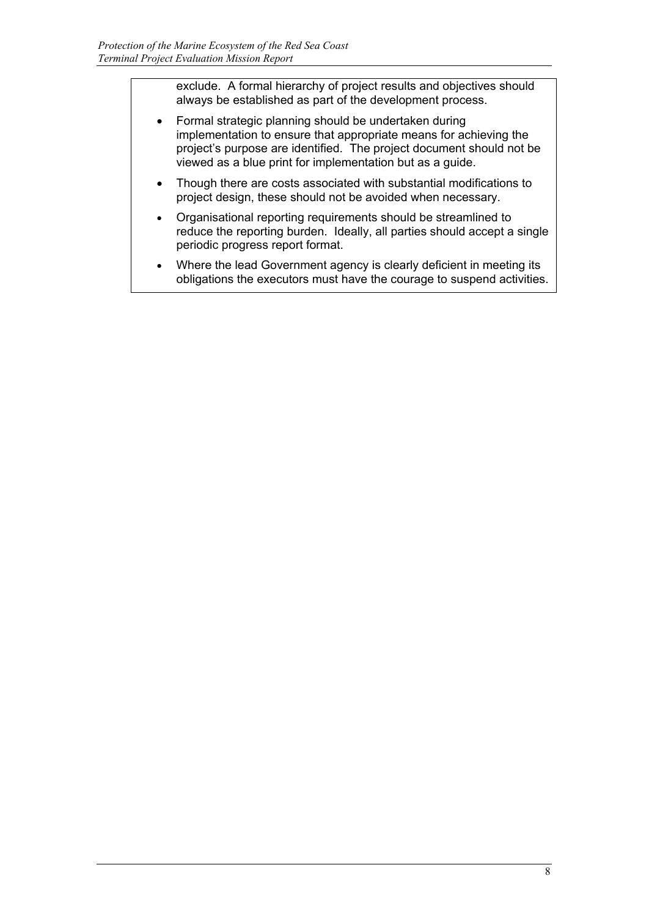exclude. A formal hierarchy of project results and objectives should always be established as part of the development process.

- Formal strategic planning should be undertaken during implementation to ensure that appropriate means for achieving the project's purpose are identified. The project document should not be viewed as a blue print for implementation but as a guide.
- Though there are costs associated with substantial modifications to project design, these should not be avoided when necessary.
- Organisational reporting requirements should be streamlined to reduce the reporting burden. Ideally, all parties should accept a single periodic progress report format.
- Where the lead Government agency is clearly deficient in meeting its obligations the executors must have the courage to suspend activities.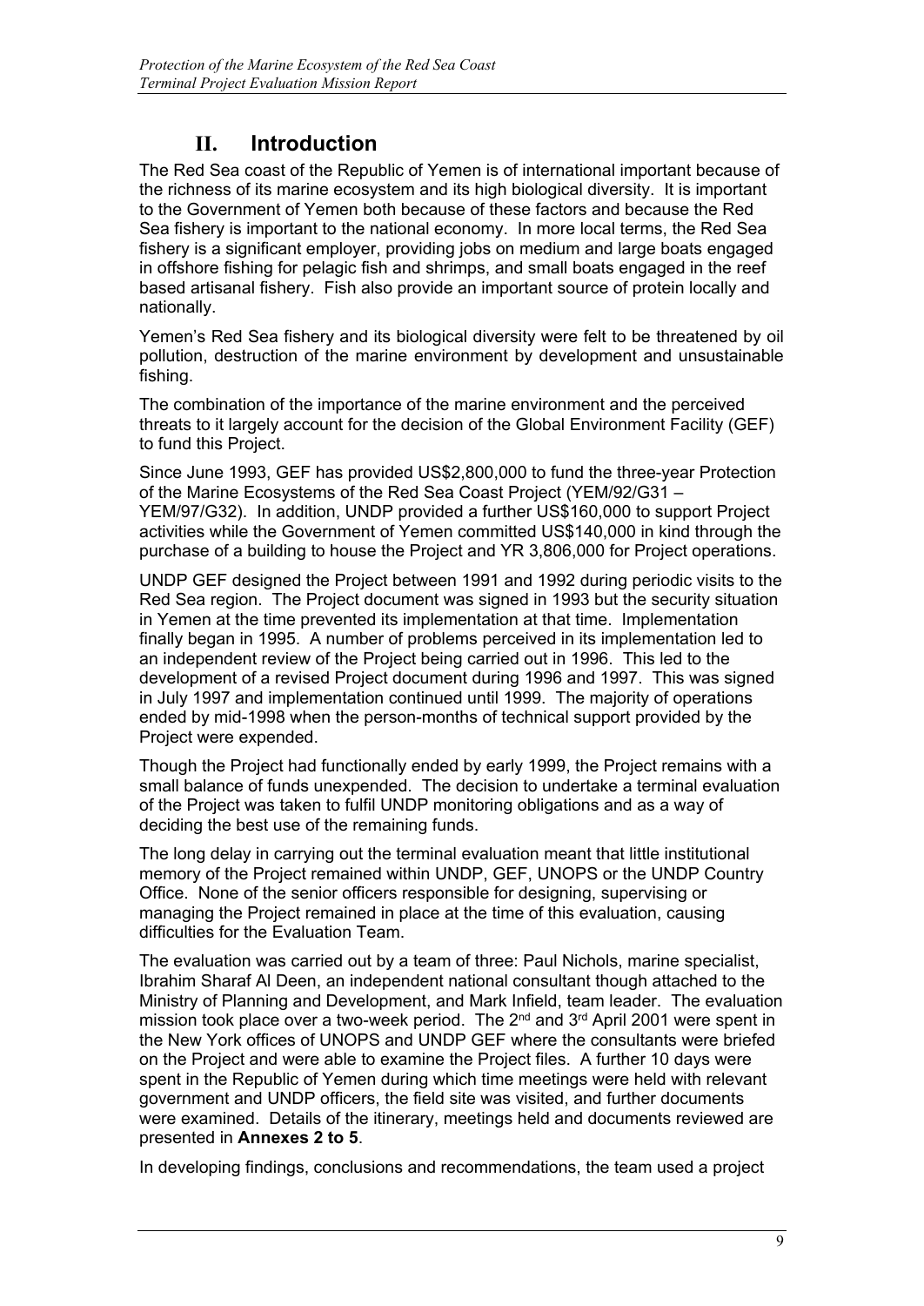# II. Introduction

The Red Sea coast of the Republic of Yemen is of international important because of the richness of its marine ecosystem and its high biological diversity. It is important to the Government of Yemen both because of these factors and because the Red Sea fishery is important to the national economy. In more local terms, the Red Sea fishery is a significant employer, providing jobs on medium and large boats engaged in offshore fishing for pelagic fish and shrimps, and small boats engaged in the reef based artisanal fishery. Fish also provide an important source of protein locally and nationally.

Yemen's Red Sea fishery and its biological diversity were felt to be threatened by oil pollution, destruction of the marine environment by development and unsustainable fishing.

The combination of the importance of the marine environment and the perceived threats to it largely account for the decision of the Global Environment Facility (GEF) to fund this Project.

Since June 1993, GEF has provided US$2,800,000 to fund the three-year Protection of the Marine Ecosystems of the Red Sea Coast Project (YEM/92/G31 – YEM/97/G32). In addition, UNDP provided a further US$160,000 to support Project activities while the Government of Yemen committed US$140,000 in kind through the purchase of a building to house the Project and YR 3,806,000 for Project operations.

UNDP GEF designed the Project between 1991 and 1992 during periodic visits to the Red Sea region. The Project document was signed in 1993 but the security situation in Yemen at the time prevented its implementation at that time. Implementation finally began in 1995. A number of problems perceived in its implementation led to an independent review of the Project being carried out in 1996. This led to the development of a revised Project document during 1996 and 1997. This was signed in July 1997 and implementation continued until 1999. The majority of operations ended by mid-1998 when the person-months of technical support provided by the Project were expended.

Though the Project had functionally ended by early 1999, the Project remains with a small balance of funds unexpended. The decision to undertake a terminal evaluation of the Project was taken to fulfil UNDP monitoring obligations and as a way of deciding the best use of the remaining funds.

The long delay in carrying out the terminal evaluation meant that little institutional memory of the Project remained within UNDP, GEF, UNOPS or the UNDP Country Office. None of the senior officers responsible for designing, supervising or managing the Project remained in place at the time of this evaluation, causing difficulties for the Evaluation Team.

The evaluation was carried out by a team of three: Paul Nichols, marine specialist, Ibrahim Sharaf Al Deen, an independent national consultant though attached to the Ministry of Planning and Development, and Mark Infield, team leader. The evaluation mission took place over a two-week period. The 2nd and 3rd April 2001 were spent in the New York offices of UNOPS and UNDP GEF where the consultants were briefed on the Project and were able to examine the Project files. A further 10 days were spent in the Republic of Yemen during which time meetings were held with relevant government and UNDP officers, the field site was visited, and further documents were examined. Details of the itinerary, meetings held and documents reviewed are presented in **Annexes 2 to 5**.

In developing findings, conclusions and recommendations, the team used a project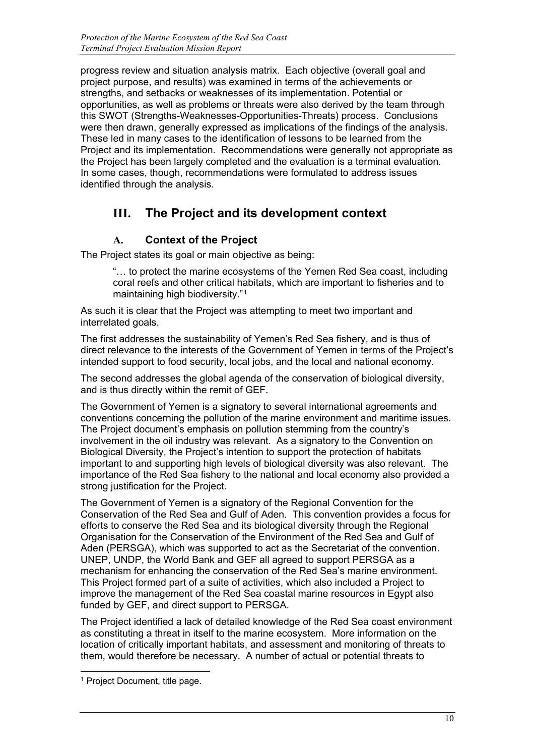progress review and situation analysis matrix. Each objective (overall goal and project purpose, and results) was examined in terms of the achievements or strengths, and setbacks or weaknesses of its implementation. Potential or opportunities, as well as problems or threats were also derived by the team through this SWOT (Strengths-Weaknesses-Opportunities-Threats) process. Conclusions were then drawn, generally expressed as implications of the findings of the analysis. These led in many cases to the identification of lessons to be learned from the Project and its implementation. Recommendations were generally not appropriate as the Project has been largely completed and the evaluation is a terminal evaluation. In some cases, though, recommendations were formulated to address issues identified through the analysis.

# III. The Project and its development context

## A. Context of the Project

The Project states its goal or main objective as being:

> "… to protect the marine ecosystems of the Yemen Red Sea coast, including coral reefs and other critical habitats, which are important to fisheries and to maintaining high biodiversity."[1]

As such it is clear that the Project was attempting to meet two important and interrelated goals.

The first addresses the sustainability of Yemen's Red Sea fishery, and is thus of direct relevance to the interests of the Government of Yemen in terms of the Project's intended support to food security, local jobs, and the local and national economy.

The second addresses the global agenda of the conservation of biological diversity, and is thus directly within the remit of GEF.

The Government of Yemen is a signatory to several international agreements and conventions concerning the pollution of the marine environment and maritime issues. The Project document's emphasis on pollution stemming from the country's involvement in the oil industry was relevant. As a signatory to the Convention on Biological Diversity, the Project's intention to support the protection of habitats important to and supporting high levels of biological diversity was also relevant. The importance of the Red Sea fishery to the national and local economy also provided a strong justification for the Project.

The Government of Yemen is a signatory of the Regional Convention for the Conservation of the Red Sea and Gulf of Aden. This convention provides a focus for efforts to conserve the Red Sea and its biological diversity through the Regional Organisation for the Conservation of the Environment of the Red Sea and Gulf of Aden (PERSGA), which was supported to act as the Secretariat of the convention. UNEP, UNDP, the World Bank and GEF all agreed to support PERSGA as a mechanism for enhancing the conservation of the Red Sea's marine environment. This Project formed part of a suite of activities, which also included a Project to improve the management of the Red Sea coastal marine resources in Egypt also funded by GEF, and direct support to PERSGA.

The Project identified a lack of detailed knowledge of the Red Sea coast environment as constituting a threat in itself to the marine ecosystem. More information on the location of critically important habitats, and assessment and monitoring of threats to them, would therefore be necessary. A number of actual or potential threats to

[1] Project Document, title page.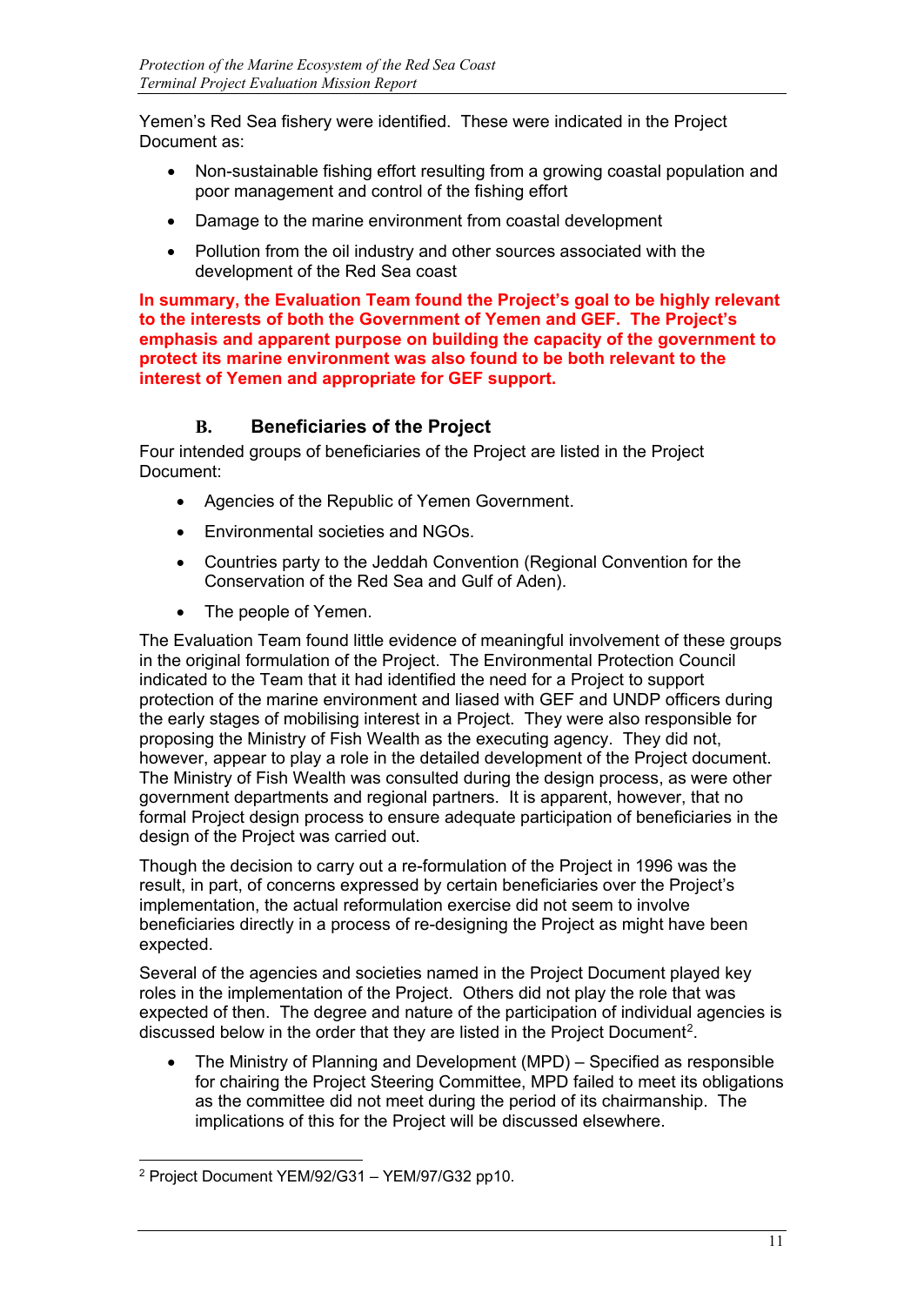Yemen's Red Sea fishery were identified. These were indicated in the Project Document as:

- Non-sustainable fishing effort resulting from a growing coastal population and poor management and control of the fishing effort
- Damage to the marine environment from coastal development
- Pollution from the oil industry and other sources associated with the development of the Red Sea coast

**In summary, the Evaluation Team found the Project's goal to be highly relevant to the interests of both the Government of Yemen and GEF. The Project's emphasis and apparent purpose on building the capacity of the government to protect its marine environment was also found to be both relevant to the interest of Yemen and appropriate for GEF support.**

### B. Beneficiaries of the Project

Four intended groups of beneficiaries of the Project are listed in the Project Document:

- Agencies of the Republic of Yemen Government.
- Environmental societies and NGOs.
- Countries party to the Jeddah Convention (Regional Convention for the Conservation of the Red Sea and Gulf of Aden).
- The people of Yemen.

The Evaluation Team found little evidence of meaningful involvement of these groups in the original formulation of the Project. The Environmental Protection Council indicated to the Team that it had identified the need for a Project to support protection of the marine environment and liased with GEF and UNDP officers during the early stages of mobilising interest in a Project. They were also responsible for proposing the Ministry of Fish Wealth as the executing agency. They did not, however, appear to play a role in the detailed development of the Project document. The Ministry of Fish Wealth was consulted during the design process, as were other government departments and regional partners. It is apparent, however, that no formal Project design process to ensure adequate participation of beneficiaries in the design of the Project was carried out.

Though the decision to carry out a re-formulation of the Project in 1996 was the result, in part, of concerns expressed by certain beneficiaries over the Project's implementation, the actual reformulation exercise did not seem to involve beneficiaries directly in a process of re-designing the Project as might have been expected.

Several of the agencies and societies named in the Project Document played key roles in the implementation of the Project. Others did not play the role that was expected of then. The degree and nature of the participation of individual agencies is discussed below in the order that they are listed in the Project Document[2].

- The Ministry of Planning and Development (MPD) – Specified as responsible for chairing the Project Steering Committee, MPD failed to meet its obligations as the committee did not meet during the period of its chairmanship. The implications of this for the Project will be discussed elsewhere.

[2] Project Document YEM/92/G31 – YEM/97/G32 pp10.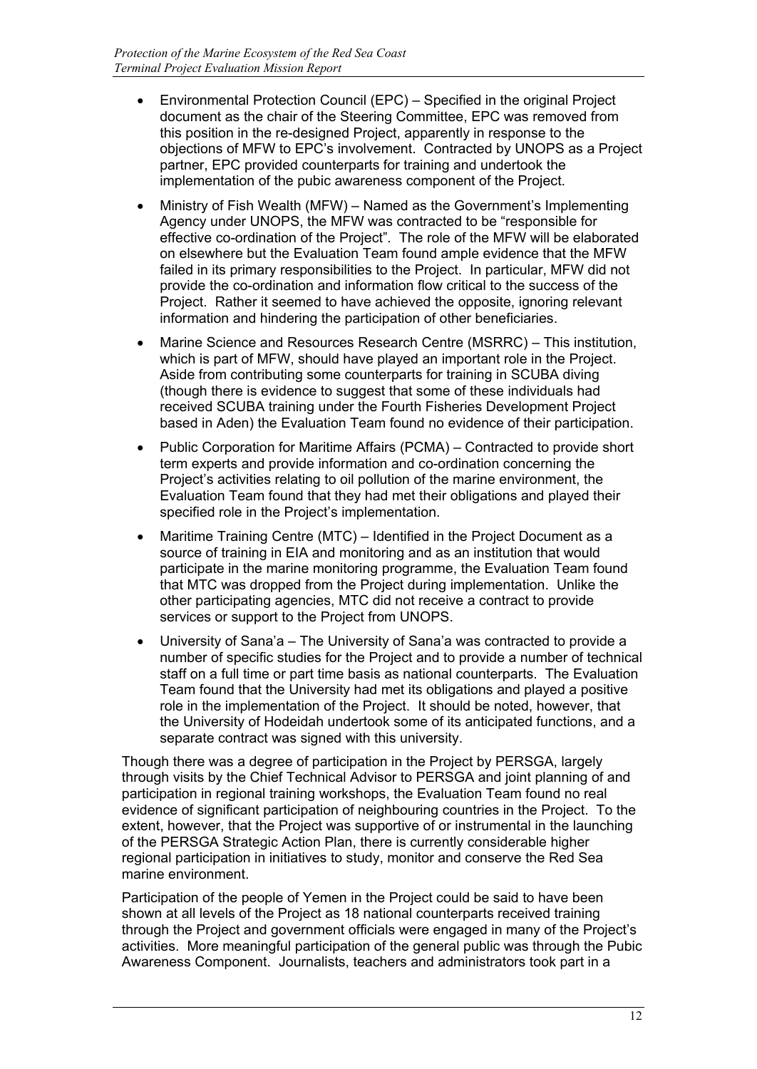- Environmental Protection Council (EPC) – Specified in the original Project document as the chair of the Steering Committee, EPC was removed from this position in the re-designed Project, apparently in response to the objections of MFW to EPC's involvement. Contracted by UNOPS as a Project partner, EPC provided counterparts for training and undertook the implementation of the pubic awareness component of the Project.
- Ministry of Fish Wealth (MFW) – Named as the Government's Implementing Agency under UNOPS, the MFW was contracted to be "responsible for effective co-ordination of the Project". The role of the MFW will be elaborated on elsewhere but the Evaluation Team found ample evidence that the MFW failed in its primary responsibilities to the Project. In particular, MFW did not provide the co-ordination and information flow critical to the success of the Project. Rather it seemed to have achieved the opposite, ignoring relevant information and hindering the participation of other beneficiaries.
- Marine Science and Resources Research Centre (MSRRC) – This institution, which is part of MFW, should have played an important role in the Project. Aside from contributing some counterparts for training in SCUBA diving (though there is evidence to suggest that some of these individuals had received SCUBA training under the Fourth Fisheries Development Project based in Aden) the Evaluation Team found no evidence of their participation.
- Public Corporation for Maritime Affairs (PCMA) – Contracted to provide short term experts and provide information and co-ordination concerning the Project's activities relating to oil pollution of the marine environment, the Evaluation Team found that they had met their obligations and played their specified role in the Project's implementation.
- Maritime Training Centre (MTC) – Identified in the Project Document as a source of training in EIA and monitoring and as an institution that would participate in the marine monitoring programme, the Evaluation Team found that MTC was dropped from the Project during implementation. Unlike the other participating agencies, MTC did not receive a contract to provide services or support to the Project from UNOPS.
- University of Sana'a – The University of Sana'a was contracted to provide a number of specific studies for the Project and to provide a number of technical staff on a full time or part time basis as national counterparts. The Evaluation Team found that the University had met its obligations and played a positive role in the implementation of the Project. It should be noted, however, that the University of Hodeidah undertook some of its anticipated functions, and a separate contract was signed with this university.

Though there was a degree of participation in the Project by PERSGA, largely through visits by the Chief Technical Advisor to PERSGA and joint planning of and participation in regional training workshops, the Evaluation Team found no real evidence of significant participation of neighbouring countries in the Project. To the extent, however, that the Project was supportive of or instrumental in the launching of the PERSGA Strategic Action Plan, there is currently considerable higher regional participation in initiatives to study, monitor and conserve the Red Sea marine environment.

Participation of the people of Yemen in the Project could be said to have been shown at all levels of the Project as 18 national counterparts received training through the Project and government officials were engaged in many of the Project's activities. More meaningful participation of the general public was through the Pubic Awareness Component. Journalists, teachers and administrators took part in a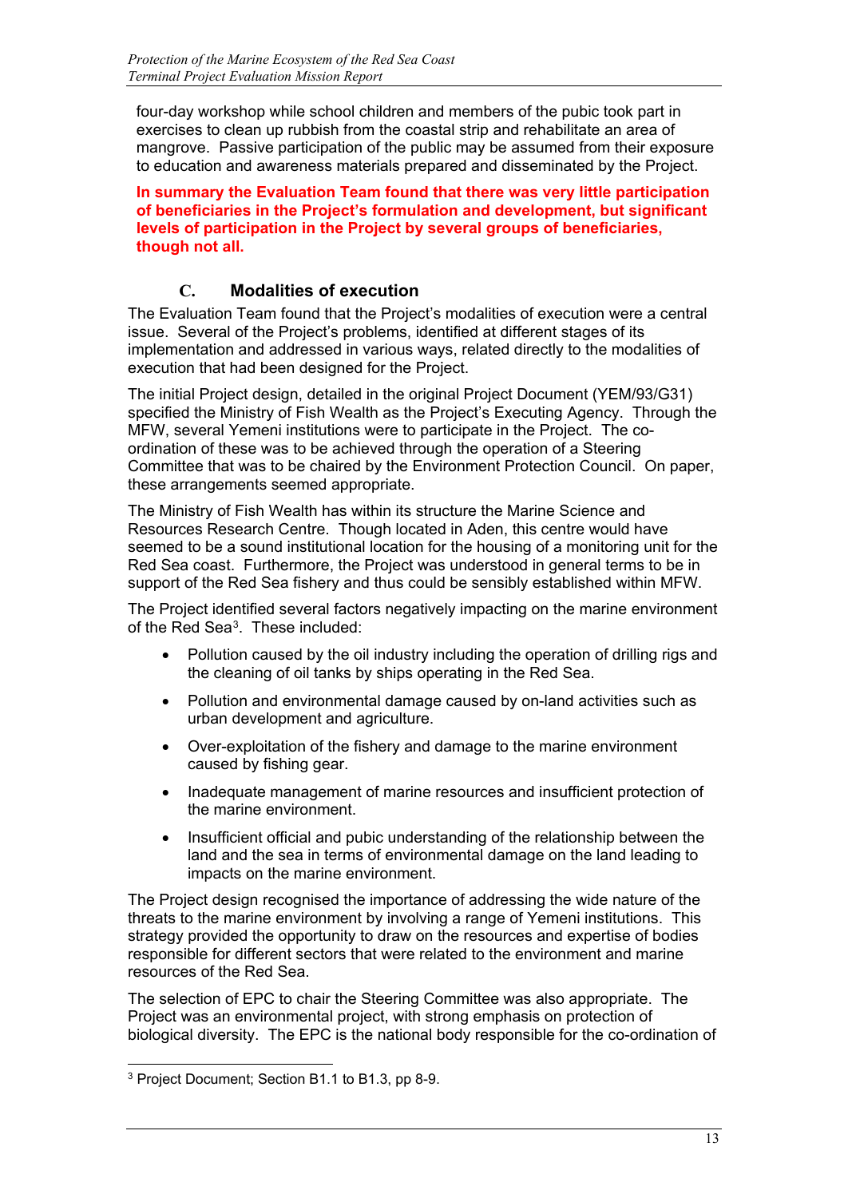four-day workshop while school children and members of the pubic took part in exercises to clean up rubbish from the coastal strip and rehabilitate an area of mangrove. Passive participation of the public may be assumed from their exposure to education and awareness materials prepared and disseminated by the Project.

**In summary the Evaluation Team found that there was very little participation of beneficiaries in the Project's formulation and development, but significant levels of participation in the Project by several groups of beneficiaries, though not all.**

## C. Modalities of execution

The Evaluation Team found that the Project's modalities of execution were a central issue. Several of the Project's problems, identified at different stages of its implementation and addressed in various ways, related directly to the modalities of execution that had been designed for the Project.

The initial Project design, detailed in the original Project Document (YEM/93/G31) specified the Ministry of Fish Wealth as the Project's Executing Agency. Through the MFW, several Yemeni institutions were to participate in the Project. The co-ordination of these was to be achieved through the operation of a Steering Committee that was to be chaired by the Environment Protection Council. On paper, these arrangements seemed appropriate.

The Ministry of Fish Wealth has within its structure the Marine Science and Resources Research Centre. Though located in Aden, this centre would have seemed to be a sound institutional location for the housing of a monitoring unit for the Red Sea coast. Furthermore, the Project was understood in general terms to be in support of the Red Sea fishery and thus could be sensibly established within MFW.

The Project identified several factors negatively impacting on the marine environment of the Red Sea[3]. These included:

- Pollution caused by the oil industry including the operation of drilling rigs and the cleaning of oil tanks by ships operating in the Red Sea.
- Pollution and environmental damage caused by on-land activities such as urban development and agriculture.
- Over-exploitation of the fishery and damage to the marine environment caused by fishing gear.
- Inadequate management of marine resources and insufficient protection of the marine environment.
- Insufficient official and pubic understanding of the relationship between the land and the sea in terms of environmental damage on the land leading to impacts on the marine environment.

The Project design recognised the importance of addressing the wide nature of the threats to the marine environment by involving a range of Yemeni institutions. This strategy provided the opportunity to draw on the resources and expertise of bodies responsible for different sectors that were related to the environment and marine resources of the Red Sea.

The selection of EPC to chair the Steering Committee was also appropriate. The Project was an environmental project, with strong emphasis on protection of biological diversity. The EPC is the national body responsible for the co-ordination of

[3] Project Document; Section B1.1 to B1.3, pp 8-9.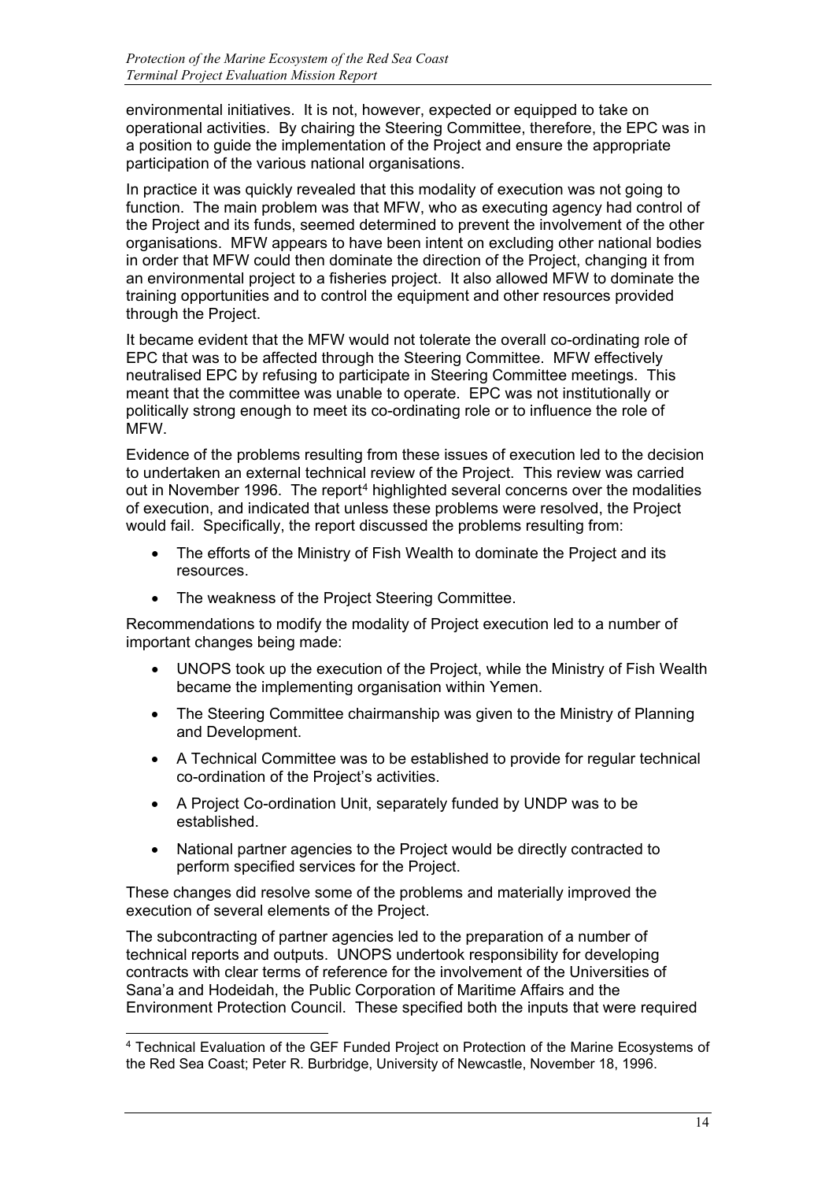environmental initiatives. It is not, however, expected or equipped to take on operational activities. By chairing the Steering Committee, therefore, the EPC was in a position to guide the implementation of the Project and ensure the appropriate participation of the various national organisations.

In practice it was quickly revealed that this modality of execution was not going to function. The main problem was that MFW, who as executing agency had control of the Project and its funds, seemed determined to prevent the involvement of the other organisations. MFW appears to have been intent on excluding other national bodies in order that MFW could then dominate the direction of the Project, changing it from an environmental project to a fisheries project. It also allowed MFW to dominate the training opportunities and to control the equipment and other resources provided through the Project.

It became evident that the MFW would not tolerate the overall co-ordinating role of EPC that was to be affected through the Steering Committee. MFW effectively neutralised EPC by refusing to participate in Steering Committee meetings. This meant that the committee was unable to operate. EPC was not institutionally or politically strong enough to meet its co-ordinating role or to influence the role of MFW.

Evidence of the problems resulting from these issues of execution led to the decision to undertaken an external technical review of the Project. This review was carried out in November 1996. The report[4] highlighted several concerns over the modalities of execution, and indicated that unless these problems were resolved, the Project would fail. Specifically, the report discussed the problems resulting from:

- The efforts of the Ministry of Fish Wealth to dominate the Project and its resources.
- The weakness of the Project Steering Committee.

Recommendations to modify the modality of Project execution led to a number of important changes being made:

- UNOPS took up the execution of the Project, while the Ministry of Fish Wealth became the implementing organisation within Yemen.
- The Steering Committee chairmanship was given to the Ministry of Planning and Development.
- A Technical Committee was to be established to provide for regular technical co-ordination of the Project's activities.
- A Project Co-ordination Unit, separately funded by UNDP was to be established.
- National partner agencies to the Project would be directly contracted to perform specified services for the Project.

These changes did resolve some of the problems and materially improved the execution of several elements of the Project.

The subcontracting of partner agencies led to the preparation of a number of technical reports and outputs. UNOPS undertook responsibility for developing contracts with clear terms of reference for the involvement of the Universities of Sana'a and Hodeidah, the Public Corporation of Maritime Affairs and the Environment Protection Council. These specified both the inputs that were required

[4] Technical Evaluation of the GEF Funded Project on Protection of the Marine Ecosystems of the Red Sea Coast; Peter R. Burbridge, University of Newcastle, November 18, 1996.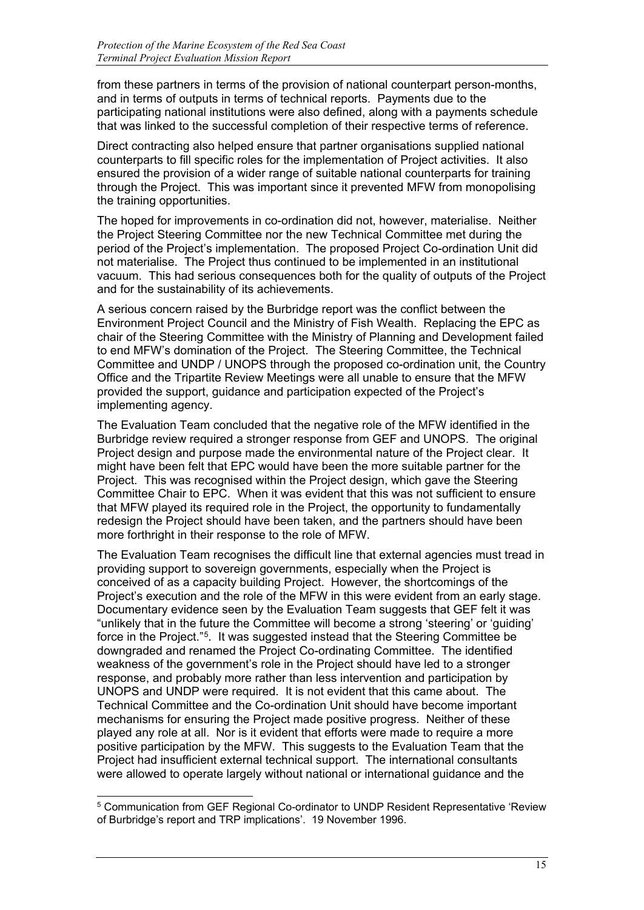from these partners in terms of the provision of national counterpart person-months, and in terms of outputs in terms of technical reports. Payments due to the participating national institutions were also defined, along with a payments schedule that was linked to the successful completion of their respective terms of reference.

Direct contracting also helped ensure that partner organisations supplied national counterparts to fill specific roles for the implementation of Project activities. It also ensured the provision of a wider range of suitable national counterparts for training through the Project. This was important since it prevented MFW from monopolising the training opportunities.

The hoped for improvements in co-ordination did not, however, materialise. Neither the Project Steering Committee nor the new Technical Committee met during the period of the Project's implementation. The proposed Project Co-ordination Unit did not materialise. The Project thus continued to be implemented in an institutional vacuum. This had serious consequences both for the quality of outputs of the Project and for the sustainability of its achievements.

A serious concern raised by the Burbridge report was the conflict between the Environment Project Council and the Ministry of Fish Wealth. Replacing the EPC as chair of the Steering Committee with the Ministry of Planning and Development failed to end MFW's domination of the Project. The Steering Committee, the Technical Committee and UNDP / UNOPS through the proposed co-ordination unit, the Country Office and the Tripartite Review Meetings were all unable to ensure that the MFW provided the support, guidance and participation expected of the Project's implementing agency.

The Evaluation Team concluded that the negative role of the MFW identified in the Burbridge review required a stronger response from GEF and UNOPS. The original Project design and purpose made the environmental nature of the Project clear. It might have been felt that EPC would have been the more suitable partner for the Project. This was recognised within the Project design, which gave the Steering Committee Chair to EPC. When it was evident that this was not sufficient to ensure that MFW played its required role in the Project, the opportunity to fundamentally redesign the Project should have been taken, and the partners should have been more forthright in their response to the role of MFW.

The Evaluation Team recognises the difficult line that external agencies must tread in providing support to sovereign governments, especially when the Project is conceived of as a capacity building Project. However, the shortcomings of the Project's execution and the role of the MFW in this were evident from an early stage. Documentary evidence seen by the Evaluation Team suggests that GEF felt it was "unlikely that in the future the Committee will become a strong 'steering' or 'guiding' force in the Project."[5]. It was suggested instead that the Steering Committee be downgraded and renamed the Project Co-ordinating Committee. The identified weakness of the government's role in the Project should have led to a stronger response, and probably more rather than less intervention and participation by UNOPS and UNDP were required. It is not evident that this came about. The Technical Committee and the Co-ordination Unit should have become important mechanisms for ensuring the Project made positive progress. Neither of these played any role at all. Nor is it evident that efforts were made to require a more positive participation by the MFW. This suggests to the Evaluation Team that the Project had insufficient external technical support. The international consultants were allowed to operate largely without national or international guidance and the

[5] Communication from GEF Regional Co-ordinator to UNDP Resident Representative 'Review of Burbridge's report and TRP implications'. 19 November 1996.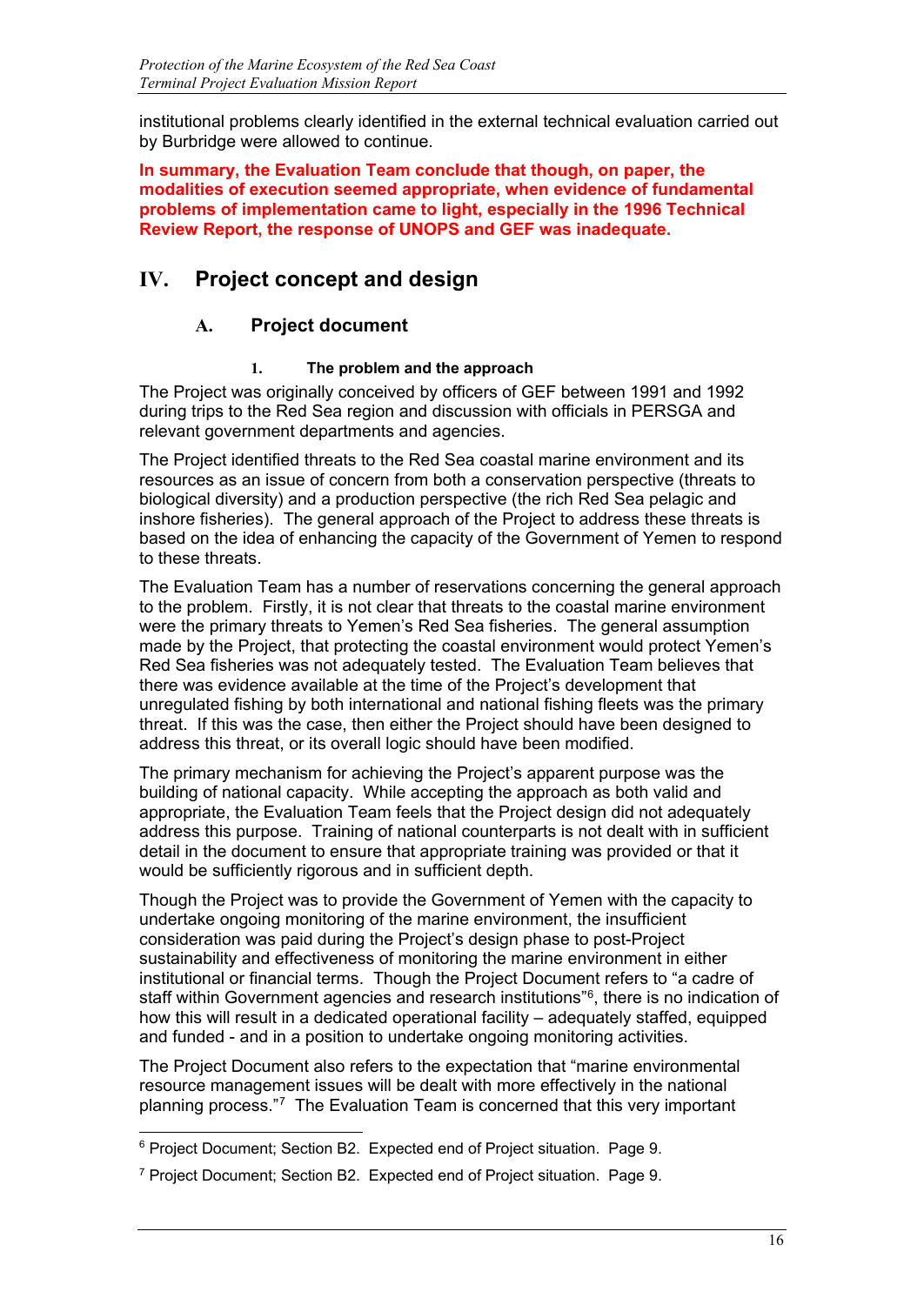institutional problems clearly identified in the external technical evaluation carried out by Burbridge were allowed to continue.

**In summary, the Evaluation Team conclude that though, on paper, the modalities of execution seemed appropriate, when evidence of fundamental problems of implementation came to light, especially in the 1996 Technical Review Report, the response of UNOPS and GEF was inadequate.**

# IV. Project concept and design

## A. Project document

### 1. The problem and the approach

The Project was originally conceived by officers of GEF between 1991 and 1992 during trips to the Red Sea region and discussion with officials in PERSGA and relevant government departments and agencies.

The Project identified threats to the Red Sea coastal marine environment and its resources as an issue of concern from both a conservation perspective (threats to biological diversity) and a production perspective (the rich Red Sea pelagic and inshore fisheries). The general approach of the Project to address these threats is based on the idea of enhancing the capacity of the Government of Yemen to respond to these threats.

The Evaluation Team has a number of reservations concerning the general approach to the problem. Firstly, it is not clear that threats to the coastal marine environment were the primary threats to Yemen's Red Sea fisheries. The general assumption made by the Project, that protecting the coastal environment would protect Yemen's Red Sea fisheries was not adequately tested. The Evaluation Team believes that there was evidence available at the time of the Project's development that unregulated fishing by both international and national fishing fleets was the primary threat. If this was the case, then either the Project should have been designed to address this threat, or its overall logic should have been modified.

The primary mechanism for achieving the Project's apparent purpose was the building of national capacity. While accepting the approach as both valid and appropriate, the Evaluation Team feels that the Project design did not adequately address this purpose. Training of national counterparts is not dealt with in sufficient detail in the document to ensure that appropriate training was provided or that it would be sufficiently rigorous and in sufficient depth.

Though the Project was to provide the Government of Yemen with the capacity to undertake ongoing monitoring of the marine environment, the insufficient consideration was paid during the Project's design phase to post-Project sustainability and effectiveness of monitoring the marine environment in either institutional or financial terms. Though the Project Document refers to "a cadre of staff within Government agencies and research institutions"[6], there is no indication of how this will result in a dedicated operational facility – adequately staffed, equipped and funded - and in a position to undertake ongoing monitoring activities.

The Project Document also refers to the expectation that "marine environmental resource management issues will be dealt with more effectively in the national planning process."[7] The Evaluation Team is concerned that this very important

[6] Project Document; Section B2. Expected end of Project situation. Page 9.

[7] Project Document; Section B2. Expected end of Project situation. Page 9.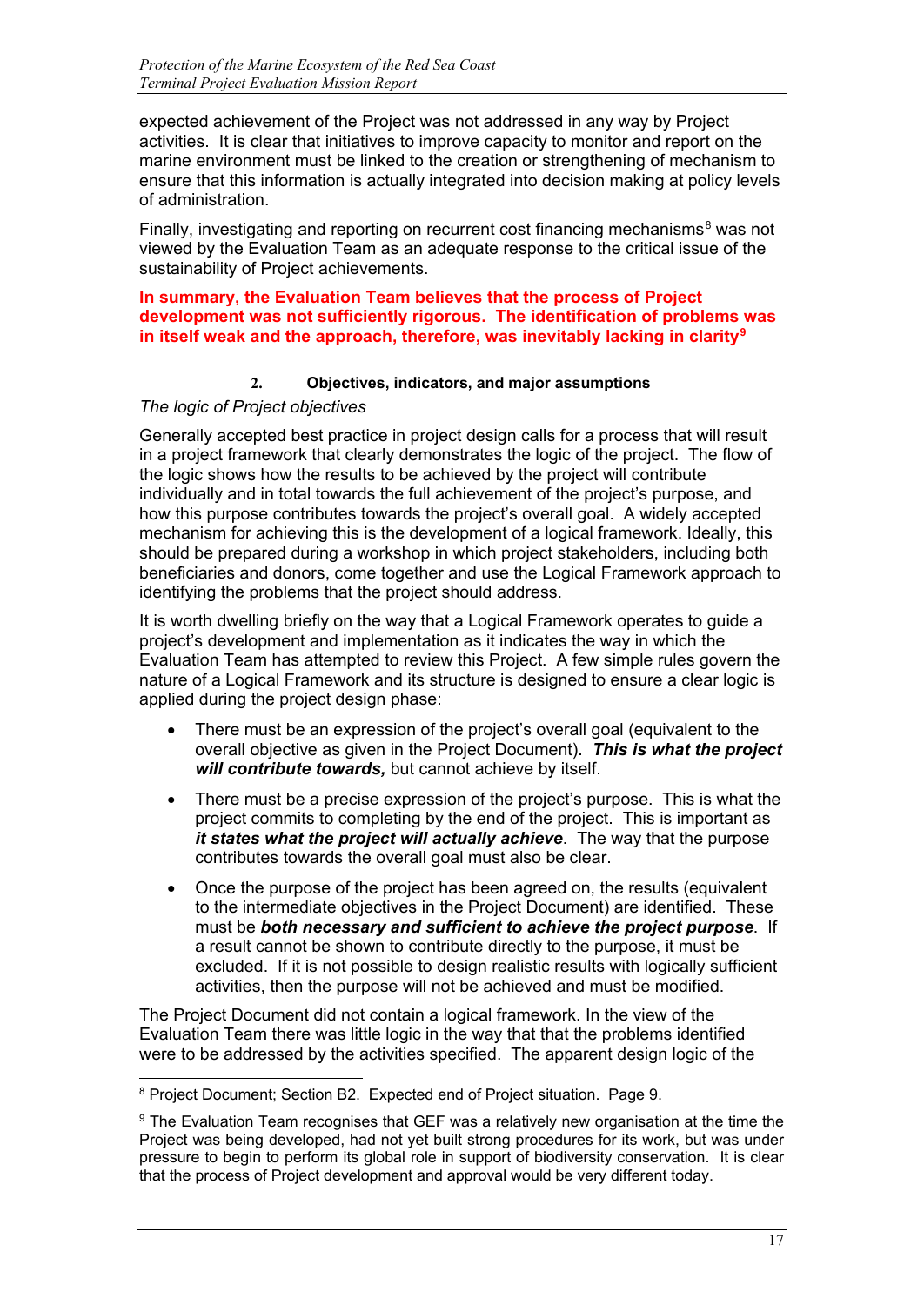expected achievement of the Project was not addressed in any way by Project activities. It is clear that initiatives to improve capacity to monitor and report on the marine environment must be linked to the creation or strengthening of mechanism to ensure that this information is actually integrated into decision making at policy levels of administration.

Finally, investigating and reporting on recurrent cost financing mechanisms[8] was not viewed by the Evaluation Team as an adequate response to the critical issue of the sustainability of Project achievements.

**In summary, the Evaluation Team believes that the process of Project development was not sufficiently rigorous. The identification of problems was in itself weak and the approach, therefore, was inevitably lacking in clarity[9]**

### 2. Objectives, indicators, and major assumptions

*The logic of Project objectives*

Generally accepted best practice in project design calls for a process that will result in a project framework that clearly demonstrates the logic of the project. The flow of the logic shows how the results to be achieved by the project will contribute individually and in total towards the full achievement of the project's purpose, and how this purpose contributes towards the project's overall goal. A widely accepted mechanism for achieving this is the development of a logical framework. Ideally, this should be prepared during a workshop in which project stakeholders, including both beneficiaries and donors, come together and use the Logical Framework approach to identifying the problems that the project should address.

It is worth dwelling briefly on the way that a Logical Framework operates to guide a project's development and implementation as it indicates the way in which the Evaluation Team has attempted to review this Project. A few simple rules govern the nature of a Logical Framework and its structure is designed to ensure a clear logic is applied during the project design phase:

- There must be an expression of the project's overall goal (equivalent to the overall objective as given in the Project Document). ***This is what the project will contribute towards,*** but cannot achieve by itself.
- There must be a precise expression of the project's purpose. This is what the project commits to completing by the end of the project. This is important as ***it states what the project will actually achieve***. The way that the purpose contributes towards the overall goal must also be clear.
- Once the purpose of the project has been agreed on, the results (equivalent to the intermediate objectives in the Project Document) are identified. These must be ***both necessary and sufficient to achieve the project purpose***. If a result cannot be shown to contribute directly to the purpose, it must be excluded. If it is not possible to design realistic results with logically sufficient activities, then the purpose will not be achieved and must be modified.

The Project Document did not contain a logical framework. In the view of the Evaluation Team there was little logic in the way that that the problems identified were to be addressed by the activities specified. The apparent design logic of the

---

[8] Project Document; Section B2. Expected end of Project situation. Page 9.

[9] The Evaluation Team recognises that GEF was a relatively new organisation at the time the Project was being developed, had not yet built strong procedures for its work, but was under pressure to begin to perform its global role in support of biodiversity conservation. It is clear that the process of Project development and approval would be very different today.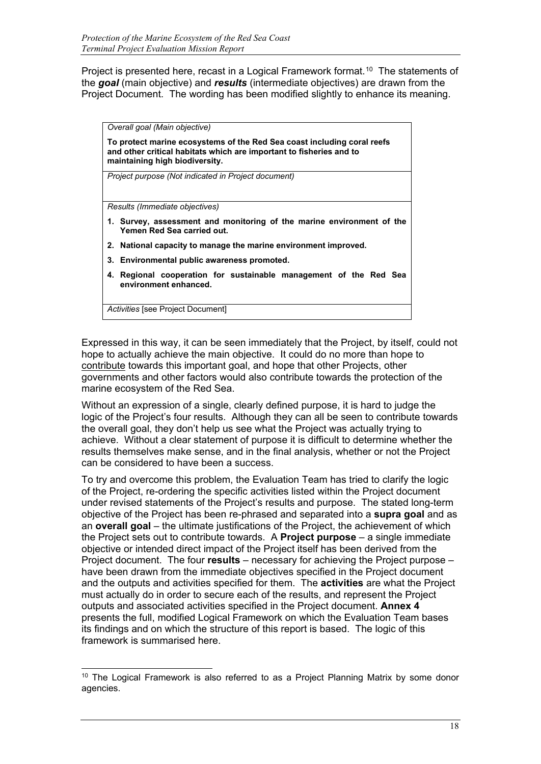Project is presented here, recast in a Logical Framework format.[10] The statements of the ***goal*** (main objective) and ***results*** (intermediate objectives) are drawn from the Project Document. The wording has been modified slightly to enhance its meaning.

| *Overall goal (Main objective)* |
|---|
| **To protect marine ecosystems of the Red Sea coast including coral reefs and other critical habitats which are important to fisheries and to maintaining high biodiversity.** |
| *Project purpose (Not indicated in Project document)* |
| *Results (Immediate objectives)*<br>**1. Survey, assessment and monitoring of the marine environment of the Yemen Red Sea carried out.**<br>**2. National capacity to manage the marine environment improved.**<br>**3. Environmental public awareness promoted.**<br>**4. Regional cooperation for sustainable management of the Red Sea environment enhanced.** |
| *Activities* [see Project Document] |

Expressed in this way, it can be seen immediately that the Project, by itself, could not hope to actually achieve the main objective. It could do no more than hope to contribute towards this important goal, and hope that other Projects, other governments and other factors would also contribute towards the protection of the marine ecosystem of the Red Sea.

Without an expression of a single, clearly defined purpose, it is hard to judge the logic of the Project's four results. Although they can all be seen to contribute towards the overall goal, they don't help us see what the Project was actually trying to achieve. Without a clear statement of purpose it is difficult to determine whether the results themselves make sense, and in the final analysis, whether or not the Project can be considered to have been a success.

To try and overcome this problem, the Evaluation Team has tried to clarify the logic of the Project, re-ordering the specific activities listed within the Project document under revised statements of the Project's results and purpose. The stated long-term objective of the Project has been re-phrased and separated into a **supra goal** and as an **overall goal** – the ultimate justifications of the Project, the achievement of which the Project sets out to contribute towards. A **Project purpose** – a single immediate objective or intended direct impact of the Project itself has been derived from the Project document. The four **results** – necessary for achieving the Project purpose – have been drawn from the immediate objectives specified in the Project document and the outputs and activities specified for them. The **activities** are what the Project must actually do in order to secure each of the results, and represent the Project outputs and associated activities specified in the Project document. **Annex 4** presents the full, modified Logical Framework on which the Evaluation Team bases its findings and on which the structure of this report is based. The logic of this framework is summarised here.

[10] The Logical Framework is also referred to as a Project Planning Matrix by some donor agencies.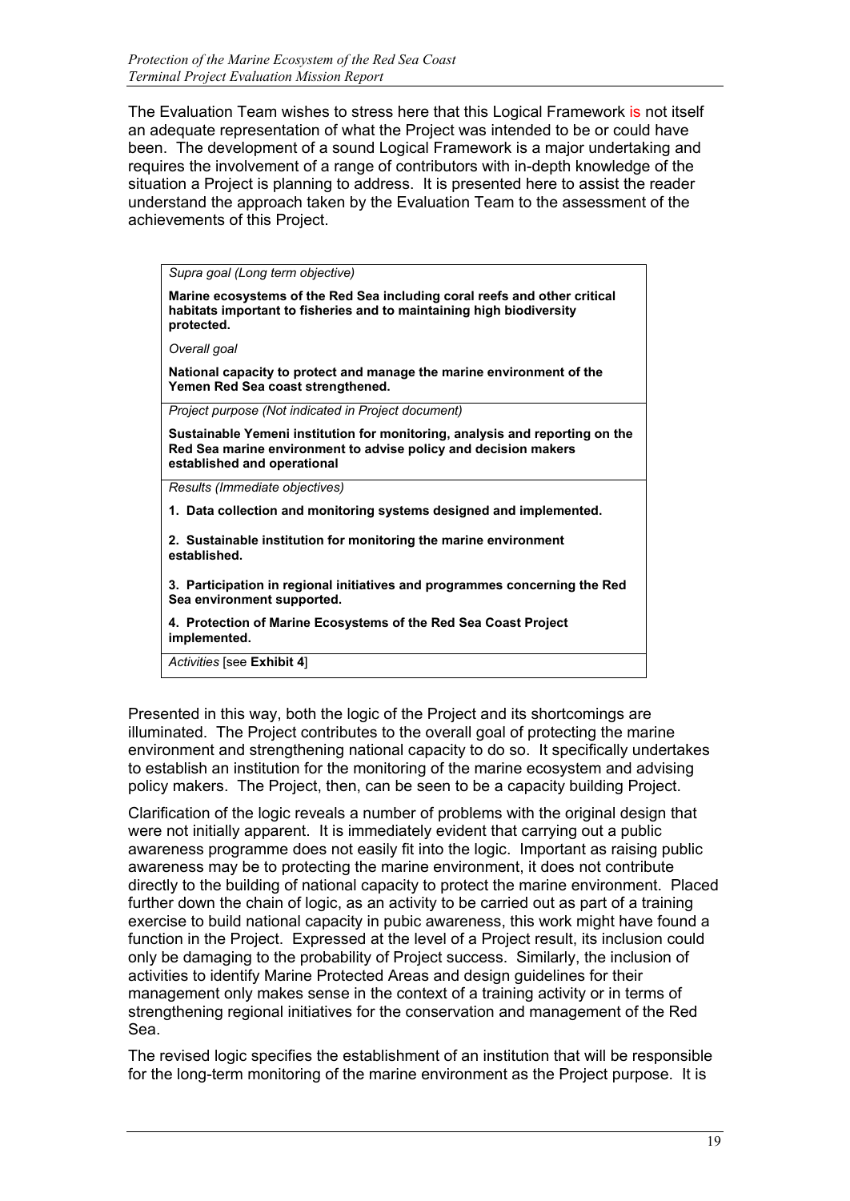The Evaluation Team wishes to stress here that this Logical Framework is not itself an adequate representation of what the Project was intended to be or could have been. The development of a sound Logical Framework is a major undertaking and requires the involvement of a range of contributors with in-depth knowledge of the situation a Project is planning to address. It is presented here to assist the reader understand the approach taken by the Evaluation Team to the assessment of the achievements of this Project.

| |
|---|
| *Supra goal (Long term objective)*<br><br>**Marine ecosystems of the Red Sea including coral reefs and other critical habitats important to fisheries and to maintaining high biodiversity protected.**<br><br>*Overall goal*<br><br>**National capacity to protect and manage the marine environment of the Yemen Red Sea coast strengthened.** |
| *Project purpose (Not indicated in Project document)*<br><br>**Sustainable Yemeni institution for monitoring, analysis and reporting on the Red Sea marine environment to advise policy and decision makers established and operational** |
| *Results (Immediate objectives)*<br><br>**1. Data collection and monitoring systems designed and implemented.**<br><br>**2. Sustainable institution for monitoring the marine environment established.**<br><br>**3. Participation in regional initiatives and programmes concerning the Red Sea environment supported.**<br><br>**4. Protection of Marine Ecosystems of the Red Sea Coast Project implemented.** |
| *Activities* [see **Exhibit 4**] |

Presented in this way, both the logic of the Project and its shortcomings are illuminated. The Project contributes to the overall goal of protecting the marine environment and strengthening national capacity to do so. It specifically undertakes to establish an institution for the monitoring of the marine ecosystem and advising policy makers. The Project, then, can be seen to be a capacity building Project.

Clarification of the logic reveals a number of problems with the original design that were not initially apparent. It is immediately evident that carrying out a public awareness programme does not easily fit into the logic. Important as raising public awareness may be to protecting the marine environment, it does not contribute directly to the building of national capacity to protect the marine environment. Placed further down the chain of logic, as an activity to be carried out as part of a training exercise to build national capacity in pubic awareness, this work might have found a function in the Project. Expressed at the level of a Project result, its inclusion could only be damaging to the probability of Project success. Similarly, the inclusion of activities to identify Marine Protected Areas and design guidelines for their management only makes sense in the context of a training activity or in terms of strengthening regional initiatives for the conservation and management of the Red Sea.

The revised logic specifies the establishment of an institution that will be responsible for the long-term monitoring of the marine environment as the Project purpose. It is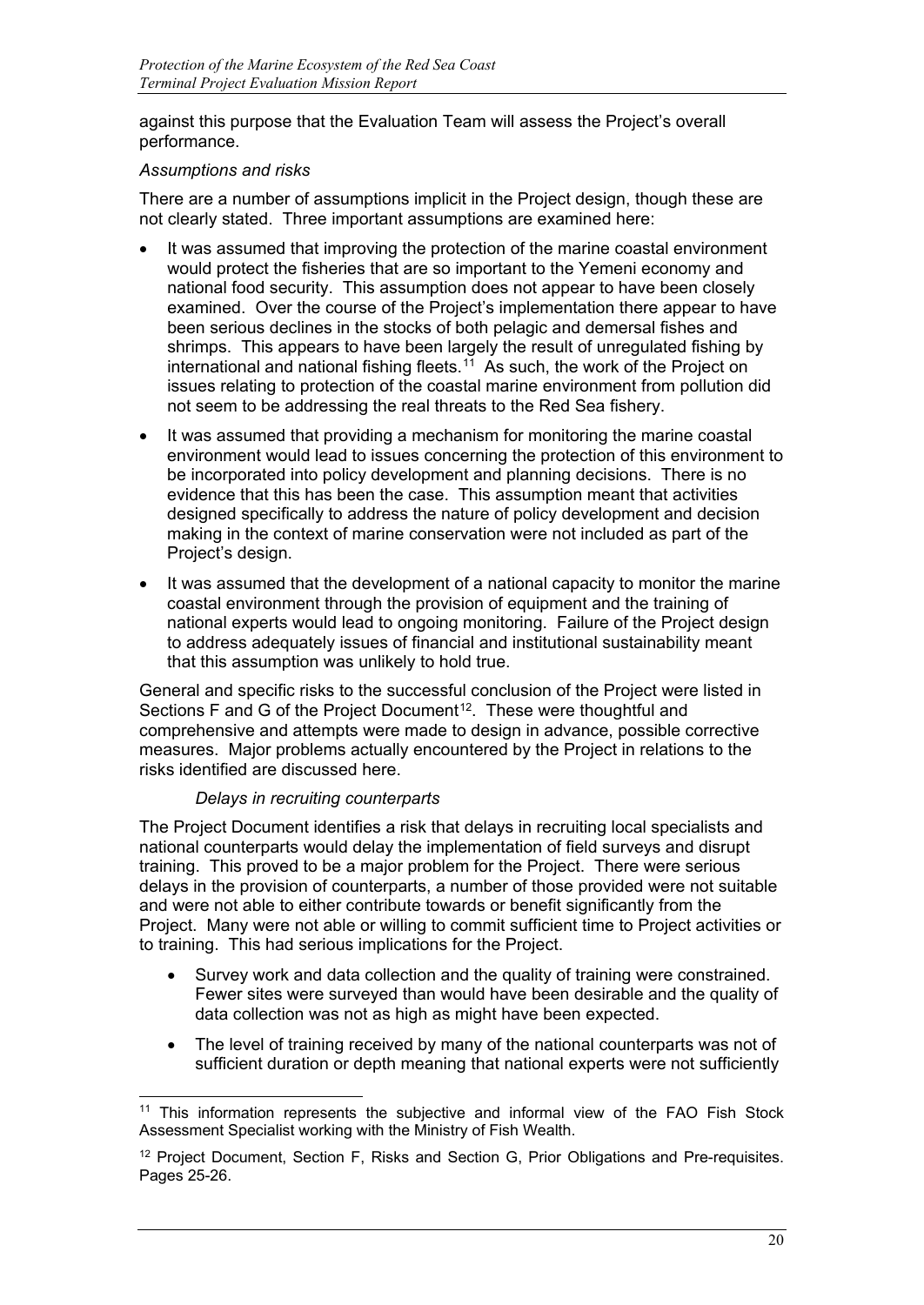against this purpose that the Evaluation Team will assess the Project's overall performance.

*Assumptions and risks*

There are a number of assumptions implicit in the Project design, though these are not clearly stated. Three important assumptions are examined here:

- It was assumed that improving the protection of the marine coastal environment would protect the fisheries that are so important to the Yemeni economy and national food security. This assumption does not appear to have been closely examined. Over the course of the Project's implementation there appear to have been serious declines in the stocks of both pelagic and demersal fishes and shrimps. This appears to have been largely the result of unregulated fishing by international and national fishing fleets.[11] As such, the work of the Project on issues relating to protection of the coastal marine environment from pollution did not seem to be addressing the real threats to the Red Sea fishery.
- It was assumed that providing a mechanism for monitoring the marine coastal environment would lead to issues concerning the protection of this environment to be incorporated into policy development and planning decisions. There is no evidence that this has been the case. This assumption meant that activities designed specifically to address the nature of policy development and decision making in the context of marine conservation were not included as part of the Project's design.
- It was assumed that the development of a national capacity to monitor the marine coastal environment through the provision of equipment and the training of national experts would lead to ongoing monitoring. Failure of the Project design to address adequately issues of financial and institutional sustainability meant that this assumption was unlikely to hold true.

General and specific risks to the successful conclusion of the Project were listed in Sections F and G of the Project Document[12]. These were thoughtful and comprehensive and attempts were made to design in advance, possible corrective measures. Major problems actually encountered by the Project in relations to the risks identified are discussed here.

*Delays in recruiting counterparts*

The Project Document identifies a risk that delays in recruiting local specialists and national counterparts would delay the implementation of field surveys and disrupt training. This proved to be a major problem for the Project. There were serious delays in the provision of counterparts, a number of those provided were not suitable and were not able to either contribute towards or benefit significantly from the Project. Many were not able or willing to commit sufficient time to Project activities or to training. This had serious implications for the Project.

- Survey work and data collection and the quality of training were constrained. Fewer sites were surveyed than would have been desirable and the quality of data collection was not as high as might have been expected.
- The level of training received by many of the national counterparts was not of sufficient duration or depth meaning that national experts were not sufficiently

[11] This information represents the subjective and informal view of the FAO Fish Stock Assessment Specialist working with the Ministry of Fish Wealth.

[12] Project Document, Section F, Risks and Section G, Prior Obligations and Pre-requisites. Pages 25-26.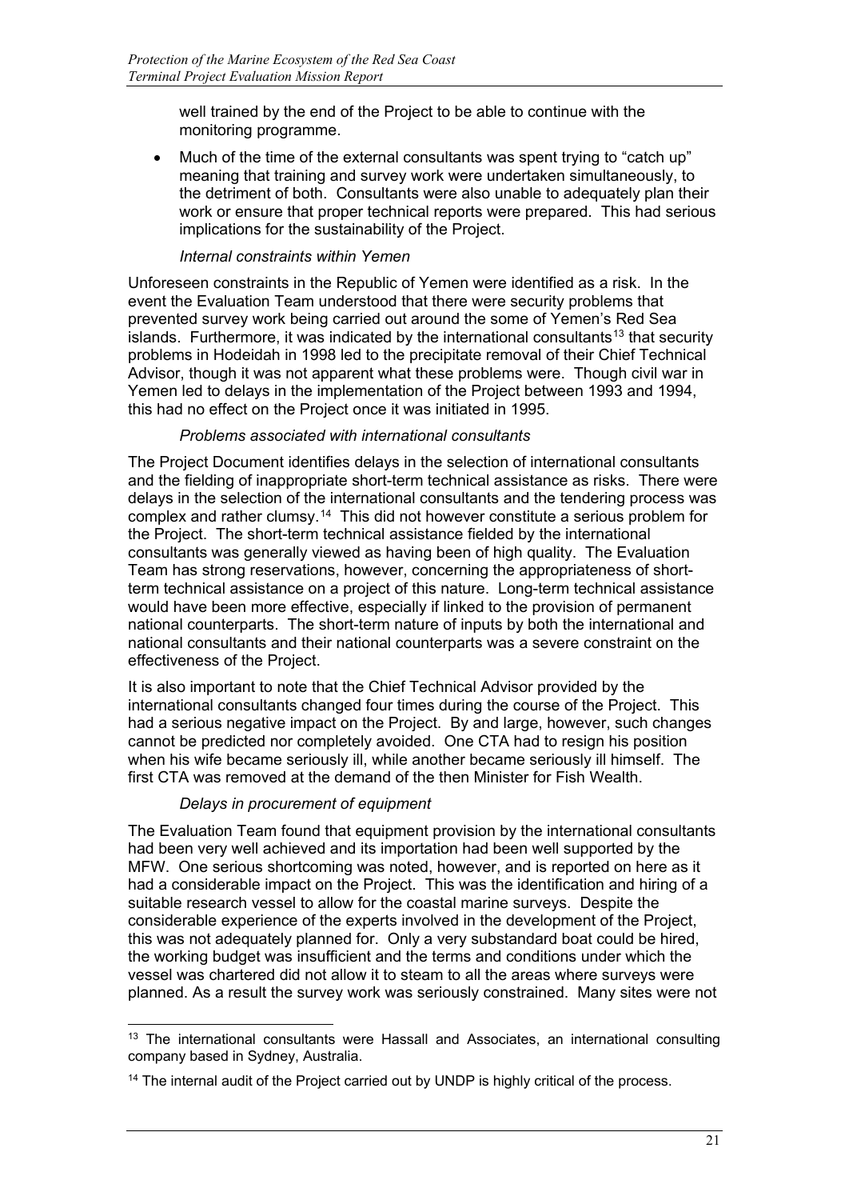well trained by the end of the Project to be able to continue with the monitoring programme.

- Much of the time of the external consultants was spent trying to "catch up" meaning that training and survey work were undertaken simultaneously, to the detriment of both. Consultants were also unable to adequately plan their work or ensure that proper technical reports were prepared. This had serious implications for the sustainability of the Project.

*Internal constraints within Yemen*

Unforeseen constraints in the Republic of Yemen were identified as a risk. In the event the Evaluation Team understood that there were security problems that prevented survey work being carried out around the some of Yemen's Red Sea islands. Furthermore, it was indicated by the international consultants[13] that security problems in Hodeidah in 1998 led to the precipitate removal of their Chief Technical Advisor, though it was not apparent what these problems were. Though civil war in Yemen led to delays in the implementation of the Project between 1993 and 1994, this had no effect on the Project once it was initiated in 1995.

*Problems associated with international consultants*

The Project Document identifies delays in the selection of international consultants and the fielding of inappropriate short-term technical assistance as risks. There were delays in the selection of the international consultants and the tendering process was complex and rather clumsy.[14] This did not however constitute a serious problem for the Project. The short-term technical assistance fielded by the international consultants was generally viewed as having been of high quality. The Evaluation Team has strong reservations, however, concerning the appropriateness of short-term technical assistance on a project of this nature. Long-term technical assistance would have been more effective, especially if linked to the provision of permanent national counterparts. The short-term nature of inputs by both the international and national consultants and their national counterparts was a severe constraint on the effectiveness of the Project.

It is also important to note that the Chief Technical Advisor provided by the international consultants changed four times during the course of the Project. This had a serious negative impact on the Project. By and large, however, such changes cannot be predicted nor completely avoided. One CTA had to resign his position when his wife became seriously ill, while another became seriously ill himself. The first CTA was removed at the demand of the then Minister for Fish Wealth.

*Delays in procurement of equipment*

The Evaluation Team found that equipment provision by the international consultants had been very well achieved and its importation had been well supported by the MFW. One serious shortcoming was noted, however, and is reported on here as it had a considerable impact on the Project. This was the identification and hiring of a suitable research vessel to allow for the coastal marine surveys. Despite the considerable experience of the experts involved in the development of the Project, this was not adequately planned for. Only a very substandard boat could be hired, the working budget was insufficient and the terms and conditions under which the vessel was chartered did not allow it to steam to all the areas where surveys were planned. As a result the survey work was seriously constrained. Many sites were not

[13] The international consultants were Hassall and Associates, an international consulting company based in Sydney, Australia.

[14] The internal audit of the Project carried out by UNDP is highly critical of the process.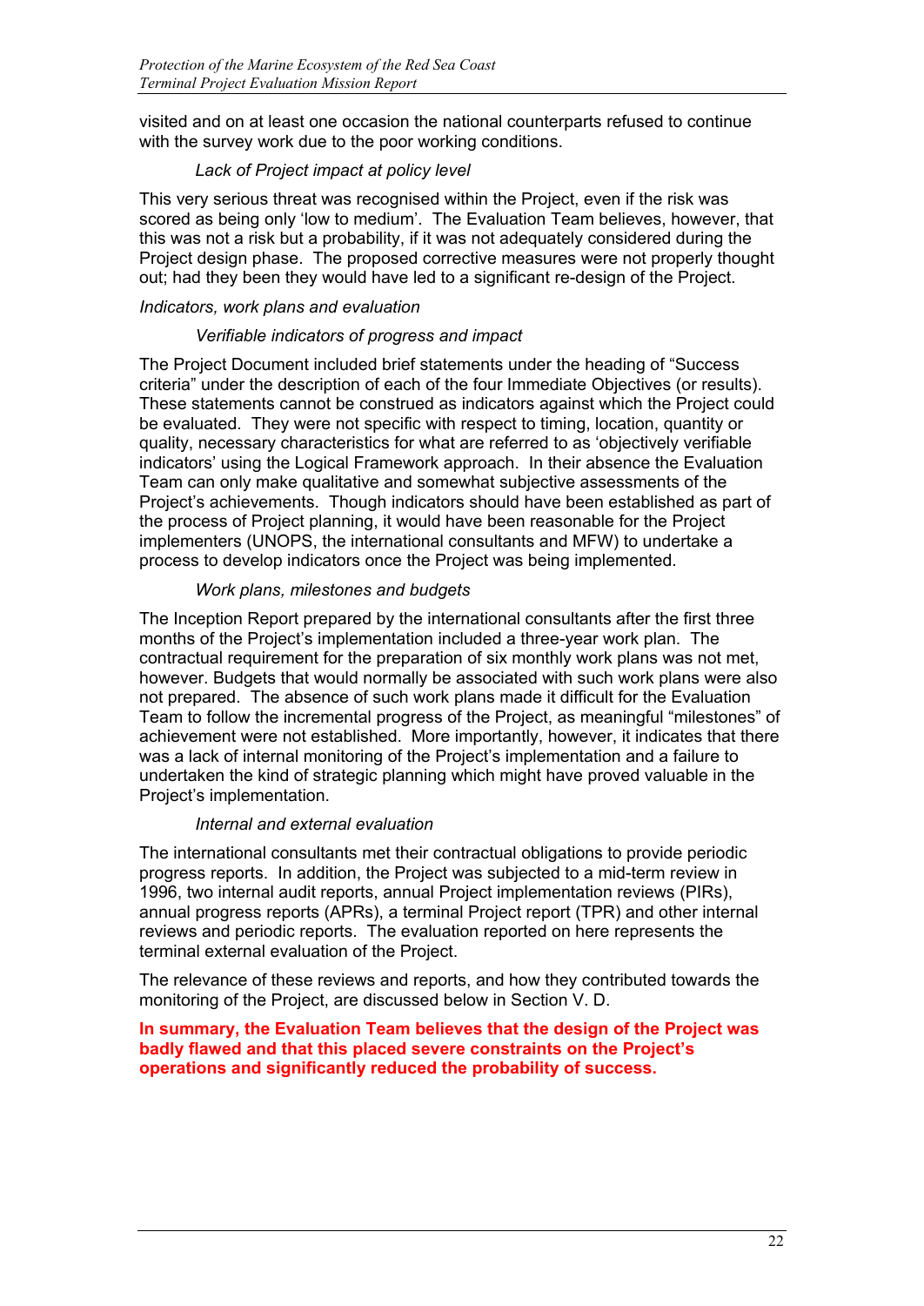visited and on at least one occasion the national counterparts refused to continue with the survey work due to the poor working conditions.

*Lack of Project impact at policy level*

This very serious threat was recognised within the Project, even if the risk was scored as being only 'low to medium'. The Evaluation Team believes, however, that this was not a risk but a probability, if it was not adequately considered during the Project design phase. The proposed corrective measures were not properly thought out; had they been they would have led to a significant re-design of the Project.

*Indicators, work plans and evaluation*

*Verifiable indicators of progress and impact*

The Project Document included brief statements under the heading of "Success criteria" under the description of each of the four Immediate Objectives (or results). These statements cannot be construed as indicators against which the Project could be evaluated. They were not specific with respect to timing, location, quantity or quality, necessary characteristics for what are referred to as 'objectively verifiable indicators' using the Logical Framework approach. In their absence the Evaluation Team can only make qualitative and somewhat subjective assessments of the Project's achievements. Though indicators should have been established as part of the process of Project planning, it would have been reasonable for the Project implementers (UNOPS, the international consultants and MFW) to undertake a process to develop indicators once the Project was being implemented.

*Work plans, milestones and budgets*

The Inception Report prepared by the international consultants after the first three months of the Project's implementation included a three-year work plan. The contractual requirement for the preparation of six monthly work plans was not met, however. Budgets that would normally be associated with such work plans were also not prepared. The absence of such work plans made it difficult for the Evaluation Team to follow the incremental progress of the Project, as meaningful "milestones" of achievement were not established. More importantly, however, it indicates that there was a lack of internal monitoring of the Project's implementation and a failure to undertaken the kind of strategic planning which might have proved valuable in the Project's implementation.

*Internal and external evaluation*

The international consultants met their contractual obligations to provide periodic progress reports. In addition, the Project was subjected to a mid-term review in 1996, two internal audit reports, annual Project implementation reviews (PIRs), annual progress reports (APRs), a terminal Project report (TPR) and other internal reviews and periodic reports. The evaluation reported on here represents the terminal external evaluation of the Project.

The relevance of these reviews and reports, and how they contributed towards the monitoring of the Project, are discussed below in Section V. D.

**In summary, the Evaluation Team believes that the design of the Project was badly flawed and that this placed severe constraints on the Project's operations and significantly reduced the probability of success.**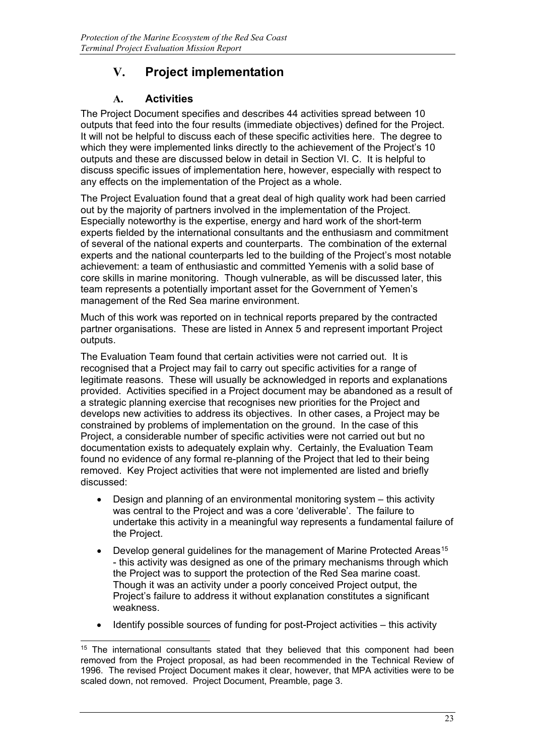# V. Project implementation

## A. Activities

The Project Document specifies and describes 44 activities spread between 10 outputs that feed into the four results (immediate objectives) defined for the Project. It will not be helpful to discuss each of these specific activities here. The degree to which they were implemented links directly to the achievement of the Project's 10 outputs and these are discussed below in detail in Section VI. C. It is helpful to discuss specific issues of implementation here, however, especially with respect to any effects on the implementation of the Project as a whole.

The Project Evaluation found that a great deal of high quality work had been carried out by the majority of partners involved in the implementation of the Project. Especially noteworthy is the expertise, energy and hard work of the short-term experts fielded by the international consultants and the enthusiasm and commitment of several of the national experts and counterparts. The combination of the external experts and the national counterparts led to the building of the Project's most notable achievement: a team of enthusiastic and committed Yemenis with a solid base of core skills in marine monitoring. Though vulnerable, as will be discussed later, this team represents a potentially important asset for the Government of Yemen's management of the Red Sea marine environment.

Much of this work was reported on in technical reports prepared by the contracted partner organisations. These are listed in Annex 5 and represent important Project outputs.

The Evaluation Team found that certain activities were not carried out. It is recognised that a Project may fail to carry out specific activities for a range of legitimate reasons. These will usually be acknowledged in reports and explanations provided. Activities specified in a Project document may be abandoned as a result of a strategic planning exercise that recognises new priorities for the Project and develops new activities to address its objectives. In other cases, a Project may be constrained by problems of implementation on the ground. In the case of this Project, a considerable number of specific activities were not carried out but no documentation exists to adequately explain why. Certainly, the Evaluation Team found no evidence of any formal re-planning of the Project that led to their being removed. Key Project activities that were not implemented are listed and briefly discussed:

- Design and planning of an environmental monitoring system – this activity was central to the Project and was a core 'deliverable'. The failure to undertake this activity in a meaningful way represents a fundamental failure of the Project.
- Develop general guidelines for the management of Marine Protected Areas[15] - this activity was designed as one of the primary mechanisms through which the Project was to support the protection of the Red Sea marine coast. Though it was an activity under a poorly conceived Project output, the Project's failure to address it without explanation constitutes a significant weakness.
- Identify possible sources of funding for post-Project activities – this activity

[15] The international consultants stated that they believed that this component had been removed from the Project proposal, as had been recommended in the Technical Review of 1996. The revised Project Document makes it clear, however, that MPA activities were to be scaled down, not removed. Project Document, Preamble, page 3.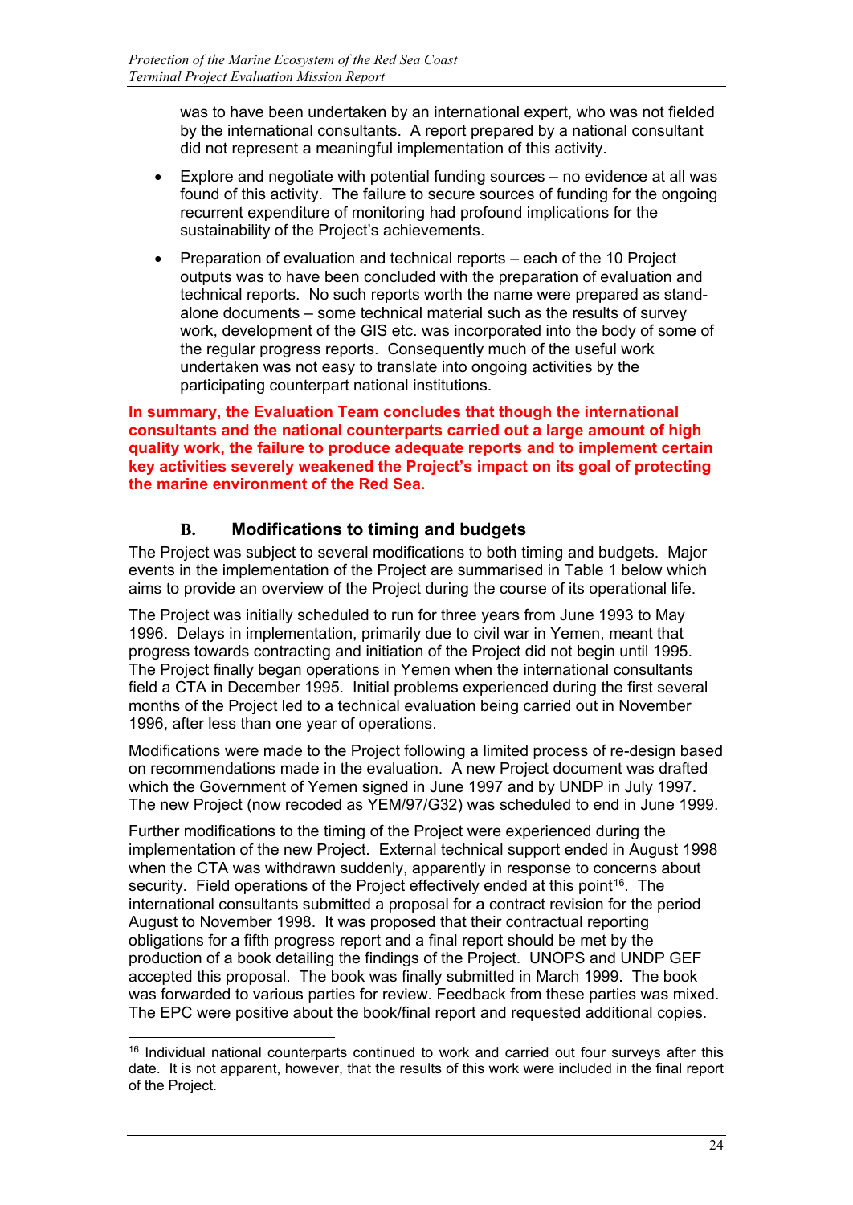was to have been undertaken by an international expert, who was not fielded by the international consultants. A report prepared by a national consultant did not represent a meaningful implementation of this activity.

- Explore and negotiate with potential funding sources – no evidence at all was found of this activity. The failure to secure sources of funding for the ongoing recurrent expenditure of monitoring had profound implications for the sustainability of the Project's achievements.
- Preparation of evaluation and technical reports – each of the 10 Project outputs was to have been concluded with the preparation of evaluation and technical reports. No such reports worth the name were prepared as stand-alone documents – some technical material such as the results of survey work, development of the GIS etc. was incorporated into the body of some of the regular progress reports. Consequently much of the useful work undertaken was not easy to translate into ongoing activities by the participating counterpart national institutions.

**In summary, the Evaluation Team concludes that though the international consultants and the national counterparts carried out a large amount of high quality work, the failure to produce adequate reports and to implement certain key activities severely weakened the Project's impact on its goal of protecting the marine environment of the Red Sea.**

## B. Modifications to timing and budgets

The Project was subject to several modifications to both timing and budgets. Major events in the implementation of the Project are summarised in Table 1 below which aims to provide an overview of the Project during the course of its operational life.

The Project was initially scheduled to run for three years from June 1993 to May 1996. Delays in implementation, primarily due to civil war in Yemen, meant that progress towards contracting and initiation of the Project did not begin until 1995. The Project finally began operations in Yemen when the international consultants field a CTA in December 1995. Initial problems experienced during the first several months of the Project led to a technical evaluation being carried out in November 1996, after less than one year of operations.

Modifications were made to the Project following a limited process of re-design based on recommendations made in the evaluation. A new Project document was drafted which the Government of Yemen signed in June 1997 and by UNDP in July 1997. The new Project (now recoded as YEM/97/G32) was scheduled to end in June 1999.

Further modifications to the timing of the Project were experienced during the implementation of the new Project. External technical support ended in August 1998 when the CTA was withdrawn suddenly, apparently in response to concerns about security. Field operations of the Project effectively ended at this point[16]. The international consultants submitted a proposal for a contract revision for the period August to November 1998. It was proposed that their contractual reporting obligations for a fifth progress report and a final report should be met by the production of a book detailing the findings of the Project. UNOPS and UNDP GEF accepted this proposal. The book was finally submitted in March 1999. The book was forwarded to various parties for review. Feedback from these parties was mixed. The EPC were positive about the book/final report and requested additional copies.

[16] Individual national counterparts continued to work and carried out four surveys after this date. It is not apparent, however, that the results of this work were included in the final report of the Project.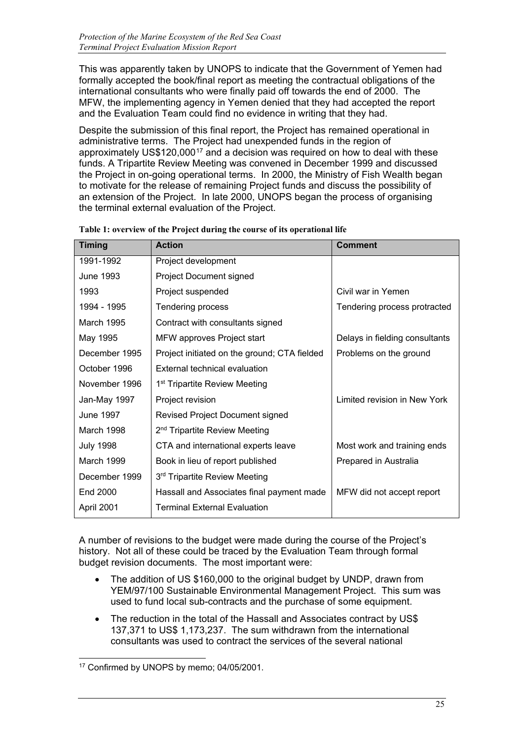This was apparently taken by UNOPS to indicate that the Government of Yemen had formally accepted the book/final report as meeting the contractual obligations of the international consultants who were finally paid off towards the end of 2000. The MFW, the implementing agency in Yemen denied that they had accepted the report and the Evaluation Team could find no evidence in writing that they had.

Despite the submission of this final report, the Project has remained operational in administrative terms. The Project had unexpended funds in the region of approximately US$120,000[17] and a decision was required on how to deal with these funds. A Tripartite Review Meeting was convened in December 1999 and discussed the Project in on-going operational terms. In 2000, the Ministry of Fish Wealth began to motivate for the release of remaining Project funds and discuss the possibility of an extension of the Project. In late 2000, UNOPS began the process of organising the terminal external evaluation of the Project.

**Table 1: overview of the Project during the course of its operational life**

| Timing | Action | Comment |
|---|---|---|
| 1991-1992 | Project development | |
| June 1993 | Project Document signed | |
| 1993 | Project suspended | Civil war in Yemen |
| 1994 - 1995 | Tendering process | Tendering process protracted |
| March 1995 | Contract with consultants signed | |
| May 1995 | MFW approves Project start | Delays in fielding consultants |
| December 1995 | Project initiated on the ground; CTA fielded | Problems on the ground |
| October 1996 | External technical evaluation | |
| November 1996 | 1st Tripartite Review Meeting | |
| Jan-May 1997 | Project revision | Limited revision in New York |
| June 1997 | Revised Project Document signed | |
| March 1998 | 2nd Tripartite Review Meeting | |
| July 1998 | CTA and international experts leave | Most work and training ends |
| March 1999 | Book in lieu of report published | Prepared in Australia |
| December 1999 | 3rd Tripartite Review Meeting | |
| End 2000 | Hassall and Associates final payment made | MFW did not accept report |
| April 2001 | Terminal External Evaluation | |

A number of revisions to the budget were made during the course of the Project's history. Not all of these could be traced by the Evaluation Team through formal budget revision documents. The most important were:

- The addition of US $160,000 to the original budget by UNDP, drawn from YEM/97/100 Sustainable Environmental Management Project. This sum was used to fund local sub-contracts and the purchase of some equipment.
- The reduction in the total of the Hassall and Associates contract by US$ 137,371 to US$ 1,173,237. The sum withdrawn from the international consultants was used to contract the services of the several national

[17] Confirmed by UNOPS by memo; 04/05/2001.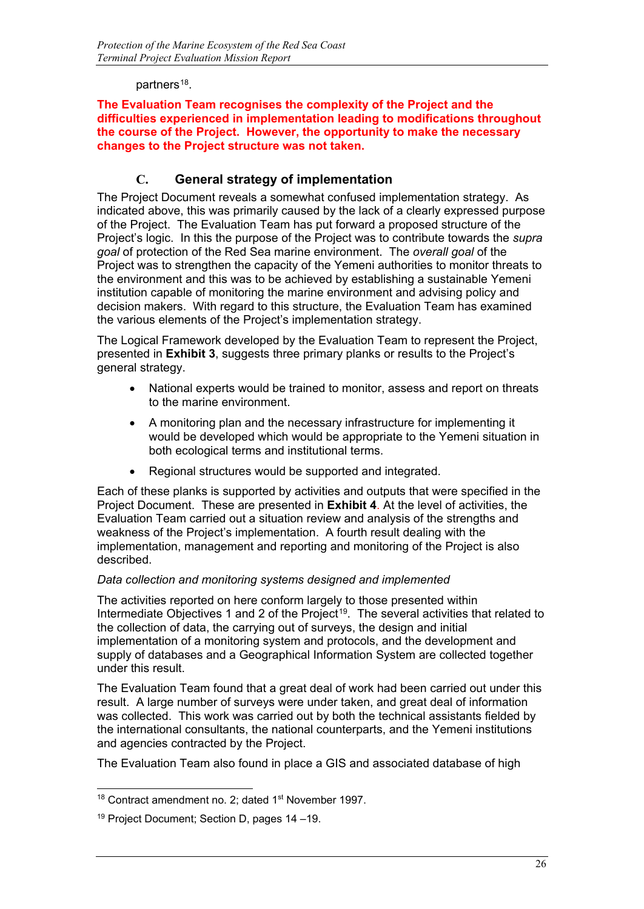partners[18].

**The Evaluation Team recognises the complexity of the Project and the difficulties experienced in implementation leading to modifications throughout the course of the Project. However, the opportunity to make the necessary changes to the Project structure was not taken.**

## C. General strategy of implementation

The Project Document reveals a somewhat confused implementation strategy. As indicated above, this was primarily caused by the lack of a clearly expressed purpose of the Project. The Evaluation Team has put forward a proposed structure of the Project's logic. In this the purpose of the Project was to contribute towards the *supra goal* of protection of the Red Sea marine environment. The *overall goal* of the Project was to strengthen the capacity of the Yemeni authorities to monitor threats to the environment and this was to be achieved by establishing a sustainable Yemeni institution capable of monitoring the marine environment and advising policy and decision makers. With regard to this structure, the Evaluation Team has examined the various elements of the Project's implementation strategy.

The Logical Framework developed by the Evaluation Team to represent the Project, presented in **Exhibit 3**, suggests three primary planks or results to the Project's general strategy.

- National experts would be trained to monitor, assess and report on threats to the marine environment.
- A monitoring plan and the necessary infrastructure for implementing it would be developed which would be appropriate to the Yemeni situation in both ecological terms and institutional terms.
- Regional structures would be supported and integrated.

Each of these planks is supported by activities and outputs that were specified in the Project Document. These are presented in **Exhibit 4**. At the level of activities, the Evaluation Team carried out a situation review and analysis of the strengths and weakness of the Project's implementation. A fourth result dealing with the implementation, management and reporting and monitoring of the Project is also described.

*Data collection and monitoring systems designed and implemented*

The activities reported on here conform largely to those presented within Intermediate Objectives 1 and 2 of the Project[19]. The several activities that related to the collection of data, the carrying out of surveys, the design and initial implementation of a monitoring system and protocols, and the development and supply of databases and a Geographical Information System are collected together under this result.

The Evaluation Team found that a great deal of work had been carried out under this result. A large number of surveys were under taken, and great deal of information was collected. This work was carried out by both the technical assistants fielded by the international consultants, the national counterparts, and the Yemeni institutions and agencies contracted by the Project.

The Evaluation Team also found in place a GIS and associated database of high

---

[18] Contract amendment no. 2; dated 1st November 1997.

[19] Project Document; Section D, pages 14 –19.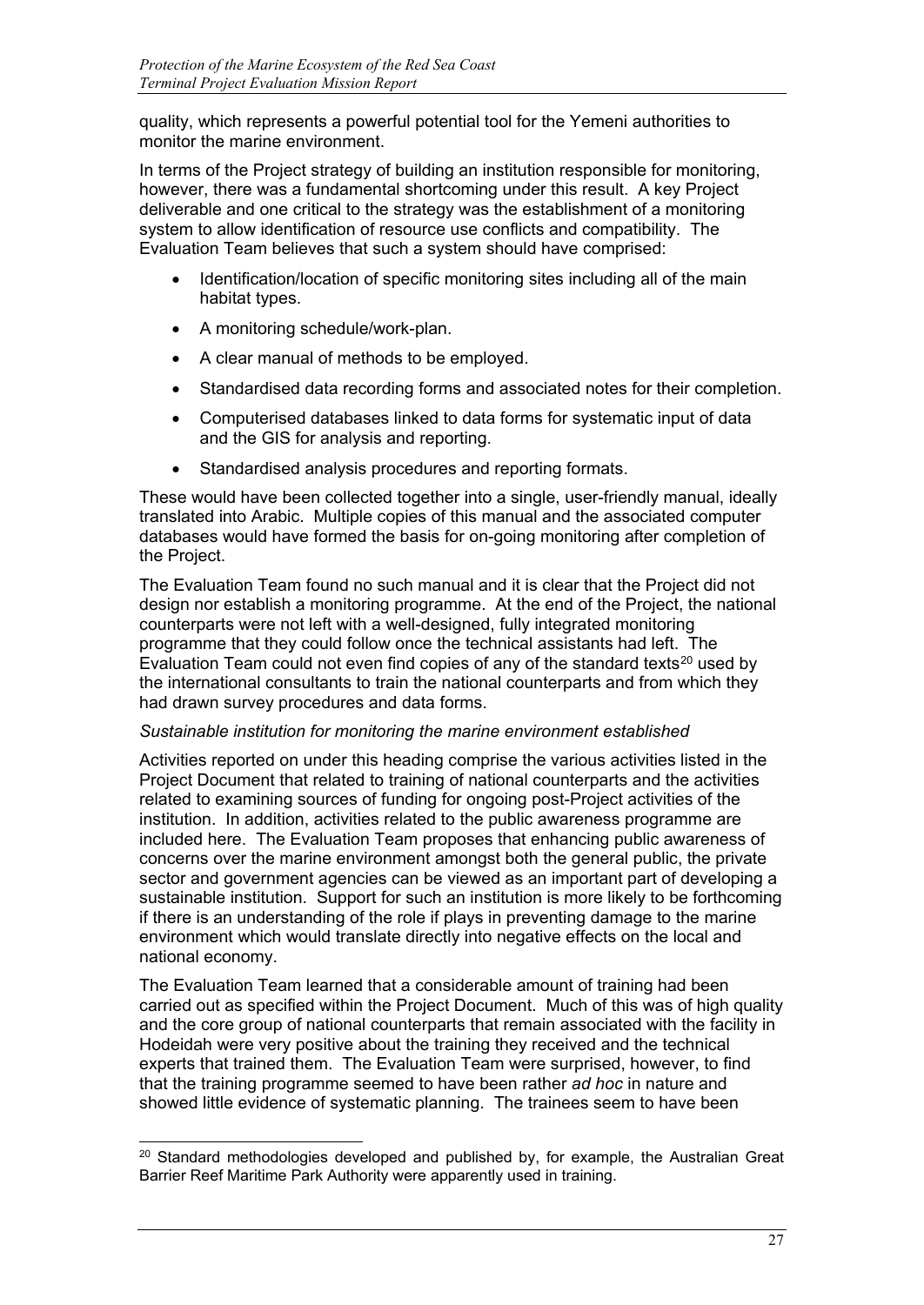quality, which represents a powerful potential tool for the Yemeni authorities to monitor the marine environment.

In terms of the Project strategy of building an institution responsible for monitoring, however, there was a fundamental shortcoming under this result. A key Project deliverable and one critical to the strategy was the establishment of a monitoring system to allow identification of resource use conflicts and compatibility. The Evaluation Team believes that such a system should have comprised:

- Identification/location of specific monitoring sites including all of the main habitat types.
- A monitoring schedule/work-plan.
- A clear manual of methods to be employed.
- Standardised data recording forms and associated notes for their completion.
- Computerised databases linked to data forms for systematic input of data and the GIS for analysis and reporting.
- Standardised analysis procedures and reporting formats.

These would have been collected together into a single, user-friendly manual, ideally translated into Arabic. Multiple copies of this manual and the associated computer databases would have formed the basis for on-going monitoring after completion of the Project.

The Evaluation Team found no such manual and it is clear that the Project did not design nor establish a monitoring programme. At the end of the Project, the national counterparts were not left with a well-designed, fully integrated monitoring programme that they could follow once the technical assistants had left. The Evaluation Team could not even find copies of any of the standard texts[20] used by the international consultants to train the national counterparts and from which they had drawn survey procedures and data forms.

*Sustainable institution for monitoring the marine environment established*

Activities reported on under this heading comprise the various activities listed in the Project Document that related to training of national counterparts and the activities related to examining sources of funding for ongoing post-Project activities of the institution. In addition, activities related to the public awareness programme are included here. The Evaluation Team proposes that enhancing public awareness of concerns over the marine environment amongst both the general public, the private sector and government agencies can be viewed as an important part of developing a sustainable institution. Support for such an institution is more likely to be forthcoming if there is an understanding of the role if plays in preventing damage to the marine environment which would translate directly into negative effects on the local and national economy.

The Evaluation Team learned that a considerable amount of training had been carried out as specified within the Project Document. Much of this was of high quality and the core group of national counterparts that remain associated with the facility in Hodeidah were very positive about the training they received and the technical experts that trained them. The Evaluation Team were surprised, however, to find that the training programme seemed to have been rather *ad hoc* in nature and showed little evidence of systematic planning. The trainees seem to have been

[20] Standard methodologies developed and published by, for example, the Australian Great Barrier Reef Maritime Park Authority were apparently used in training.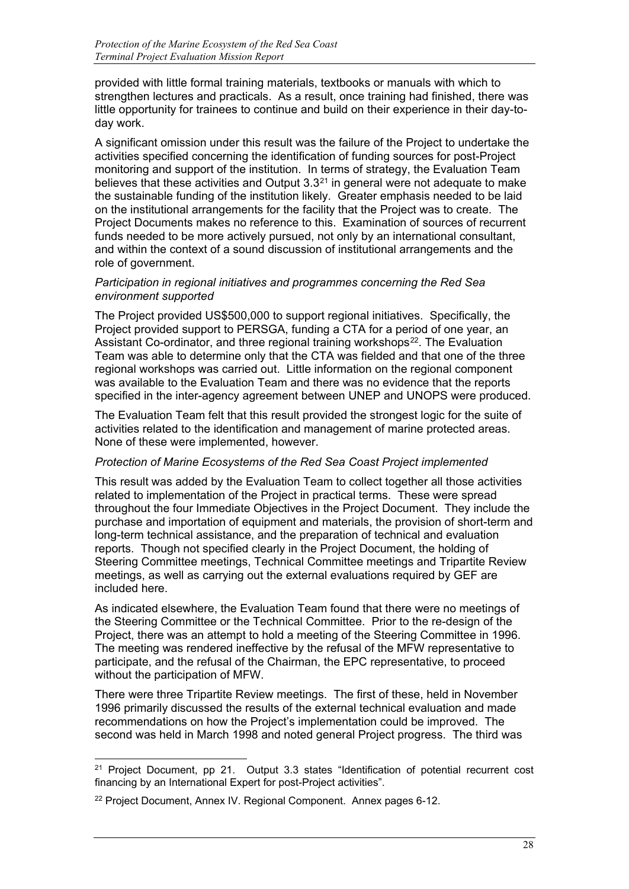provided with little formal training materials, textbooks or manuals with which to strengthen lectures and practicals. As a result, once training had finished, there was little opportunity for trainees to continue and build on their experience in their day-to-day work.

A significant omission under this result was the failure of the Project to undertake the activities specified concerning the identification of funding sources for post-Project monitoring and support of the institution. In terms of strategy, the Evaluation Team believes that these activities and Output 3.3[21] in general were not adequate to make the sustainable funding of the institution likely. Greater emphasis needed to be laid on the institutional arrangements for the facility that the Project was to create. The Project Documents makes no reference to this. Examination of sources of recurrent funds needed to be more actively pursued, not only by an international consultant, and within the context of a sound discussion of institutional arrangements and the role of government.

*Participation in regional initiatives and programmes concerning the Red Sea environment supported*

The Project provided US$500,000 to support regional initiatives. Specifically, the Project provided support to PERSGA, funding a CTA for a period of one year, an Assistant Co-ordinator, and three regional training workshops[22]. The Evaluation Team was able to determine only that the CTA was fielded and that one of the three regional workshops was carried out. Little information on the regional component was available to the Evaluation Team and there was no evidence that the reports specified in the inter-agency agreement between UNEP and UNOPS were produced.

The Evaluation Team felt that this result provided the strongest logic for the suite of activities related to the identification and management of marine protected areas. None of these were implemented, however.

*Protection of Marine Ecosystems of the Red Sea Coast Project implemented*

This result was added by the Evaluation Team to collect together all those activities related to implementation of the Project in practical terms. These were spread throughout the four Immediate Objectives in the Project Document. They include the purchase and importation of equipment and materials, the provision of short-term and long-term technical assistance, and the preparation of technical and evaluation reports. Though not specified clearly in the Project Document, the holding of Steering Committee meetings, Technical Committee meetings and Tripartite Review meetings, as well as carrying out the external evaluations required by GEF are included here.

As indicated elsewhere, the Evaluation Team found that there were no meetings of the Steering Committee or the Technical Committee. Prior to the re-design of the Project, there was an attempt to hold a meeting of the Steering Committee in 1996. The meeting was rendered ineffective by the refusal of the MFW representative to participate, and the refusal of the Chairman, the EPC representative, to proceed without the participation of MFW.

There were three Tripartite Review meetings. The first of these, held in November 1996 primarily discussed the results of the external technical evaluation and made recommendations on how the Project's implementation could be improved. The second was held in March 1998 and noted general Project progress. The third was

---

[21] Project Document, pp 21. Output 3.3 states "Identification of potential recurrent cost financing by an International Expert for post-Project activities".

[22] Project Document, Annex IV. Regional Component. Annex pages 6-12.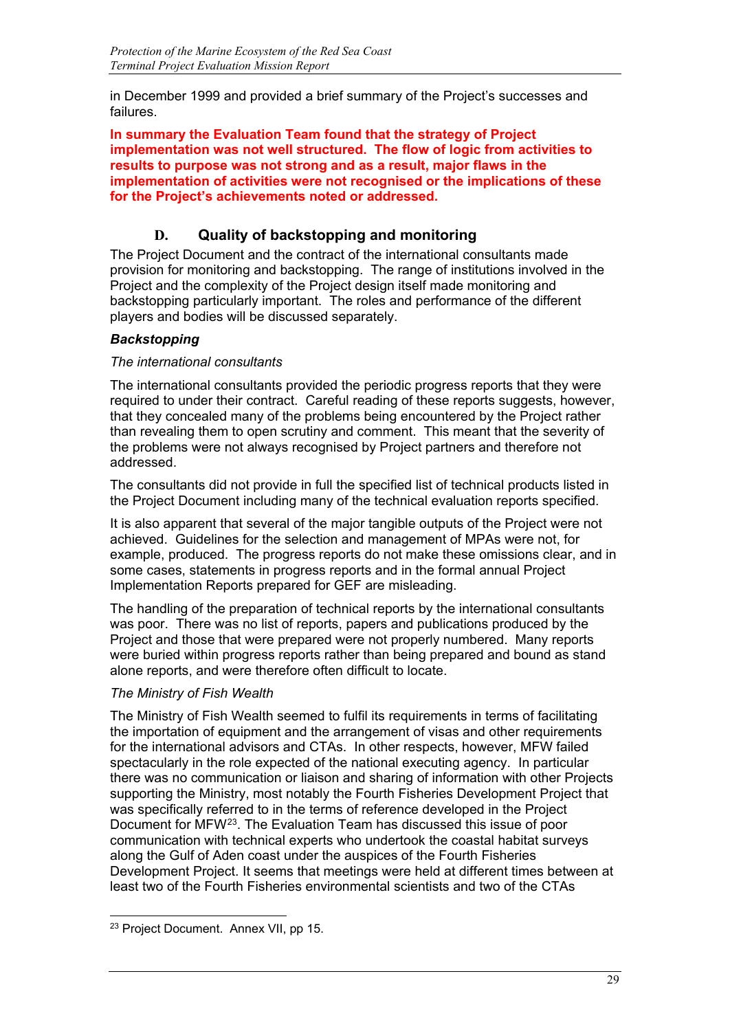in December 1999 and provided a brief summary of the Project's successes and failures.

**In summary the Evaluation Team found that the strategy of Project implementation was not well structured. The flow of logic from activities to results to purpose was not strong and as a result, major flaws in the implementation of activities were not recognised or the implications of these for the Project's achievements noted or addressed.**

## D. Quality of backstopping and monitoring

The Project Document and the contract of the international consultants made provision for monitoring and backstopping. The range of institutions involved in the Project and the complexity of the Project design itself made monitoring and backstopping particularly important. The roles and performance of the different players and bodies will be discussed separately.

### *Backstopping*

*The international consultants*

The international consultants provided the periodic progress reports that they were required to under their contract. Careful reading of these reports suggests, however, that they concealed many of the problems being encountered by the Project rather than revealing them to open scrutiny and comment. This meant that the severity of the problems were not always recognised by Project partners and therefore not addressed.

The consultants did not provide in full the specified list of technical products listed in the Project Document including many of the technical evaluation reports specified.

It is also apparent that several of the major tangible outputs of the Project were not achieved. Guidelines for the selection and management of MPAs were not, for example, produced. The progress reports do not make these omissions clear, and in some cases, statements in progress reports and in the formal annual Project Implementation Reports prepared for GEF are misleading.

The handling of the preparation of technical reports by the international consultants was poor. There was no list of reports, papers and publications produced by the Project and those that were prepared were not properly numbered. Many reports were buried within progress reports rather than being prepared and bound as stand alone reports, and were therefore often difficult to locate.

*The Ministry of Fish Wealth*

The Ministry of Fish Wealth seemed to fulfil its requirements in terms of facilitating the importation of equipment and the arrangement of visas and other requirements for the international advisors and CTAs. In other respects, however, MFW failed spectacularly in the role expected of the national executing agency. In particular there was no communication or liaison and sharing of information with other Projects supporting the Ministry, most notably the Fourth Fisheries Development Project that was specifically referred to in the terms of reference developed in the Project Document for MFW[23]. The Evaluation Team has discussed this issue of poor communication with technical experts who undertook the coastal habitat surveys along the Gulf of Aden coast under the auspices of the Fourth Fisheries Development Project. It seems that meetings were held at different times between at least two of the Fourth Fisheries environmental scientists and two of the CTAs

---

[23] Project Document. Annex VII, pp 15.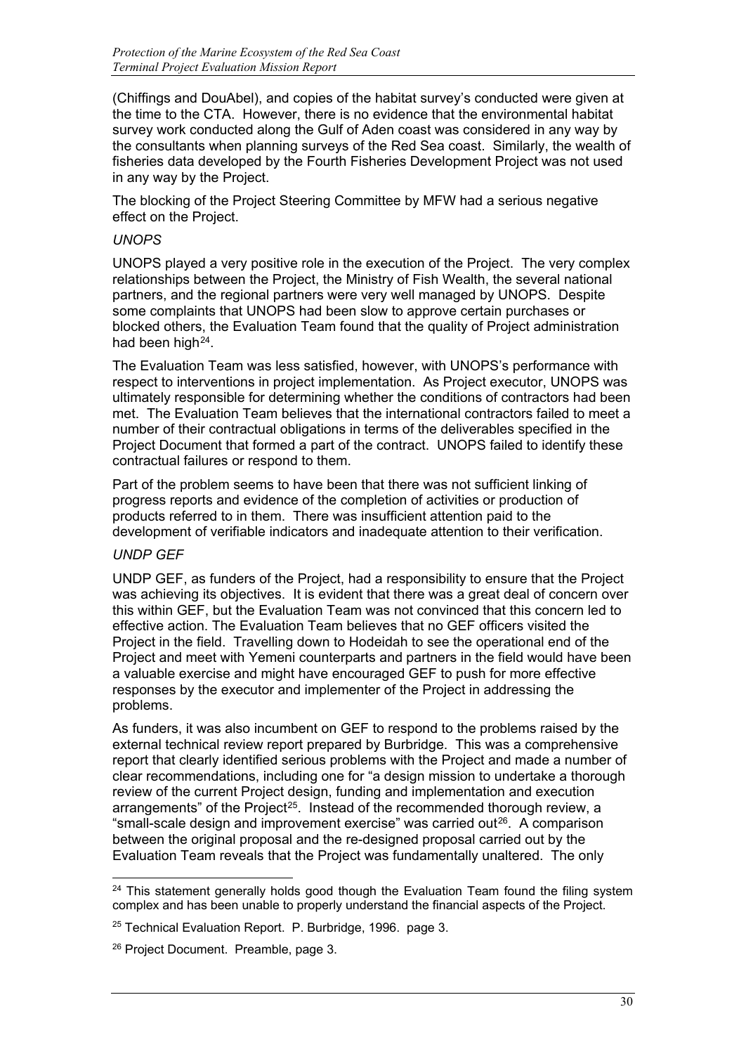(Chiffings and DouAbel), and copies of the habitat survey's conducted were given at the time to the CTA. However, there is no evidence that the environmental habitat survey work conducted along the Gulf of Aden coast was considered in any way by the consultants when planning surveys of the Red Sea coast. Similarly, the wealth of fisheries data developed by the Fourth Fisheries Development Project was not used in any way by the Project.

The blocking of the Project Steering Committee by MFW had a serious negative effect on the Project.

*UNOPS*

UNOPS played a very positive role in the execution of the Project. The very complex relationships between the Project, the Ministry of Fish Wealth, the several national partners, and the regional partners were very well managed by UNOPS. Despite some complaints that UNOPS had been slow to approve certain purchases or blocked others, the Evaluation Team found that the quality of Project administration had been high[24].

The Evaluation Team was less satisfied, however, with UNOPS's performance with respect to interventions in project implementation. As Project executor, UNOPS was ultimately responsible for determining whether the conditions of contractors had been met. The Evaluation Team believes that the international contractors failed to meet a number of their contractual obligations in terms of the deliverables specified in the Project Document that formed a part of the contract. UNOPS failed to identify these contractual failures or respond to them.

Part of the problem seems to have been that there was not sufficient linking of progress reports and evidence of the completion of activities or production of products referred to in them. There was insufficient attention paid to the development of verifiable indicators and inadequate attention to their verification.

*UNDP GEF*

UNDP GEF, as funders of the Project, had a responsibility to ensure that the Project was achieving its objectives. It is evident that there was a great deal of concern over this within GEF, but the Evaluation Team was not convinced that this concern led to effective action. The Evaluation Team believes that no GEF officers visited the Project in the field. Travelling down to Hodeidah to see the operational end of the Project and meet with Yemeni counterparts and partners in the field would have been a valuable exercise and might have encouraged GEF to push for more effective responses by the executor and implementer of the Project in addressing the problems.

As funders, it was also incumbent on GEF to respond to the problems raised by the external technical review report prepared by Burbridge. This was a comprehensive report that clearly identified serious problems with the Project and made a number of clear recommendations, including one for "a design mission to undertake a thorough review of the current Project design, funding and implementation and execution arrangements" of the Project[25]. Instead of the recommended thorough review, a "small-scale design and improvement exercise" was carried out[26]. A comparison between the original proposal and the re-designed proposal carried out by the Evaluation Team reveals that the Project was fundamentally unaltered. The only

---

[24] This statement generally holds good though the Evaluation Team found the filing system complex and has been unable to properly understand the financial aspects of the Project.

[25] Technical Evaluation Report. P. Burbridge, 1996. page 3.

[26] Project Document. Preamble, page 3.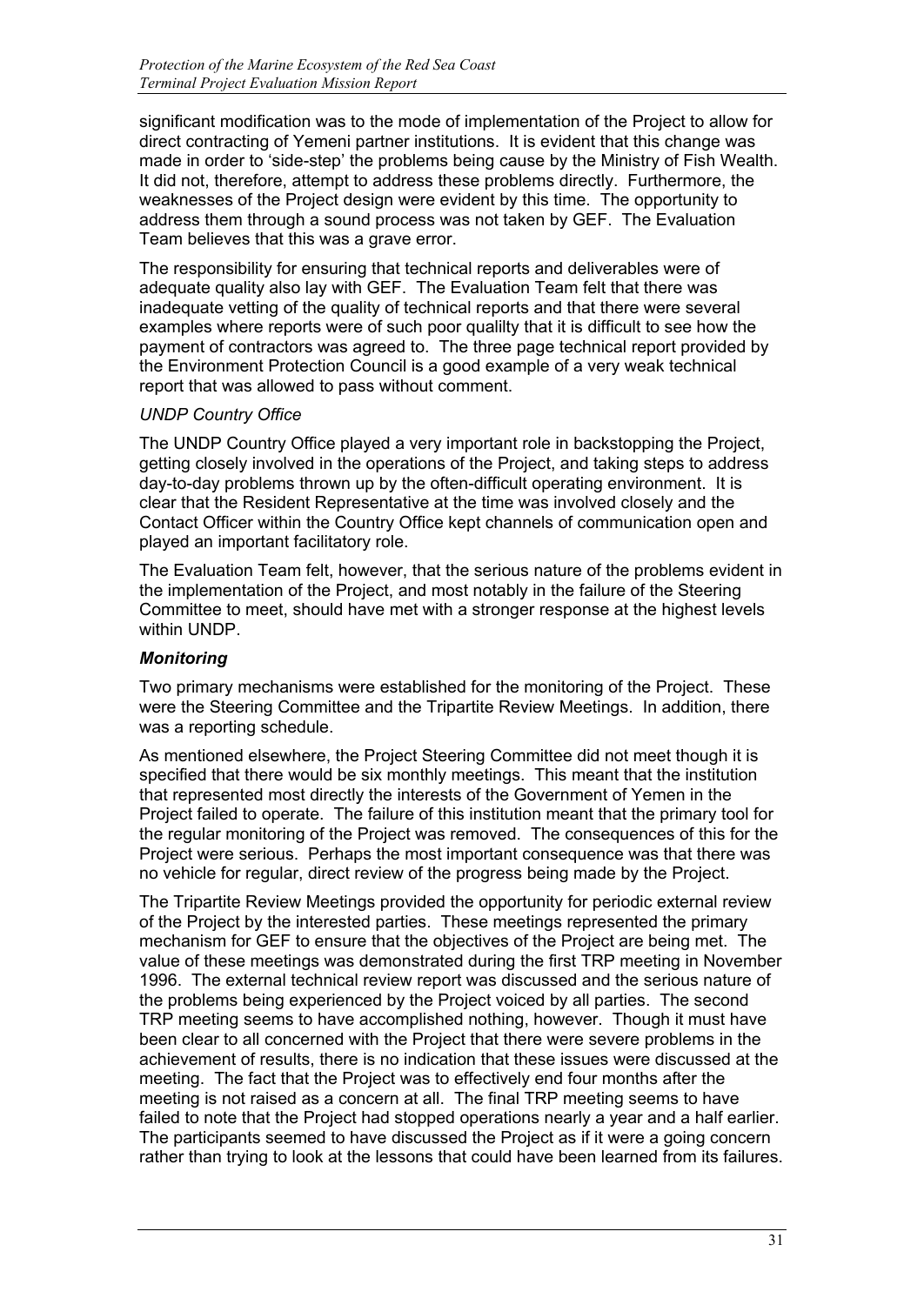significant modification was to the mode of implementation of the Project to allow for direct contracting of Yemeni partner institutions. It is evident that this change was made in order to 'side-step' the problems being cause by the Ministry of Fish Wealth. It did not, therefore, attempt to address these problems directly. Furthermore, the weaknesses of the Project design were evident by this time. The opportunity to address them through a sound process was not taken by GEF. The Evaluation Team believes that this was a grave error.

The responsibility for ensuring that technical reports and deliverables were of adequate quality also lay with GEF. The Evaluation Team felt that there was inadequate vetting of the quality of technical reports and that there were several examples where reports were of such poor qualilty that it is difficult to see how the payment of contractors was agreed to. The three page technical report provided by the Environment Protection Council is a good example of a very weak technical report that was allowed to pass without comment.

*UNDP Country Office*

The UNDP Country Office played a very important role in backstopping the Project, getting closely involved in the operations of the Project, and taking steps to address day-to-day problems thrown up by the often-difficult operating environment. It is clear that the Resident Representative at the time was involved closely and the Contact Officer within the Country Office kept channels of communication open and played an important facilitatory role.

The Evaluation Team felt, however, that the serious nature of the problems evident in the implementation of the Project, and most notably in the failure of the Steering Committee to meet, should have met with a stronger response at the highest levels within UNDP.

***Monitoring***

Two primary mechanisms were established for the monitoring of the Project. These were the Steering Committee and the Tripartite Review Meetings. In addition, there was a reporting schedule.

As mentioned elsewhere, the Project Steering Committee did not meet though it is specified that there would be six monthly meetings. This meant that the institution that represented most directly the interests of the Government of Yemen in the Project failed to operate. The failure of this institution meant that the primary tool for the regular monitoring of the Project was removed. The consequences of this for the Project were serious. Perhaps the most important consequence was that there was no vehicle for regular, direct review of the progress being made by the Project.

The Tripartite Review Meetings provided the opportunity for periodic external review of the Project by the interested parties. These meetings represented the primary mechanism for GEF to ensure that the objectives of the Project are being met. The value of these meetings was demonstrated during the first TRP meeting in November 1996. The external technical review report was discussed and the serious nature of the problems being experienced by the Project voiced by all parties. The second TRP meeting seems to have accomplished nothing, however. Though it must have been clear to all concerned with the Project that there were severe problems in the achievement of results, there is no indication that these issues were discussed at the meeting. The fact that the Project was to effectively end four months after the meeting is not raised as a concern at all. The final TRP meeting seems to have failed to note that the Project had stopped operations nearly a year and a half earlier. The participants seemed to have discussed the Project as if it were a going concern rather than trying to look at the lessons that could have been learned from its failures.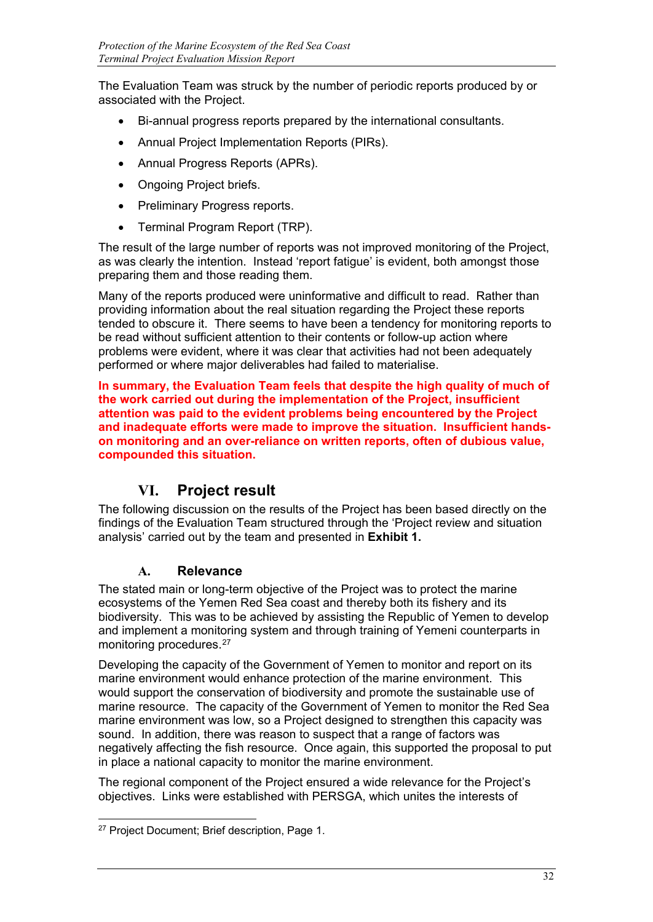The Evaluation Team was struck by the number of periodic reports produced by or associated with the Project.

- Bi-annual progress reports prepared by the international consultants.
- Annual Project Implementation Reports (PIRs).
- Annual Progress Reports (APRs).
- Ongoing Project briefs.
- Preliminary Progress reports.
- Terminal Program Report (TRP).

The result of the large number of reports was not improved monitoring of the Project, as was clearly the intention. Instead 'report fatigue' is evident, both amongst those preparing them and those reading them.

Many of the reports produced were uninformative and difficult to read. Rather than providing information about the real situation regarding the Project these reports tended to obscure it. There seems to have been a tendency for monitoring reports to be read without sufficient attention to their contents or follow-up action where problems were evident, where it was clear that activities had not been adequately performed or where major deliverables had failed to materialise.

**In summary, the Evaluation Team feels that despite the high quality of much of the work carried out during the implementation of the Project, insufficient attention was paid to the evident problems being encountered by the Project and inadequate efforts were made to improve the situation. Insufficient hands-on monitoring and an over-reliance on written reports, often of dubious value, compounded this situation.**

# VI. Project result

The following discussion on the results of the Project has been based directly on the findings of the Evaluation Team structured through the 'Project review and situation analysis' carried out by the team and presented in **Exhibit 1.**

## A. Relevance

The stated main or long-term objective of the Project was to protect the marine ecosystems of the Yemen Red Sea coast and thereby both its fishery and its biodiversity. This was to be achieved by assisting the Republic of Yemen to develop and implement a monitoring system and through training of Yemeni counterparts in monitoring procedures.[27]

Developing the capacity of the Government of Yemen to monitor and report on its marine environment would enhance protection of the marine environment. This would support the conservation of biodiversity and promote the sustainable use of marine resource. The capacity of the Government of Yemen to monitor the Red Sea marine environment was low, so a Project designed to strengthen this capacity was sound. In addition, there was reason to suspect that a range of factors was negatively affecting the fish resource. Once again, this supported the proposal to put in place a national capacity to monitor the marine environment.

The regional component of the Project ensured a wide relevance for the Project's objectives. Links were established with PERSGA, which unites the interests of

[27] Project Document; Brief description, Page 1.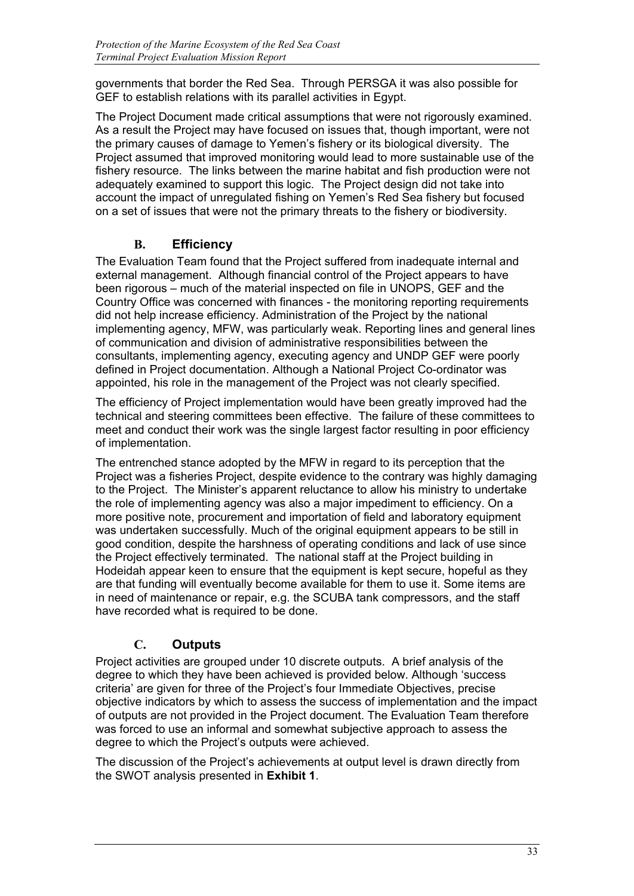governments that border the Red Sea. Through PERSGA it was also possible for GEF to establish relations with its parallel activities in Egypt.

The Project Document made critical assumptions that were not rigorously examined. As a result the Project may have focused on issues that, though important, were not the primary causes of damage to Yemen's fishery or its biological diversity. The Project assumed that improved monitoring would lead to more sustainable use of the fishery resource. The links between the marine habitat and fish production were not adequately examined to support this logic. The Project design did not take into account the impact of unregulated fishing on Yemen's Red Sea fishery but focused on a set of issues that were not the primary threats to the fishery or biodiversity.

## B. Efficiency

The Evaluation Team found that the Project suffered from inadequate internal and external management. Although financial control of the Project appears to have been rigorous – much of the material inspected on file in UNOPS, GEF and the Country Office was concerned with finances - the monitoring reporting requirements did not help increase efficiency. Administration of the Project by the national implementing agency, MFW, was particularly weak. Reporting lines and general lines of communication and division of administrative responsibilities between the consultants, implementing agency, executing agency and UNDP GEF were poorly defined in Project documentation. Although a National Project Co-ordinator was appointed, his role in the management of the Project was not clearly specified.

The efficiency of Project implementation would have been greatly improved had the technical and steering committees been effective. The failure of these committees to meet and conduct their work was the single largest factor resulting in poor efficiency of implementation.

The entrenched stance adopted by the MFW in regard to its perception that the Project was a fisheries Project, despite evidence to the contrary was highly damaging to the Project. The Minister's apparent reluctance to allow his ministry to undertake the role of implementing agency was also a major impediment to efficiency. On a more positive note, procurement and importation of field and laboratory equipment was undertaken successfully. Much of the original equipment appears to be still in good condition, despite the harshness of operating conditions and lack of use since the Project effectively terminated. The national staff at the Project building in Hodeidah appear keen to ensure that the equipment is kept secure, hopeful as they are that funding will eventually become available for them to use it. Some items are in need of maintenance or repair, e.g. the SCUBA tank compressors, and the staff have recorded what is required to be done.

## C. Outputs

Project activities are grouped under 10 discrete outputs. A brief analysis of the degree to which they have been achieved is provided below. Although 'success criteria' are given for three of the Project's four Immediate Objectives, precise objective indicators by which to assess the success of implementation and the impact of outputs are not provided in the Project document. The Evaluation Team therefore was forced to use an informal and somewhat subjective approach to assess the degree to which the Project's outputs were achieved.

The discussion of the Project's achievements at output level is drawn directly from the SWOT analysis presented in **Exhibit 1**.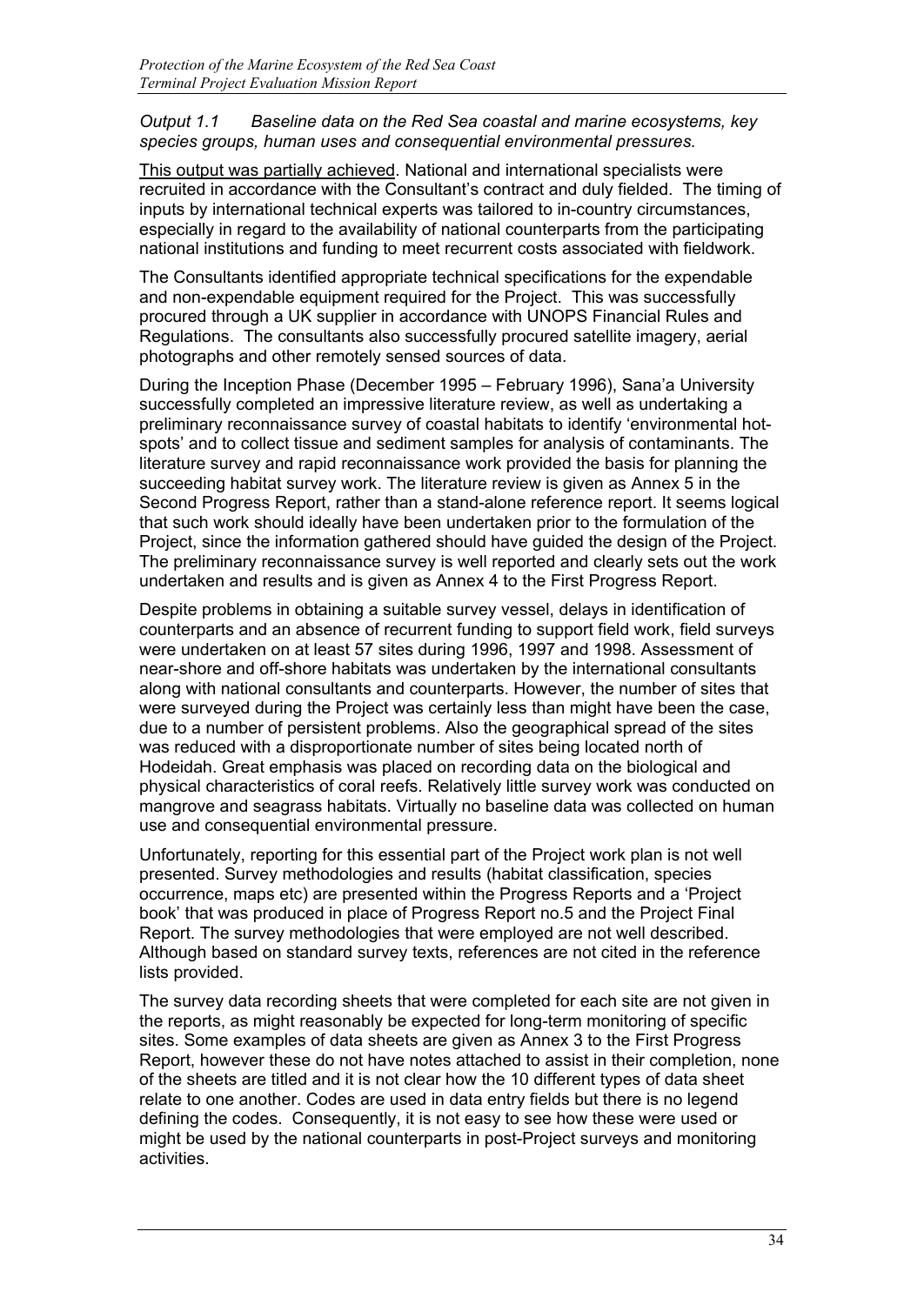*Output 1.1 Baseline data on the Red Sea coastal and marine ecosystems, key species groups, human uses and consequential environmental pressures.*

<u>This output was partially achieved</u>. National and international specialists were recruited in accordance with the Consultant's contract and duly fielded. The timing of inputs by international technical experts was tailored to in-country circumstances, especially in regard to the availability of national counterparts from the participating national institutions and funding to meet recurrent costs associated with fieldwork.

The Consultants identified appropriate technical specifications for the expendable and non-expendable equipment required for the Project. This was successfully procured through a UK supplier in accordance with UNOPS Financial Rules and Regulations. The consultants also successfully procured satellite imagery, aerial photographs and other remotely sensed sources of data.

During the Inception Phase (December 1995 – February 1996), Sana'a University successfully completed an impressive literature review, as well as undertaking a preliminary reconnaissance survey of coastal habitats to identify 'environmental hot-spots' and to collect tissue and sediment samples for analysis of contaminants. The literature survey and rapid reconnaissance work provided the basis for planning the succeeding habitat survey work. The literature review is given as Annex 5 in the Second Progress Report, rather than a stand-alone reference report. It seems logical that such work should ideally have been undertaken prior to the formulation of the Project, since the information gathered should have guided the design of the Project. The preliminary reconnaissance survey is well reported and clearly sets out the work undertaken and results and is given as Annex 4 to the First Progress Report.

Despite problems in obtaining a suitable survey vessel, delays in identification of counterparts and an absence of recurrent funding to support field work, field surveys were undertaken on at least 57 sites during 1996, 1997 and 1998. Assessment of near-shore and off-shore habitats was undertaken by the international consultants along with national consultants and counterparts. However, the number of sites that were surveyed during the Project was certainly less than might have been the case, due to a number of persistent problems. Also the geographical spread of the sites was reduced with a disproportionate number of sites being located north of Hodeidah. Great emphasis was placed on recording data on the biological and physical characteristics of coral reefs. Relatively little survey work was conducted on mangrove and seagrass habitats. Virtually no baseline data was collected on human use and consequential environmental pressure.

Unfortunately, reporting for this essential part of the Project work plan is not well presented. Survey methodologies and results (habitat classification, species occurrence, maps etc) are presented within the Progress Reports and a 'Project book' that was produced in place of Progress Report no.5 and the Project Final Report. The survey methodologies that were employed are not well described. Although based on standard survey texts, references are not cited in the reference lists provided.

The survey data recording sheets that were completed for each site are not given in the reports, as might reasonably be expected for long-term monitoring of specific sites. Some examples of data sheets are given as Annex 3 to the First Progress Report, however these do not have notes attached to assist in their completion, none of the sheets are titled and it is not clear how the 10 different types of data sheet relate to one another. Codes are used in data entry fields but there is no legend defining the codes. Consequently, it is not easy to see how these were used or might be used by the national counterparts in post-Project surveys and monitoring activities.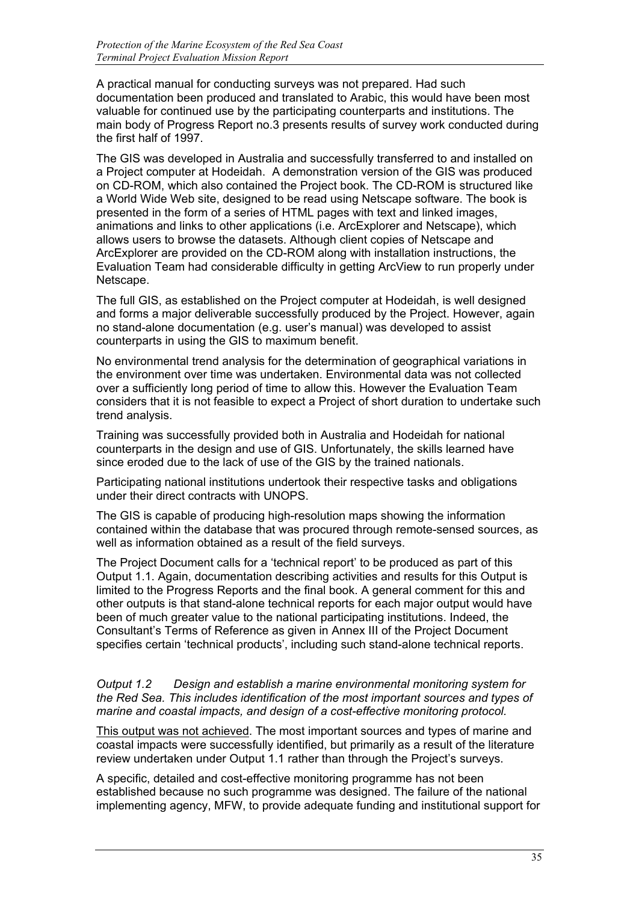A practical manual for conducting surveys was not prepared. Had such documentation been produced and translated to Arabic, this would have been most valuable for continued use by the participating counterparts and institutions. The main body of Progress Report no.3 presents results of survey work conducted during the first half of 1997.

The GIS was developed in Australia and successfully transferred to and installed on a Project computer at Hodeidah. A demonstration version of the GIS was produced on CD-ROM, which also contained the Project book. The CD-ROM is structured like a World Wide Web site, designed to be read using Netscape software. The book is presented in the form of a series of HTML pages with text and linked images, animations and links to other applications (i.e. ArcExplorer and Netscape), which allows users to browse the datasets. Although client copies of Netscape and ArcExplorer are provided on the CD-ROM along with installation instructions, the Evaluation Team had considerable difficulty in getting ArcView to run properly under Netscape.

The full GIS, as established on the Project computer at Hodeidah, is well designed and forms a major deliverable successfully produced by the Project. However, again no stand-alone documentation (e.g. user's manual) was developed to assist counterparts in using the GIS to maximum benefit.

No environmental trend analysis for the determination of geographical variations in the environment over time was undertaken. Environmental data was not collected over a sufficiently long period of time to allow this. However the Evaluation Team considers that it is not feasible to expect a Project of short duration to undertake such trend analysis.

Training was successfully provided both in Australia and Hodeidah for national counterparts in the design and use of GIS. Unfortunately, the skills learned have since eroded due to the lack of use of the GIS by the trained nationals.

Participating national institutions undertook their respective tasks and obligations under their direct contracts with UNOPS.

The GIS is capable of producing high-resolution maps showing the information contained within the database that was procured through remote-sensed sources, as well as information obtained as a result of the field surveys.

The Project Document calls for a 'technical report' to be produced as part of this Output 1.1. Again, documentation describing activities and results for this Output is limited to the Progress Reports and the final book. A general comment for this and other outputs is that stand-alone technical reports for each major output would have been of much greater value to the national participating institutions. Indeed, the Consultant's Terms of Reference as given in Annex III of the Project Document specifies certain 'technical products', including such stand-alone technical reports.

*Output 1.2 Design and establish a marine environmental monitoring system for the Red Sea. This includes identification of the most important sources and types of marine and coastal impacts, and design of a cost-effective monitoring protocol.*

<u>This output was not achieved</u>. The most important sources and types of marine and coastal impacts were successfully identified, but primarily as a result of the literature review undertaken under Output 1.1 rather than through the Project's surveys.

A specific, detailed and cost-effective monitoring programme has not been established because no such programme was designed. The failure of the national implementing agency, MFW, to provide adequate funding and institutional support for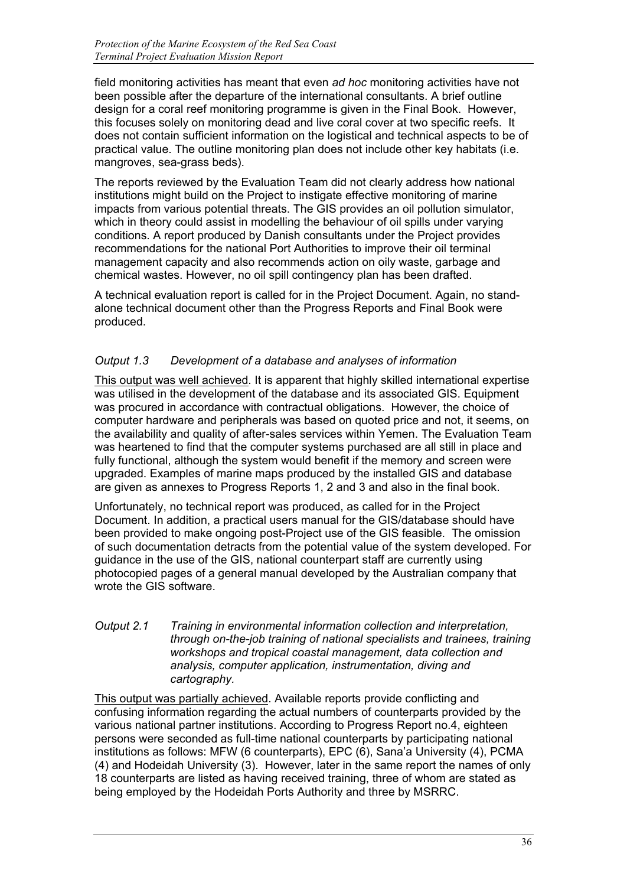field monitoring activities has meant that even *ad hoc* monitoring activities have not been possible after the departure of the international consultants. A brief outline design for a coral reef monitoring programme is given in the Final Book. However, this focuses solely on monitoring dead and live coral cover at two specific reefs. It does not contain sufficient information on the logistical and technical aspects to be of practical value. The outline monitoring plan does not include other key habitats (i.e. mangroves, sea-grass beds).

The reports reviewed by the Evaluation Team did not clearly address how national institutions might build on the Project to instigate effective monitoring of marine impacts from various potential threats. The GIS provides an oil pollution simulator, which in theory could assist in modelling the behaviour of oil spills under varying conditions. A report produced by Danish consultants under the Project provides recommendations for the national Port Authorities to improve their oil terminal management capacity and also recommends action on oily waste, garbage and chemical wastes. However, no oil spill contingency plan has been drafted.

A technical evaluation report is called for in the Project Document. Again, no stand-alone technical document other than the Progress Reports and Final Book were produced.

*Output 1.3 Development of a database and analyses of information*

<u>This output was well achieved</u>. It is apparent that highly skilled international expertise was utilised in the development of the database and its associated GIS. Equipment was procured in accordance with contractual obligations. However, the choice of computer hardware and peripherals was based on quoted price and not, it seems, on the availability and quality of after-sales services within Yemen. The Evaluation Team was heartened to find that the computer systems purchased are all still in place and fully functional, although the system would benefit if the memory and screen were upgraded. Examples of marine maps produced by the installed GIS and database are given as annexes to Progress Reports 1, 2 and 3 and also in the final book.

Unfortunately, no technical report was produced, as called for in the Project Document. In addition, a practical users manual for the GIS/database should have been provided to make ongoing post-Project use of the GIS feasible. The omission of such documentation detracts from the potential value of the system developed. For guidance in the use of the GIS, national counterpart staff are currently using photocopied pages of a general manual developed by the Australian company that wrote the GIS software.

*Output 2.1 Training in environmental information collection and interpretation, through on-the-job training of national specialists and trainees, training workshops and tropical coastal management, data collection and analysis, computer application, instrumentation, diving and cartography.*

<u>This output was partially achieved</u>. Available reports provide conflicting and confusing information regarding the actual numbers of counterparts provided by the various national partner institutions. According to Progress Report no.4, eighteen persons were seconded as full-time national counterparts by participating national institutions as follows: MFW (6 counterparts), EPC (6), Sana'a University (4), PCMA (4) and Hodeidah University (3). However, later in the same report the names of only 18 counterparts are listed as having received training, three of whom are stated as being employed by the Hodeidah Ports Authority and three by MSRRC.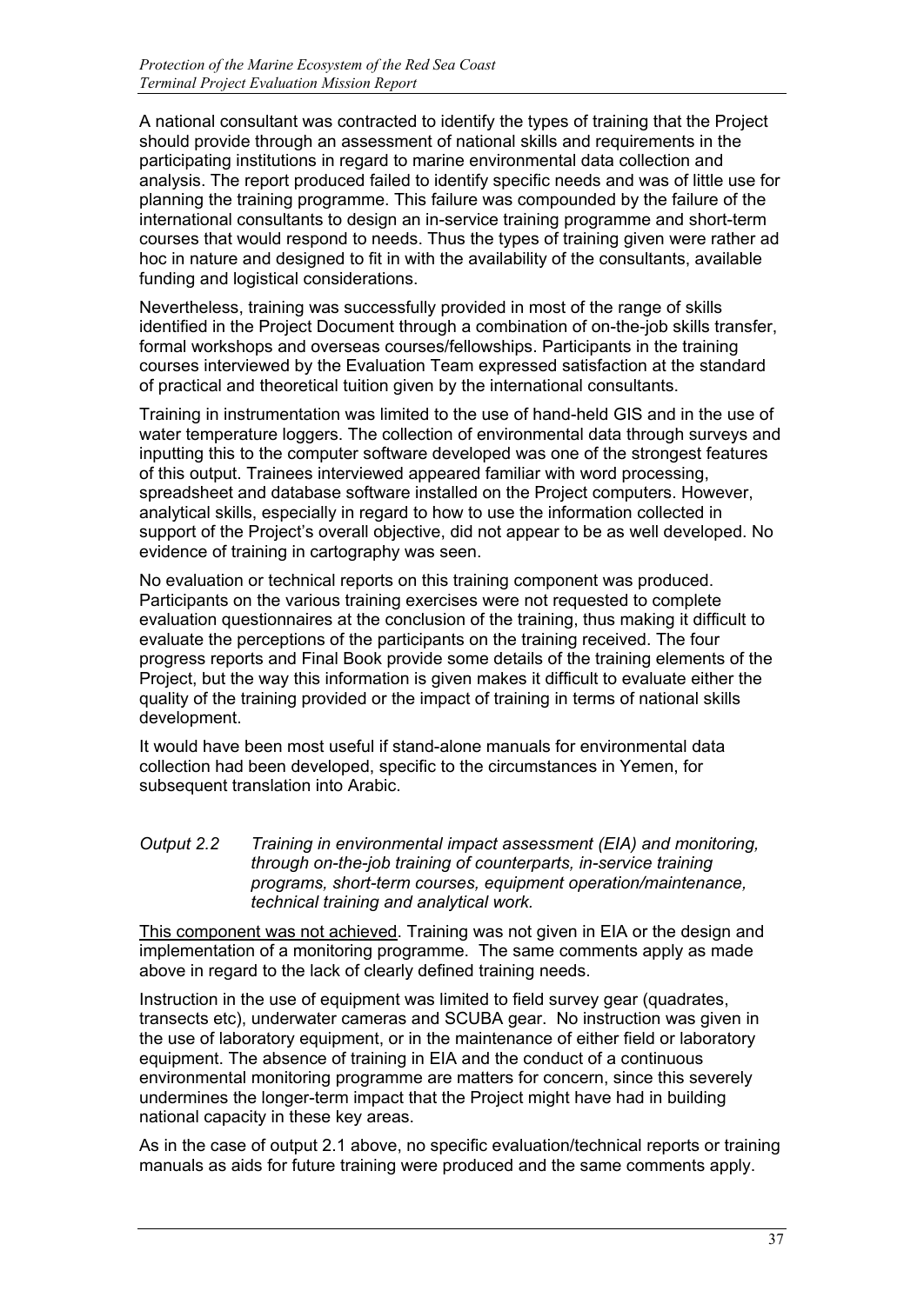A national consultant was contracted to identify the types of training that the Project should provide through an assessment of national skills and requirements in the participating institutions in regard to marine environmental data collection and analysis. The report produced failed to identify specific needs and was of little use for planning the training programme. This failure was compounded by the failure of the international consultants to design an in-service training programme and short-term courses that would respond to needs. Thus the types of training given were rather ad hoc in nature and designed to fit in with the availability of the consultants, available funding and logistical considerations.

Nevertheless, training was successfully provided in most of the range of skills identified in the Project Document through a combination of on-the-job skills transfer, formal workshops and overseas courses/fellowships. Participants in the training courses interviewed by the Evaluation Team expressed satisfaction at the standard of practical and theoretical tuition given by the international consultants.

Training in instrumentation was limited to the use of hand-held GIS and in the use of water temperature loggers. The collection of environmental data through surveys and inputting this to the computer software developed was one of the strongest features of this output. Trainees interviewed appeared familiar with word processing, spreadsheet and database software installed on the Project computers. However, analytical skills, especially in regard to how to use the information collected in support of the Project's overall objective, did not appear to be as well developed. No evidence of training in cartography was seen.

No evaluation or technical reports on this training component was produced. Participants on the various training exercises were not requested to complete evaluation questionnaires at the conclusion of the training, thus making it difficult to evaluate the perceptions of the participants on the training received. The four progress reports and Final Book provide some details of the training elements of the Project, but the way this information is given makes it difficult to evaluate either the quality of the training provided or the impact of training in terms of national skills development.

It would have been most useful if stand-alone manuals for environmental data collection had been developed, specific to the circumstances in Yemen, for subsequent translation into Arabic.

*Output 2.2 Training in environmental impact assessment (EIA) and monitoring, through on-the-job training of counterparts, in-service training programs, short-term courses, equipment operation/maintenance, technical training and analytical work.*

This component was not achieved. Training was not given in EIA or the design and implementation of a monitoring programme. The same comments apply as made above in regard to the lack of clearly defined training needs.

Instruction in the use of equipment was limited to field survey gear (quadrates, transects etc), underwater cameras and SCUBA gear. No instruction was given in the use of laboratory equipment, or in the maintenance of either field or laboratory equipment. The absence of training in EIA and the conduct of a continuous environmental monitoring programme are matters for concern, since this severely undermines the longer-term impact that the Project might have had in building national capacity in these key areas.

As in the case of output 2.1 above, no specific evaluation/technical reports or training manuals as aids for future training were produced and the same comments apply.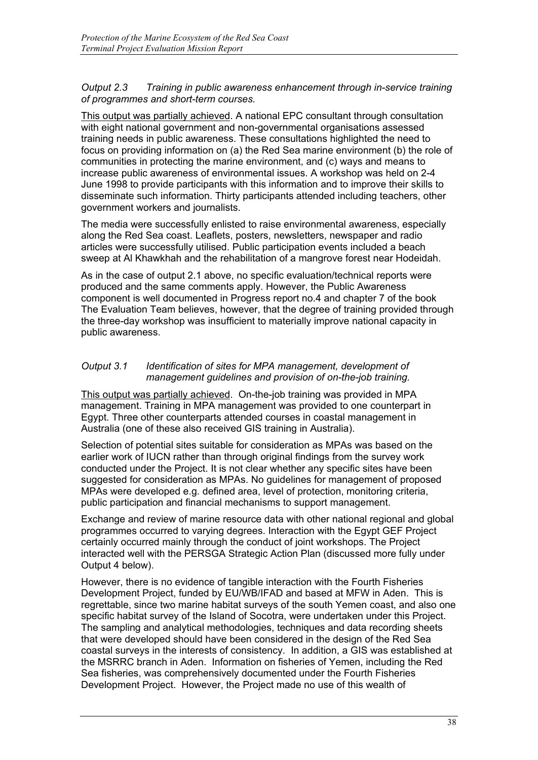*Output 2.3 Training in public awareness enhancement through in-service training of programmes and short-term courses.*

<u>This output was partially achieved</u>. A national EPC consultant through consultation with eight national government and non-governmental organisations assessed training needs in public awareness. These consultations highlighted the need to focus on providing information on (a) the Red Sea marine environment (b) the role of communities in protecting the marine environment, and (c) ways and means to increase public awareness of environmental issues. A workshop was held on 2-4 June 1998 to provide participants with this information and to improve their skills to disseminate such information. Thirty participants attended including teachers, other government workers and journalists.

The media were successfully enlisted to raise environmental awareness, especially along the Red Sea coast. Leaflets, posters, newsletters, newspaper and radio articles were successfully utilised. Public participation events included a beach sweep at Al Khawkhah and the rehabilitation of a mangrove forest near Hodeidah.

As in the case of output 2.1 above, no specific evaluation/technical reports were produced and the same comments apply. However, the Public Awareness component is well documented in Progress report no.4 and chapter 7 of the book The Evaluation Team believes, however, that the degree of training provided through the three-day workshop was insufficient to materially improve national capacity in public awareness.

*Output 3.1 Identification of sites for MPA management, development of management guidelines and provision of on-the-job training.*

<u>This output was partially achieved</u>. On-the-job training was provided in MPA management. Training in MPA management was provided to one counterpart in Egypt. Three other counterparts attended courses in coastal management in Australia (one of these also received GIS training in Australia).

Selection of potential sites suitable for consideration as MPAs was based on the earlier work of IUCN rather than through original findings from the survey work conducted under the Project. It is not clear whether any specific sites have been suggested for consideration as MPAs. No guidelines for management of proposed MPAs were developed e.g. defined area, level of protection, monitoring criteria, public participation and financial mechanisms to support management.

Exchange and review of marine resource data with other national regional and global programmes occurred to varying degrees. Interaction with the Egypt GEF Project certainly occurred mainly through the conduct of joint workshops. The Project interacted well with the PERSGA Strategic Action Plan (discussed more fully under Output 4 below).

However, there is no evidence of tangible interaction with the Fourth Fisheries Development Project, funded by EU/WB/IFAD and based at MFW in Aden. This is regrettable, since two marine habitat surveys of the south Yemen coast, and also one specific habitat survey of the Island of Socotra, were undertaken under this Project. The sampling and analytical methodologies, techniques and data recording sheets that were developed should have been considered in the design of the Red Sea coastal surveys in the interests of consistency. In addition, a GIS was established at the MSRRC branch in Aden. Information on fisheries of Yemen, including the Red Sea fisheries, was comprehensively documented under the Fourth Fisheries Development Project. However, the Project made no use of this wealth of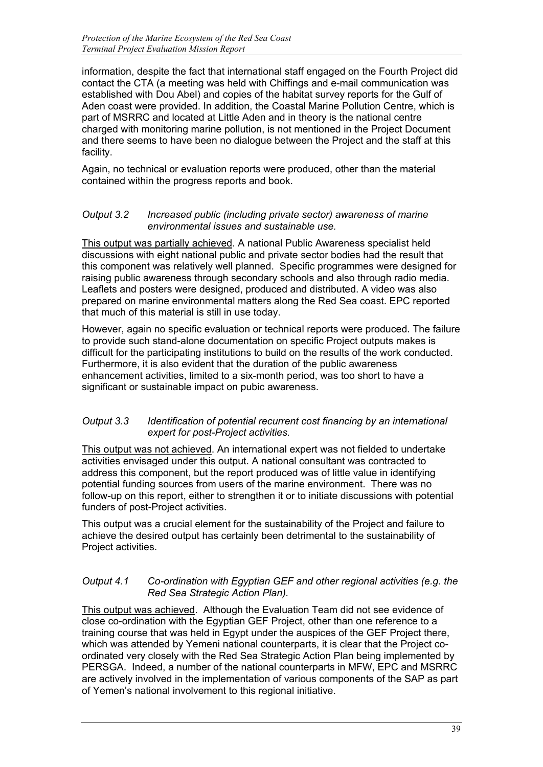information, despite the fact that international staff engaged on the Fourth Project did contact the CTA (a meeting was held with Chiffings and e-mail communication was established with Dou Abel) and copies of the habitat survey reports for the Gulf of Aden coast were provided. In addition, the Coastal Marine Pollution Centre, which is part of MSRRC and located at Little Aden and in theory is the national centre charged with monitoring marine pollution, is not mentioned in the Project Document and there seems to have been no dialogue between the Project and the staff at this facility.

Again, no technical or evaluation reports were produced, other than the material contained within the progress reports and book.

*Output 3.2 Increased public (including private sector) awareness of marine environmental issues and sustainable use.*

This output was partially achieved. A national Public Awareness specialist held discussions with eight national public and private sector bodies had the result that this component was relatively well planned. Specific programmes were designed for raising public awareness through secondary schools and also through radio media. Leaflets and posters were designed, produced and distributed. A video was also prepared on marine environmental matters along the Red Sea coast. EPC reported that much of this material is still in use today.

However, again no specific evaluation or technical reports were produced. The failure to provide such stand-alone documentation on specific Project outputs makes is difficult for the participating institutions to build on the results of the work conducted. Furthermore, it is also evident that the duration of the public awareness enhancement activities, limited to a six-month period, was too short to have a significant or sustainable impact on pubic awareness.

*Output 3.3 Identification of potential recurrent cost financing by an international expert for post-Project activities.*

This output was not achieved. An international expert was not fielded to undertake activities envisaged under this output. A national consultant was contracted to address this component, but the report produced was of little value in identifying potential funding sources from users of the marine environment. There was no follow-up on this report, either to strengthen it or to initiate discussions with potential funders of post-Project activities.

This output was a crucial element for the sustainability of the Project and failure to achieve the desired output has certainly been detrimental to the sustainability of Project activities.

*Output 4.1 Co-ordination with Egyptian GEF and other regional activities (e.g. the Red Sea Strategic Action Plan).*

This output was achieved. Although the Evaluation Team did not see evidence of close co-ordination with the Egyptian GEF Project, other than one reference to a training course that was held in Egypt under the auspices of the GEF Project there, which was attended by Yemeni national counterparts, it is clear that the Project co-ordinated very closely with the Red Sea Strategic Action Plan being implemented by PERSGA. Indeed, a number of the national counterparts in MFW, EPC and MSRRC are actively involved in the implementation of various components of the SAP as part of Yemen's national involvement to this regional initiative.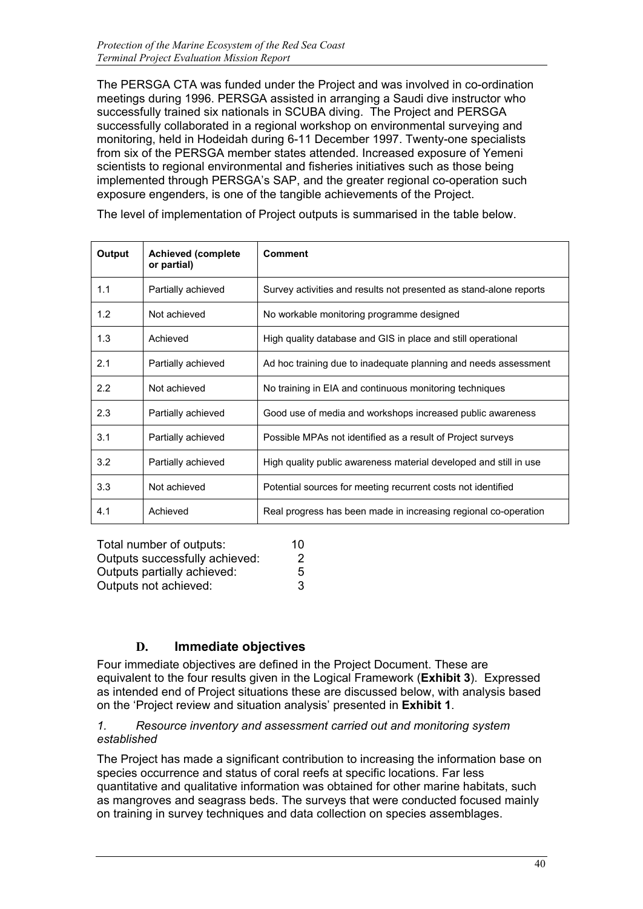The PERSGA CTA was funded under the Project and was involved in co-ordination meetings during 1996. PERSGA assisted in arranging a Saudi dive instructor who successfully trained six nationals in SCUBA diving. The Project and PERSGA successfully collaborated in a regional workshop on environmental surveying and monitoring, held in Hodeidah during 6-11 December 1997. Twenty-one specialists from six of the PERSGA member states attended. Increased exposure of Yemeni scientists to regional environmental and fisheries initiatives such as those being implemented through PERSGA's SAP, and the greater regional co-operation such exposure engenders, is one of the tangible achievements of the Project.

The level of implementation of Project outputs is summarised in the table below.

| Output | Achieved (complete or partial) | Comment |
|---|---|---|
| 1.1 | Partially achieved | Survey activities and results not presented as stand-alone reports |
| 1.2 | Not achieved | No workable monitoring programme designed |
| 1.3 | Achieved | High quality database and GIS in place and still operational |
| 2.1 | Partially achieved | Ad hoc training due to inadequate planning and needs assessment |
| 2.2 | Not achieved | No training in EIA and continuous monitoring techniques |
| 2.3 | Partially achieved | Good use of media and workshops increased public awareness |
| 3.1 | Partially achieved | Possible MPAs not identified as a result of Project surveys |
| 3.2 | Partially achieved | High quality public awareness material developed and still in use |
| 3.3 | Not achieved | Potential sources for meeting recurrent costs not identified |
| 4.1 | Achieved | Real progress has been made in increasing regional co-operation |

Total number of outputs: 10
Outputs successfully achieved: 2
Outputs partially achieved: 5
Outputs not achieved: 3

## D. Immediate objectives

Four immediate objectives are defined in the Project Document. These are equivalent to the four results given in the Logical Framework (**Exhibit 3**). Expressed as intended end of Project situations these are discussed below, with analysis based on the 'Project review and situation analysis' presented in **Exhibit 1**.

*1. Resource inventory and assessment carried out and monitoring system established*

The Project has made a significant contribution to increasing the information base on species occurrence and status of coral reefs at specific locations. Far less quantitative and qualitative information was obtained for other marine habitats, such as mangroves and seagrass beds. The surveys that were conducted focused mainly on training in survey techniques and data collection on species assemblages.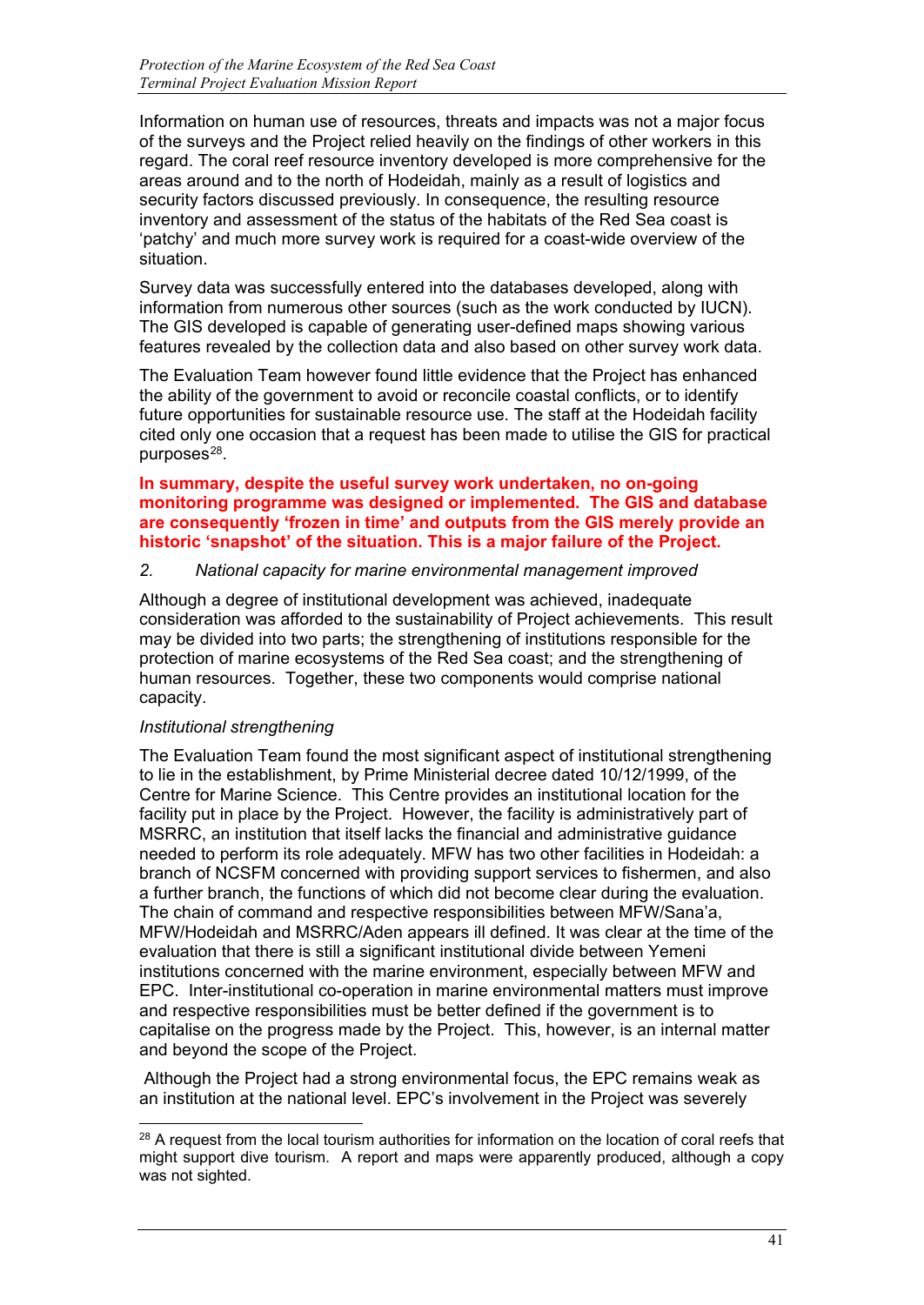Information on human use of resources, threats and impacts was not a major focus of the surveys and the Project relied heavily on the findings of other workers in this regard. The coral reef resource inventory developed is more comprehensive for the areas around and to the north of Hodeidah, mainly as a result of logistics and security factors discussed previously. In consequence, the resulting resource inventory and assessment of the status of the habitats of the Red Sea coast is 'patchy' and much more survey work is required for a coast-wide overview of the situation.

Survey data was successfully entered into the databases developed, along with information from numerous other sources (such as the work conducted by IUCN). The GIS developed is capable of generating user-defined maps showing various features revealed by the collection data and also based on other survey work data.

The Evaluation Team however found little evidence that the Project has enhanced the ability of the government to avoid or reconcile coastal conflicts, or to identify future opportunities for sustainable resource use. The staff at the Hodeidah facility cited only one occasion that a request has been made to utilise the GIS for practical purposes[28].

**In summary, despite the useful survey work undertaken, no on-going monitoring programme was designed or implemented. The GIS and database are consequently 'frozen in time' and outputs from the GIS merely provide an historic 'snapshot' of the situation. This is a major failure of the Project.**

*2. National capacity for marine environmental management improved*

Although a degree of institutional development was achieved, inadequate consideration was afforded to the sustainability of Project achievements. This result may be divided into two parts; the strengthening of institutions responsible for the protection of marine ecosystems of the Red Sea coast; and the strengthening of human resources. Together, these two components would comprise national capacity.

*Institutional strengthening*

The Evaluation Team found the most significant aspect of institutional strengthening to lie in the establishment, by Prime Ministerial decree dated 10/12/1999, of the Centre for Marine Science. This Centre provides an institutional location for the facility put in place by the Project. However, the facility is administratively part of MSRRC, an institution that itself lacks the financial and administrative guidance needed to perform its role adequately. MFW has two other facilities in Hodeidah: a branch of NCSFM concerned with providing support services to fishermen, and also a further branch, the functions of which did not become clear during the evaluation. The chain of command and respective responsibilities between MFW/Sana'a, MFW/Hodeidah and MSRRC/Aden appears ill defined. It was clear at the time of the evaluation that there is still a significant institutional divide between Yemeni institutions concerned with the marine environment, especially between MFW and EPC. Inter-institutional co-operation in marine environmental matters must improve and respective responsibilities must be better defined if the government is to capitalise on the progress made by the Project. This, however, is an internal matter and beyond the scope of the Project.

Although the Project had a strong environmental focus, the EPC remains weak as an institution at the national level. EPC's involvement in the Project was severely

[28] A request from the local tourism authorities for information on the location of coral reefs that might support dive tourism. A report and maps were apparently produced, although a copy was not sighted.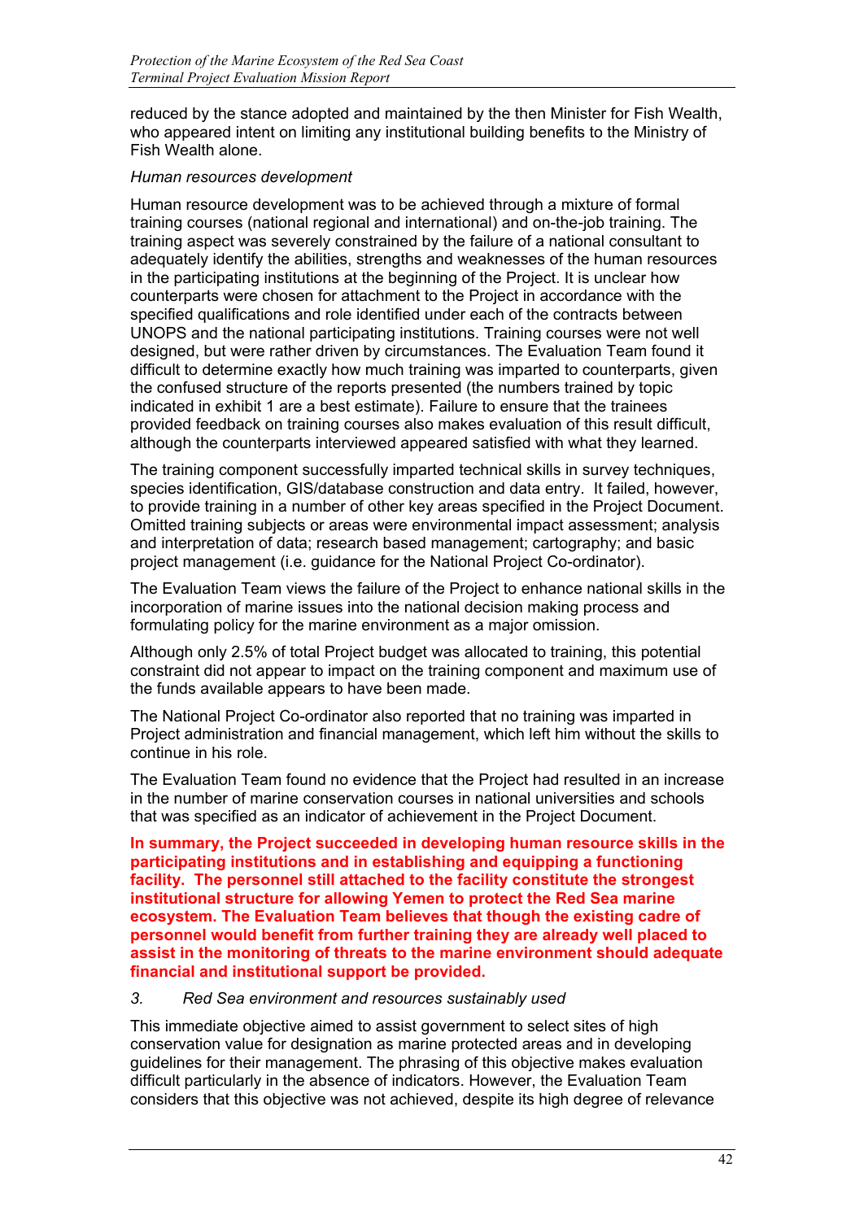reduced by the stance adopted and maintained by the then Minister for Fish Wealth, who appeared intent on limiting any institutional building benefits to the Ministry of Fish Wealth alone.

*Human resources development*

Human resource development was to be achieved through a mixture of formal training courses (national regional and international) and on-the-job training. The training aspect was severely constrained by the failure of a national consultant to adequately identify the abilities, strengths and weaknesses of the human resources in the participating institutions at the beginning of the Project. It is unclear how counterparts were chosen for attachment to the Project in accordance with the specified qualifications and role identified under each of the contracts between UNOPS and the national participating institutions. Training courses were not well designed, but were rather driven by circumstances. The Evaluation Team found it difficult to determine exactly how much training was imparted to counterparts, given the confused structure of the reports presented (the numbers trained by topic indicated in exhibit 1 are a best estimate). Failure to ensure that the trainees provided feedback on training courses also makes evaluation of this result difficult, although the counterparts interviewed appeared satisfied with what they learned.

The training component successfully imparted technical skills in survey techniques, species identification, GIS/database construction and data entry. It failed, however, to provide training in a number of other key areas specified in the Project Document. Omitted training subjects or areas were environmental impact assessment; analysis and interpretation of data; research based management; cartography; and basic project management (i.e. guidance for the National Project Co-ordinator).

The Evaluation Team views the failure of the Project to enhance national skills in the incorporation of marine issues into the national decision making process and formulating policy for the marine environment as a major omission.

Although only 2.5% of total Project budget was allocated to training, this potential constraint did not appear to impact on the training component and maximum use of the funds available appears to have been made.

The National Project Co-ordinator also reported that no training was imparted in Project administration and financial management, which left him without the skills to continue in his role.

The Evaluation Team found no evidence that the Project had resulted in an increase in the number of marine conservation courses in national universities and schools that was specified as an indicator of achievement in the Project Document.

**In summary, the Project succeeded in developing human resource skills in the participating institutions and in establishing and equipping a functioning facility. The personnel still attached to the facility constitute the strongest institutional structure for allowing Yemen to protect the Red Sea marine ecosystem. The Evaluation Team believes that though the existing cadre of personnel would benefit from further training they are already well placed to assist in the monitoring of threats to the marine environment should adequate financial and institutional support be provided.**

*3. Red Sea environment and resources sustainably used*

This immediate objective aimed to assist government to select sites of high conservation value for designation as marine protected areas and in developing guidelines for their management. The phrasing of this objective makes evaluation difficult particularly in the absence of indicators. However, the Evaluation Team considers that this objective was not achieved, despite its high degree of relevance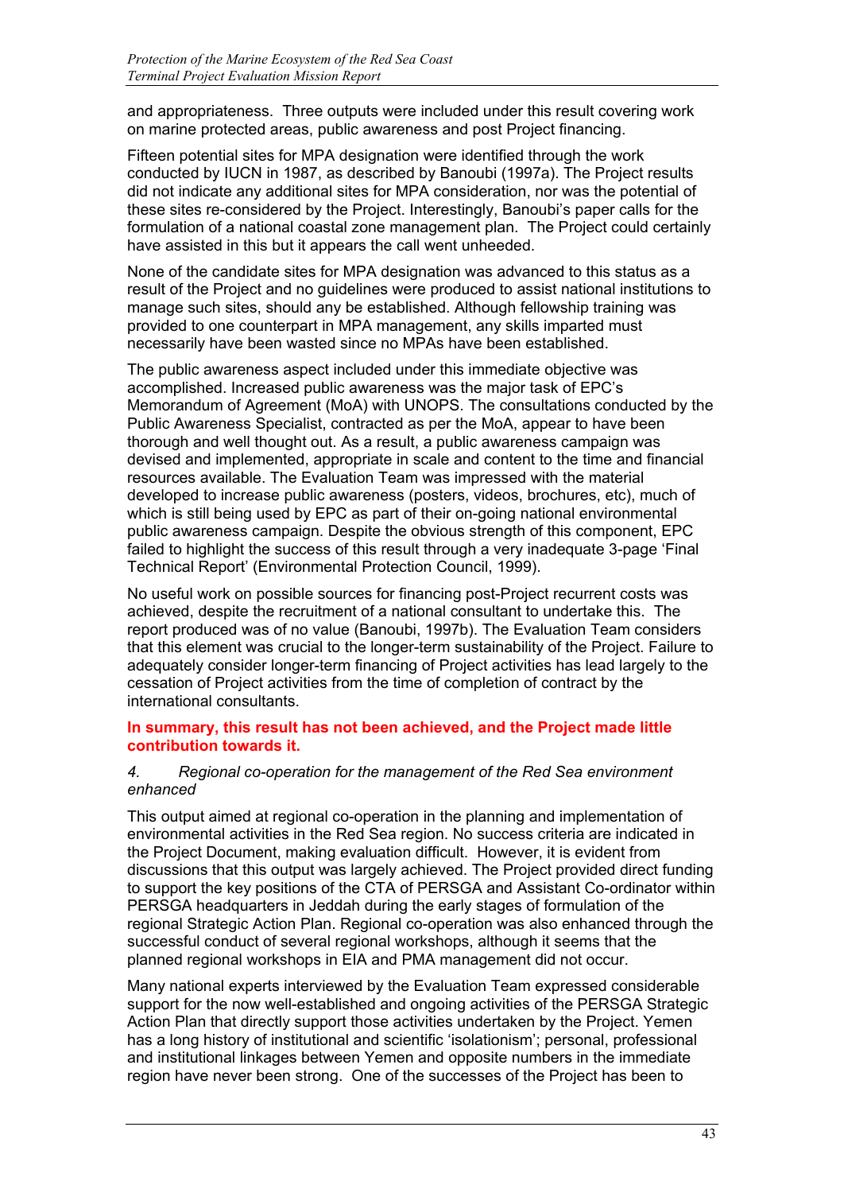and appropriateness. Three outputs were included under this result covering work on marine protected areas, public awareness and post Project financing.

Fifteen potential sites for MPA designation were identified through the work conducted by IUCN in 1987, as described by Banoubi (1997a). The Project results did not indicate any additional sites for MPA consideration, nor was the potential of these sites re-considered by the Project. Interestingly, Banoubi's paper calls for the formulation of a national coastal zone management plan. The Project could certainly have assisted in this but it appears the call went unheeded.

None of the candidate sites for MPA designation was advanced to this status as a result of the Project and no guidelines were produced to assist national institutions to manage such sites, should any be established. Although fellowship training was provided to one counterpart in MPA management, any skills imparted must necessarily have been wasted since no MPAs have been established.

The public awareness aspect included under this immediate objective was accomplished. Increased public awareness was the major task of EPC's Memorandum of Agreement (MoA) with UNOPS. The consultations conducted by the Public Awareness Specialist, contracted as per the MoA, appear to have been thorough and well thought out. As a result, a public awareness campaign was devised and implemented, appropriate in scale and content to the time and financial resources available. The Evaluation Team was impressed with the material developed to increase public awareness (posters, videos, brochures, etc), much of which is still being used by EPC as part of their on-going national environmental public awareness campaign. Despite the obvious strength of this component, EPC failed to highlight the success of this result through a very inadequate 3-page 'Final Technical Report' (Environmental Protection Council, 1999).

No useful work on possible sources for financing post-Project recurrent costs was achieved, despite the recruitment of a national consultant to undertake this. The report produced was of no value (Banoubi, 1997b). The Evaluation Team considers that this element was crucial to the longer-term sustainability of the Project. Failure to adequately consider longer-term financing of Project activities has lead largely to the cessation of Project activities from the time of completion of contract by the international consultants.

**In summary, this result has not been achieved, and the Project made little contribution towards it.**

*4. Regional co-operation for the management of the Red Sea environment enhanced*

This output aimed at regional co-operation in the planning and implementation of environmental activities in the Red Sea region. No success criteria are indicated in the Project Document, making evaluation difficult. However, it is evident from discussions that this output was largely achieved. The Project provided direct funding to support the key positions of the CTA of PERSGA and Assistant Co-ordinator within PERSGA headquarters in Jeddah during the early stages of formulation of the regional Strategic Action Plan. Regional co-operation was also enhanced through the successful conduct of several regional workshops, although it seems that the planned regional workshops in EIA and PMA management did not occur.

Many national experts interviewed by the Evaluation Team expressed considerable support for the now well-established and ongoing activities of the PERSGA Strategic Action Plan that directly support those activities undertaken by the Project. Yemen has a long history of institutional and scientific 'isolationism'; personal, professional and institutional linkages between Yemen and opposite numbers in the immediate region have never been strong. One of the successes of the Project has been to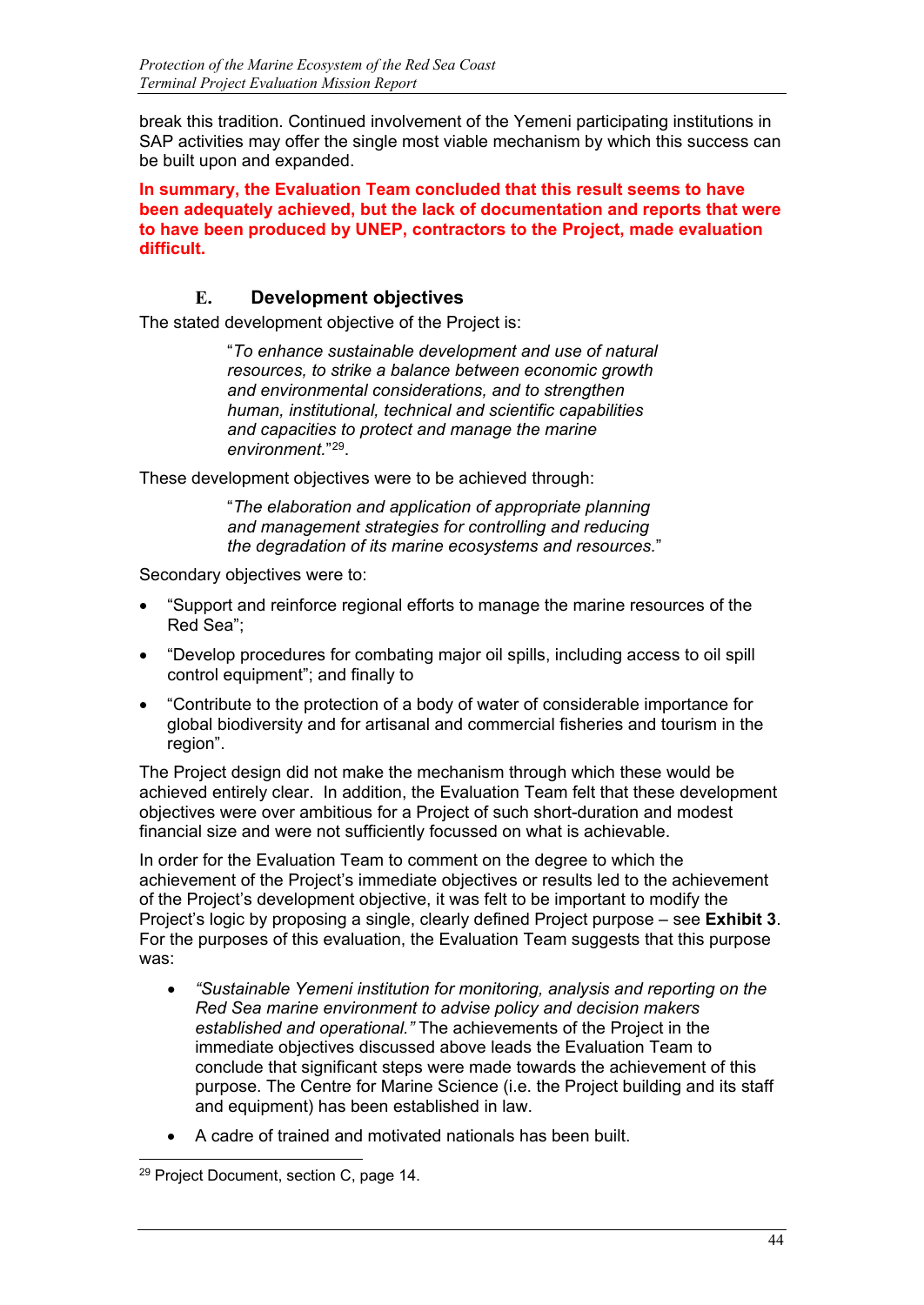break this tradition. Continued involvement of the Yemeni participating institutions in SAP activities may offer the single most viable mechanism by which this success can be built upon and expanded.

**In summary, the Evaluation Team concluded that this result seems to have been adequately achieved, but the lack of documentation and reports that were to have been produced by UNEP, contractors to the Project, made evaluation difficult.**

### E. Development objectives

The stated development objective of the Project is:

> "*To enhance sustainable development and use of natural resources, to strike a balance between economic growth and environmental considerations, and to strengthen human, institutional, technical and scientific capabilities and capacities to protect and manage the marine environment.*"[29].

These development objectives were to be achieved through:

> "*The elaboration and application of appropriate planning and management strategies for controlling and reducing the degradation of its marine ecosystems and resources.*"

Secondary objectives were to:

- "Support and reinforce regional efforts to manage the marine resources of the Red Sea";
- "Develop procedures for combating major oil spills, including access to oil spill control equipment"; and finally to
- "Contribute to the protection of a body of water of considerable importance for global biodiversity and for artisanal and commercial fisheries and tourism in the region".

The Project design did not make the mechanism through which these would be achieved entirely clear. In addition, the Evaluation Team felt that these development objectives were over ambitious for a Project of such short-duration and modest financial size and were not sufficiently focussed on what is achievable.

In order for the Evaluation Team to comment on the degree to which the achievement of the Project's immediate objectives or results led to the achievement of the Project's development objective, it was felt to be important to modify the Project's logic by proposing a single, clearly defined Project purpose – see **Exhibit 3**. For the purposes of this evaluation, the Evaluation Team suggests that this purpose was:

- *"Sustainable Yemeni institution for monitoring, analysis and reporting on the Red Sea marine environment to advise policy and decision makers established and operational."* The achievements of the Project in the immediate objectives discussed above leads the Evaluation Team to conclude that significant steps were made towards the achievement of this purpose. The Centre for Marine Science (i.e. the Project building and its staff and equipment) has been established in law.
- A cadre of trained and motivated nationals has been built.

[29] Project Document, section C, page 14.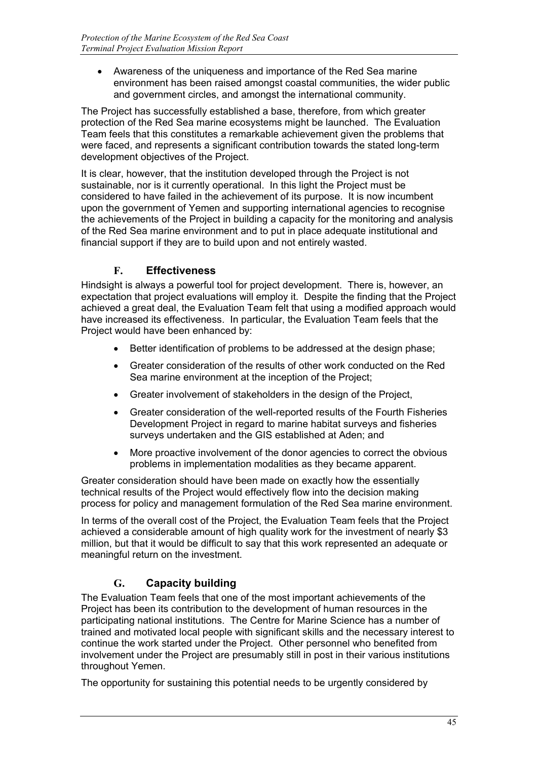- Awareness of the uniqueness and importance of the Red Sea marine environment has been raised amongst coastal communities, the wider public and government circles, and amongst the international community.

The Project has successfully established a base, therefore, from which greater protection of the Red Sea marine ecosystems might be launched. The Evaluation Team feels that this constitutes a remarkable achievement given the problems that were faced, and represents a significant contribution towards the stated long-term development objectives of the Project.

It is clear, however, that the institution developed through the Project is not sustainable, nor is it currently operational. In this light the Project must be considered to have failed in the achievement of its purpose. It is now incumbent upon the government of Yemen and supporting international agencies to recognise the achievements of the Project in building a capacity for the monitoring and analysis of the Red Sea marine environment and to put in place adequate institutional and financial support if they are to build upon and not entirely wasted.

## F. Effectiveness

Hindsight is always a powerful tool for project development. There is, however, an expectation that project evaluations will employ it. Despite the finding that the Project achieved a great deal, the Evaluation Team felt that using a modified approach would have increased its effectiveness. In particular, the Evaluation Team feels that the Project would have been enhanced by:

- Better identification of problems to be addressed at the design phase;
- Greater consideration of the results of other work conducted on the Red Sea marine environment at the inception of the Project;
- Greater involvement of stakeholders in the design of the Project,
- Greater consideration of the well-reported results of the Fourth Fisheries Development Project in regard to marine habitat surveys and fisheries surveys undertaken and the GIS established at Aden; and
- More proactive involvement of the donor agencies to correct the obvious problems in implementation modalities as they became apparent.

Greater consideration should have been made on exactly how the essentially technical results of the Project would effectively flow into the decision making process for policy and management formulation of the Red Sea marine environment.

In terms of the overall cost of the Project, the Evaluation Team feels that the Project achieved a considerable amount of high quality work for the investment of nearly $3 million, but that it would be difficult to say that this work represented an adequate or meaningful return on the investment.

## G. Capacity building

The Evaluation Team feels that one of the most important achievements of the Project has been its contribution to the development of human resources in the participating national institutions. The Centre for Marine Science has a number of trained and motivated local people with significant skills and the necessary interest to continue the work started under the Project. Other personnel who benefited from involvement under the Project are presumably still in post in their various institutions throughout Yemen.

The opportunity for sustaining this potential needs to be urgently considered by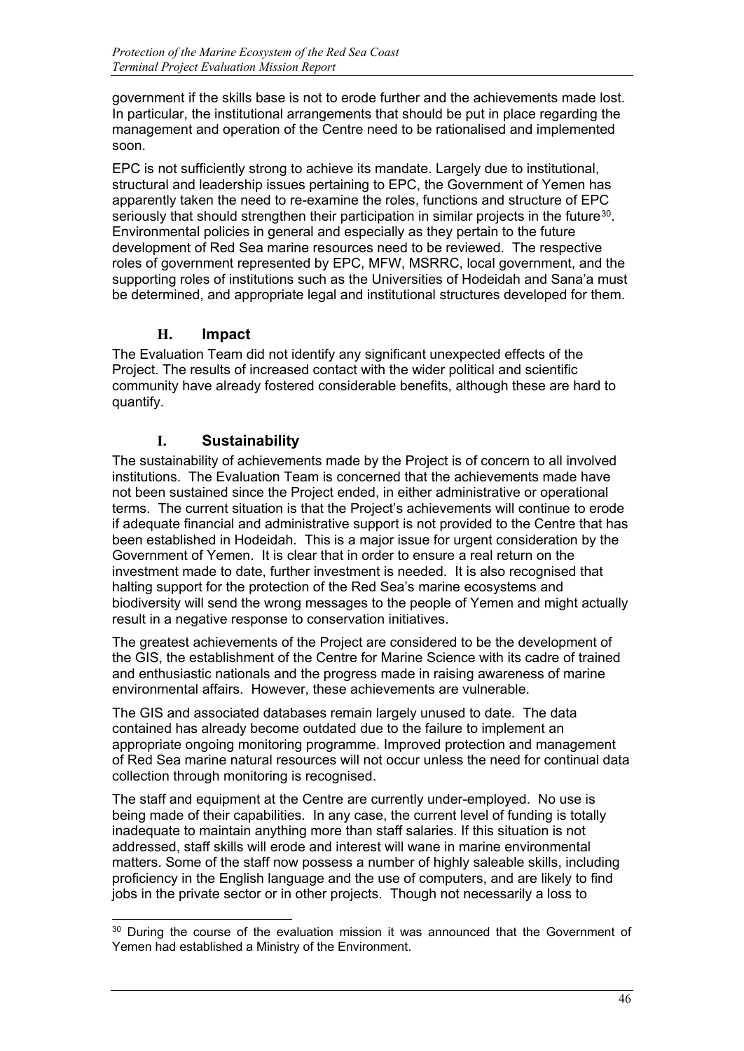government if the skills base is not to erode further and the achievements made lost. In particular, the institutional arrangements that should be put in place regarding the management and operation of the Centre need to be rationalised and implemented soon.

EPC is not sufficiently strong to achieve its mandate. Largely due to institutional, structural and leadership issues pertaining to EPC, the Government of Yemen has apparently taken the need to re-examine the roles, functions and structure of EPC seriously that should strengthen their participation in similar projects in the future[30]. Environmental policies in general and especially as they pertain to the future development of Red Sea marine resources need to be reviewed. The respective roles of government represented by EPC, MFW, MSRRC, local government, and the supporting roles of institutions such as the Universities of Hodeidah and Sana'a must be determined, and appropriate legal and institutional structures developed for them.

## H. Impact

The Evaluation Team did not identify any significant unexpected effects of the Project. The results of increased contact with the wider political and scientific community have already fostered considerable benefits, although these are hard to quantify.

## I. Sustainability

The sustainability of achievements made by the Project is of concern to all involved institutions. The Evaluation Team is concerned that the achievements made have not been sustained since the Project ended, in either administrative or operational terms. The current situation is that the Project's achievements will continue to erode if adequate financial and administrative support is not provided to the Centre that has been established in Hodeidah. This is a major issue for urgent consideration by the Government of Yemen. It is clear that in order to ensure a real return on the investment made to date, further investment is needed. It is also recognised that halting support for the protection of the Red Sea's marine ecosystems and biodiversity will send the wrong messages to the people of Yemen and might actually result in a negative response to conservation initiatives.

The greatest achievements of the Project are considered to be the development of the GIS, the establishment of the Centre for Marine Science with its cadre of trained and enthusiastic nationals and the progress made in raising awareness of marine environmental affairs. However, these achievements are vulnerable.

The GIS and associated databases remain largely unused to date. The data contained has already become outdated due to the failure to implement an appropriate ongoing monitoring programme. Improved protection and management of Red Sea marine natural resources will not occur unless the need for continual data collection through monitoring is recognised.

The staff and equipment at the Centre are currently under-employed. No use is being made of their capabilities. In any case, the current level of funding is totally inadequate to maintain anything more than staff salaries. If this situation is not addressed, staff skills will erode and interest will wane in marine environmental matters. Some of the staff now possess a number of highly saleable skills, including proficiency in the English language and the use of computers, and are likely to find jobs in the private sector or in other projects. Though not necessarily a loss to

[30] During the course of the evaluation mission it was announced that the Government of Yemen had established a Ministry of the Environment.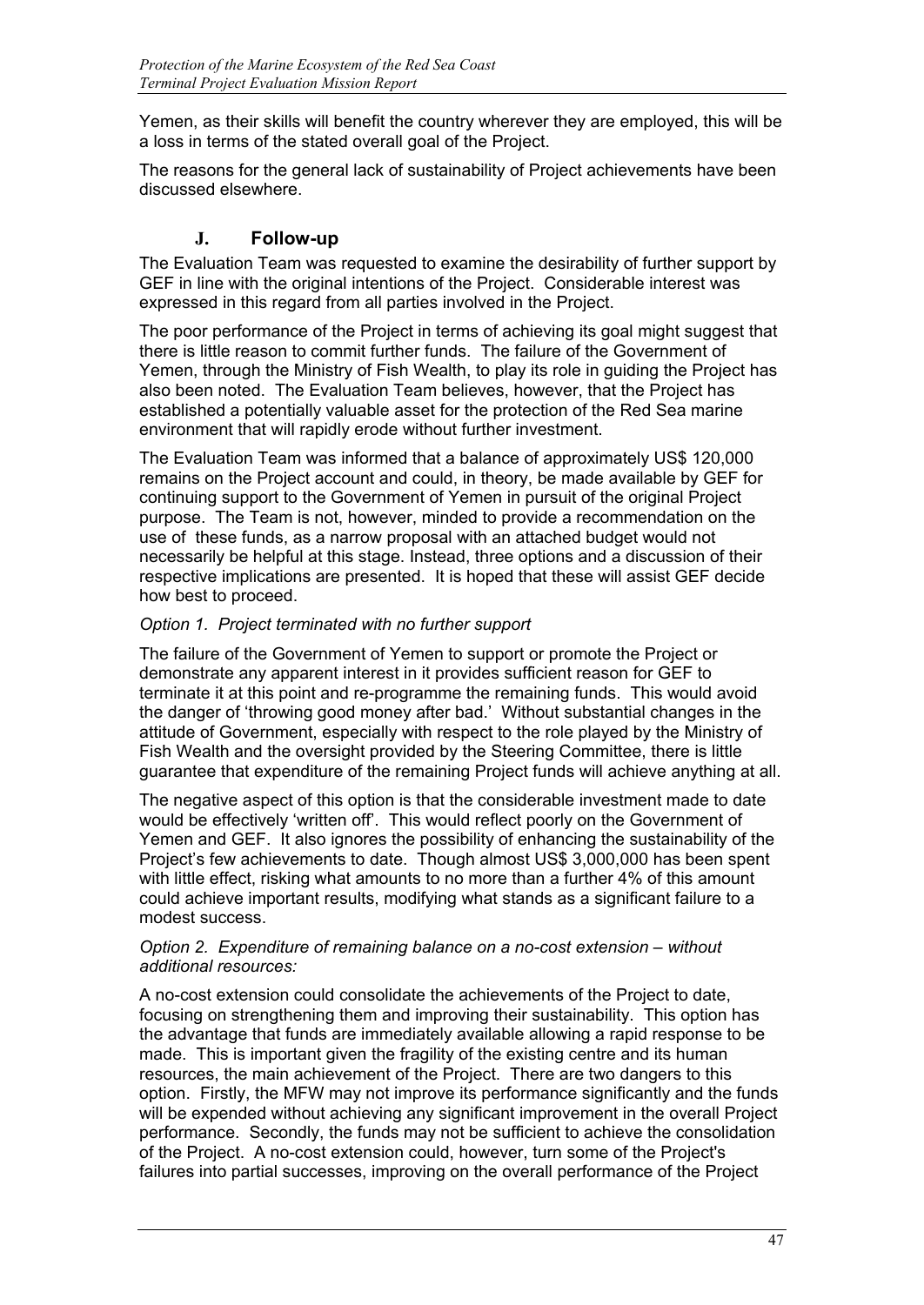Yemen, as their skills will benefit the country wherever they are employed, this will be a loss in terms of the stated overall goal of the Project.

The reasons for the general lack of sustainability of Project achievements have been discussed elsewhere.

## J. Follow-up

The Evaluation Team was requested to examine the desirability of further support by GEF in line with the original intentions of the Project. Considerable interest was expressed in this regard from all parties involved in the Project.

The poor performance of the Project in terms of achieving its goal might suggest that there is little reason to commit further funds. The failure of the Government of Yemen, through the Ministry of Fish Wealth, to play its role in guiding the Project has also been noted. The Evaluation Team believes, however, that the Project has established a potentially valuable asset for the protection of the Red Sea marine environment that will rapidly erode without further investment.

The Evaluation Team was informed that a balance of approximately US$ 120,000 remains on the Project account and could, in theory, be made available by GEF for continuing support to the Government of Yemen in pursuit of the original Project purpose. The Team is not, however, minded to provide a recommendation on the use of these funds, as a narrow proposal with an attached budget would not necessarily be helpful at this stage. Instead, three options and a discussion of their respective implications are presented. It is hoped that these will assist GEF decide how best to proceed.

*Option 1. Project terminated with no further support*

The failure of the Government of Yemen to support or promote the Project or demonstrate any apparent interest in it provides sufficient reason for GEF to terminate it at this point and re-programme the remaining funds. This would avoid the danger of 'throwing good money after bad.' Without substantial changes in the attitude of Government, especially with respect to the role played by the Ministry of Fish Wealth and the oversight provided by the Steering Committee, there is little guarantee that expenditure of the remaining Project funds will achieve anything at all.

The negative aspect of this option is that the considerable investment made to date would be effectively 'written off'. This would reflect poorly on the Government of Yemen and GEF. It also ignores the possibility of enhancing the sustainability of the Project's few achievements to date. Though almost US$ 3,000,000 has been spent with little effect, risking what amounts to no more than a further 4% of this amount could achieve important results, modifying what stands as a significant failure to a modest success.

*Option 2. Expenditure of remaining balance on a no-cost extension – without additional resources:*

A no-cost extension could consolidate the achievements of the Project to date, focusing on strengthening them and improving their sustainability. This option has the advantage that funds are immediately available allowing a rapid response to be made. This is important given the fragility of the existing centre and its human resources, the main achievement of the Project. There are two dangers to this option. Firstly, the MFW may not improve its performance significantly and the funds will be expended without achieving any significant improvement in the overall Project performance. Secondly, the funds may not be sufficient to achieve the consolidation of the Project. A no-cost extension could, however, turn some of the Project's failures into partial successes, improving on the overall performance of the Project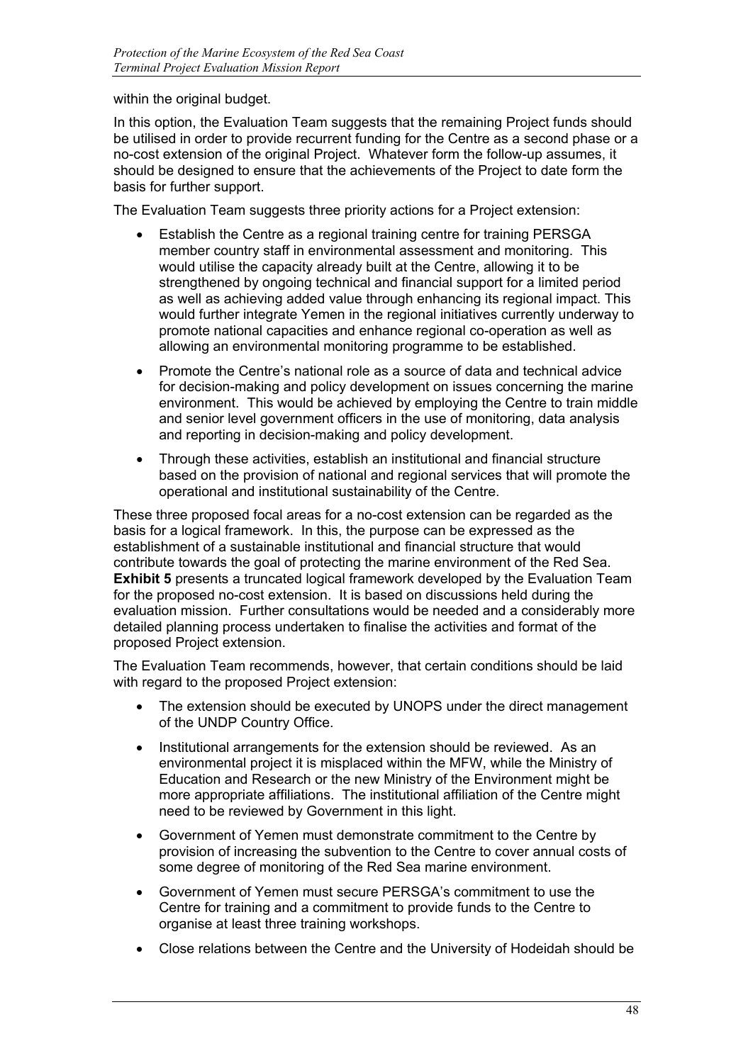within the original budget.

In this option, the Evaluation Team suggests that the remaining Project funds should be utilised in order to provide recurrent funding for the Centre as a second phase or a no-cost extension of the original Project. Whatever form the follow-up assumes, it should be designed to ensure that the achievements of the Project to date form the basis for further support.

The Evaluation Team suggests three priority actions for a Project extension:

- Establish the Centre as a regional training centre for training PERSGA member country staff in environmental assessment and monitoring. This would utilise the capacity already built at the Centre, allowing it to be strengthened by ongoing technical and financial support for a limited period as well as achieving added value through enhancing its regional impact. This would further integrate Yemen in the regional initiatives currently underway to promote national capacities and enhance regional co-operation as well as allowing an environmental monitoring programme to be established.
- Promote the Centre's national role as a source of data and technical advice for decision-making and policy development on issues concerning the marine environment. This would be achieved by employing the Centre to train middle and senior level government officers in the use of monitoring, data analysis and reporting in decision-making and policy development.
- Through these activities, establish an institutional and financial structure based on the provision of national and regional services that will promote the operational and institutional sustainability of the Centre.

These three proposed focal areas for a no-cost extension can be regarded as the basis for a logical framework. In this, the purpose can be expressed as the establishment of a sustainable institutional and financial structure that would contribute towards the goal of protecting the marine environment of the Red Sea. **Exhibit 5** presents a truncated logical framework developed by the Evaluation Team for the proposed no-cost extension. It is based on discussions held during the evaluation mission. Further consultations would be needed and a considerably more detailed planning process undertaken to finalise the activities and format of the proposed Project extension.

The Evaluation Team recommends, however, that certain conditions should be laid with regard to the proposed Project extension:

- The extension should be executed by UNOPS under the direct management of the UNDP Country Office.
- Institutional arrangements for the extension should be reviewed. As an environmental project it is misplaced within the MFW, while the Ministry of Education and Research or the new Ministry of the Environment might be more appropriate affiliations. The institutional affiliation of the Centre might need to be reviewed by Government in this light.
- Government of Yemen must demonstrate commitment to the Centre by provision of increasing the subvention to the Centre to cover annual costs of some degree of monitoring of the Red Sea marine environment.
- Government of Yemen must secure PERSGA's commitment to use the Centre for training and a commitment to provide funds to the Centre to organise at least three training workshops.
- Close relations between the Centre and the University of Hodeidah should be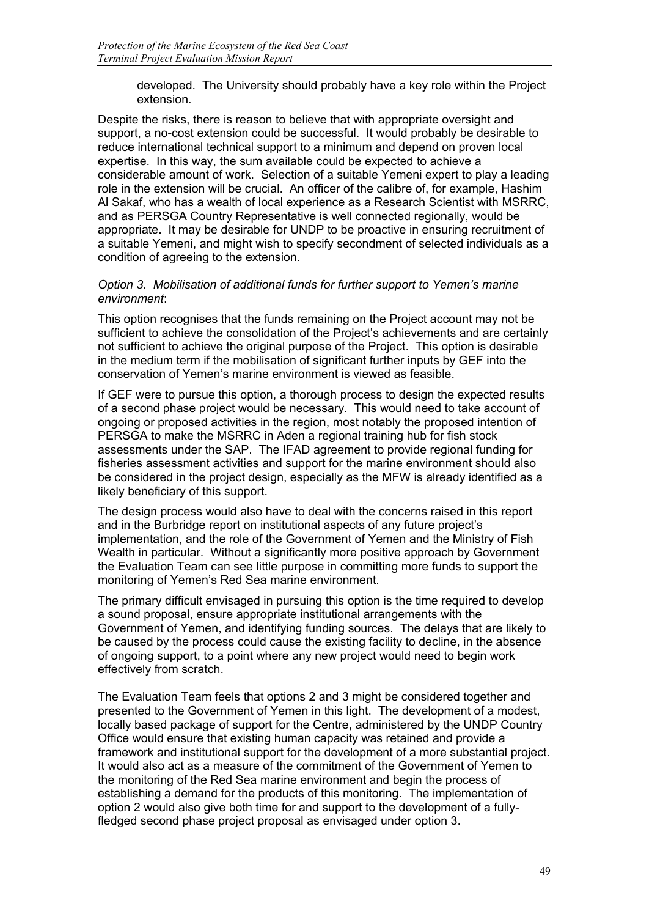developed. The University should probably have a key role within the Project extension.

Despite the risks, there is reason to believe that with appropriate oversight and support, a no-cost extension could be successful. It would probably be desirable to reduce international technical support to a minimum and depend on proven local expertise. In this way, the sum available could be expected to achieve a considerable amount of work. Selection of a suitable Yemeni expert to play a leading role in the extension will be crucial. An officer of the calibre of, for example, Hashim Al Sakaf, who has a wealth of local experience as a Research Scientist with MSRRC, and as PERSGA Country Representative is well connected regionally, would be appropriate. It may be desirable for UNDP to be proactive in ensuring recruitment of a suitable Yemeni, and might wish to specify secondment of selected individuals as a condition of agreeing to the extension.

*Option 3. Mobilisation of additional funds for further support to Yemen's marine environment*:

This option recognises that the funds remaining on the Project account may not be sufficient to achieve the consolidation of the Project's achievements and are certainly not sufficient to achieve the original purpose of the Project. This option is desirable in the medium term if the mobilisation of significant further inputs by GEF into the conservation of Yemen's marine environment is viewed as feasible.

If GEF were to pursue this option, a thorough process to design the expected results of a second phase project would be necessary. This would need to take account of ongoing or proposed activities in the region, most notably the proposed intention of PERSGA to make the MSRRC in Aden a regional training hub for fish stock assessments under the SAP. The IFAD agreement to provide regional funding for fisheries assessment activities and support for the marine environment should also be considered in the project design, especially as the MFW is already identified as a likely beneficiary of this support.

The design process would also have to deal with the concerns raised in this report and in the Burbridge report on institutional aspects of any future project's implementation, and the role of the Government of Yemen and the Ministry of Fish Wealth in particular. Without a significantly more positive approach by Government the Evaluation Team can see little purpose in committing more funds to support the monitoring of Yemen's Red Sea marine environment.

The primary difficult envisaged in pursuing this option is the time required to develop a sound proposal, ensure appropriate institutional arrangements with the Government of Yemen, and identifying funding sources. The delays that are likely to be caused by the process could cause the existing facility to decline, in the absence of ongoing support, to a point where any new project would need to begin work effectively from scratch.

The Evaluation Team feels that options 2 and 3 might be considered together and presented to the Government of Yemen in this light. The development of a modest, locally based package of support for the Centre, administered by the UNDP Country Office would ensure that existing human capacity was retained and provide a framework and institutional support for the development of a more substantial project. It would also act as a measure of the commitment of the Government of Yemen to the monitoring of the Red Sea marine environment and begin the process of establishing a demand for the products of this monitoring. The implementation of option 2 would also give both time for and support to the development of a fully-fledged second phase project proposal as envisaged under option 3.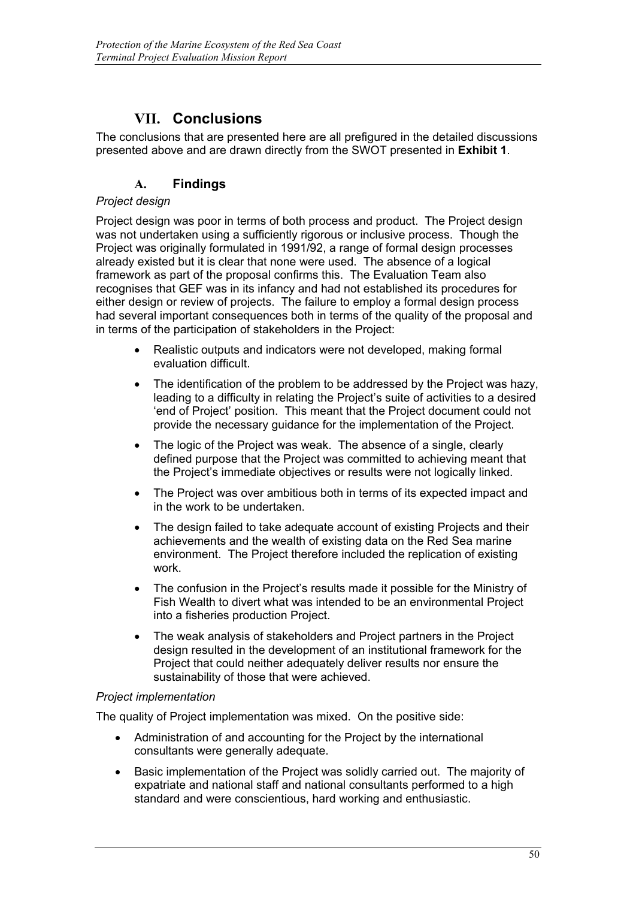# VII. Conclusions

The conclusions that are presented here are all prefigured in the detailed discussions presented above and are drawn directly from the SWOT presented in **Exhibit 1**.

## A. Findings

*Project design*

Project design was poor in terms of both process and product. The Project design was not undertaken using a sufficiently rigorous or inclusive process. Though the Project was originally formulated in 1991/92, a range of formal design processes already existed but it is clear that none were used. The absence of a logical framework as part of the proposal confirms this. The Evaluation Team also recognises that GEF was in its infancy and had not established its procedures for either design or review of projects. The failure to employ a formal design process had several important consequences both in terms of the quality of the proposal and in terms of the participation of stakeholders in the Project:

- Realistic outputs and indicators were not developed, making formal evaluation difficult.
- The identification of the problem to be addressed by the Project was hazy, leading to a difficulty in relating the Project's suite of activities to a desired 'end of Project' position. This meant that the Project document could not provide the necessary guidance for the implementation of the Project.
- The logic of the Project was weak. The absence of a single, clearly defined purpose that the Project was committed to achieving meant that the Project's immediate objectives or results were not logically linked.
- The Project was over ambitious both in terms of its expected impact and in the work to be undertaken.
- The design failed to take adequate account of existing Projects and their achievements and the wealth of existing data on the Red Sea marine environment. The Project therefore included the replication of existing work.
- The confusion in the Project's results made it possible for the Ministry of Fish Wealth to divert what was intended to be an environmental Project into a fisheries production Project.
- The weak analysis of stakeholders and Project partners in the Project design resulted in the development of an institutional framework for the Project that could neither adequately deliver results nor ensure the sustainability of those that were achieved.

*Project implementation*

The quality of Project implementation was mixed. On the positive side:

- Administration of and accounting for the Project by the international consultants were generally adequate.
- Basic implementation of the Project was solidly carried out. The majority of expatriate and national staff and national consultants performed to a high standard and were conscientious, hard working and enthusiastic.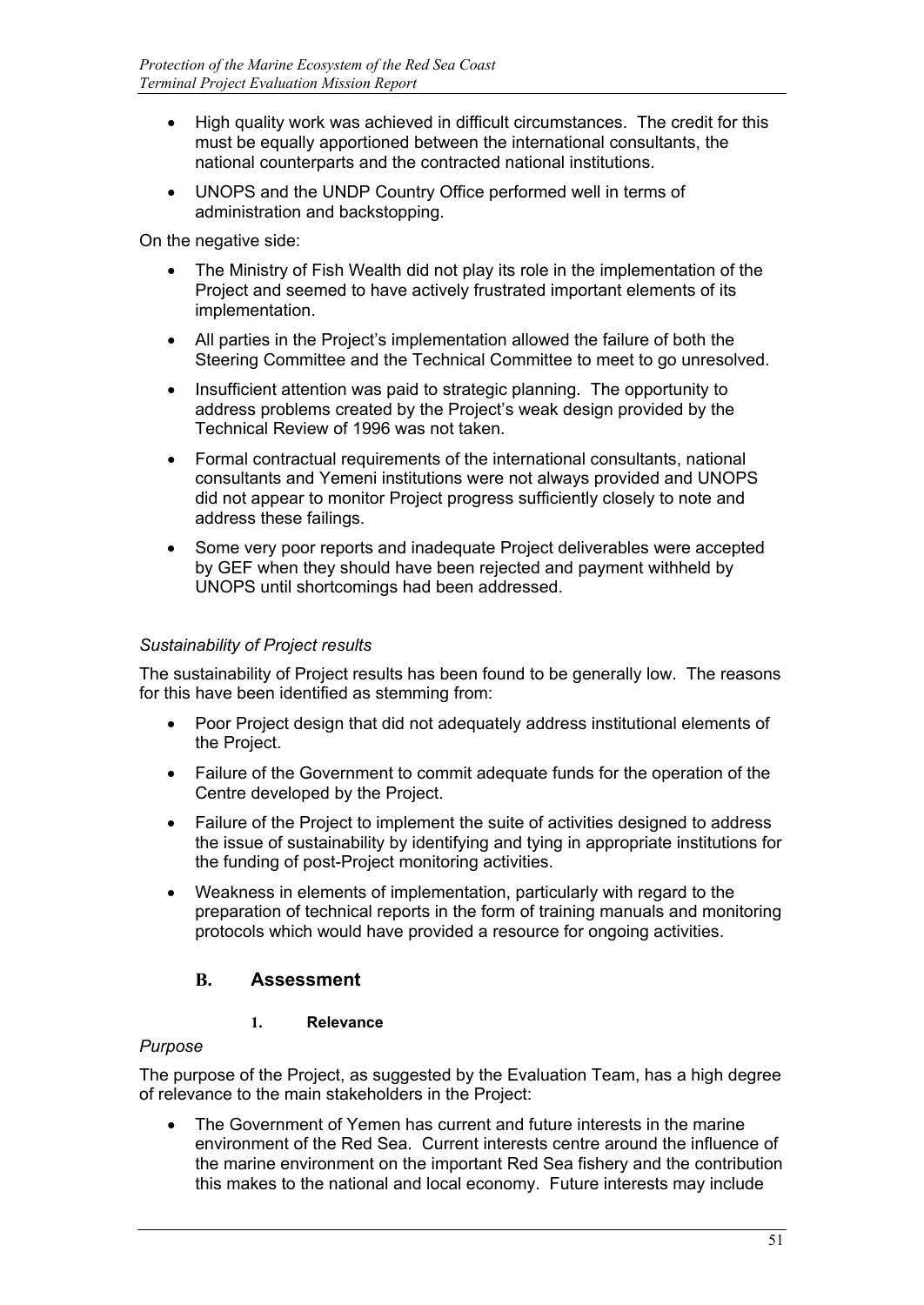- High quality work was achieved in difficult circumstances. The credit for this must be equally apportioned between the international consultants, the national counterparts and the contracted national institutions.
- UNOPS and the UNDP Country Office performed well in terms of administration and backstopping.

On the negative side:

- The Ministry of Fish Wealth did not play its role in the implementation of the Project and seemed to have actively frustrated important elements of its implementation.
- All parties in the Project's implementation allowed the failure of both the Steering Committee and the Technical Committee to meet to go unresolved.
- Insufficient attention was paid to strategic planning. The opportunity to address problems created by the Project's weak design provided by the Technical Review of 1996 was not taken.
- Formal contractual requirements of the international consultants, national consultants and Yemeni institutions were not always provided and UNOPS did not appear to monitor Project progress sufficiently closely to note and address these failings.
- Some very poor reports and inadequate Project deliverables were accepted by GEF when they should have been rejected and payment withheld by UNOPS until shortcomings had been addressed.

*Sustainability of Project results*

The sustainability of Project results has been found to be generally low. The reasons for this have been identified as stemming from:

- Poor Project design that did not adequately address institutional elements of the Project.
- Failure of the Government to commit adequate funds for the operation of the Centre developed by the Project.
- Failure of the Project to implement the suite of activities designed to address the issue of sustainability by identifying and tying in appropriate institutions for the funding of post-Project monitoring activities.
- Weakness in elements of implementation, particularly with regard to the preparation of technical reports in the form of training manuals and monitoring protocols which would have provided a resource for ongoing activities.

## B. Assessment

### 1. Relevance

*Purpose*

The purpose of the Project, as suggested by the Evaluation Team, has a high degree of relevance to the main stakeholders in the Project:

- The Government of Yemen has current and future interests in the marine environment of the Red Sea. Current interests centre around the influence of the marine environment on the important Red Sea fishery and the contribution this makes to the national and local economy. Future interests may include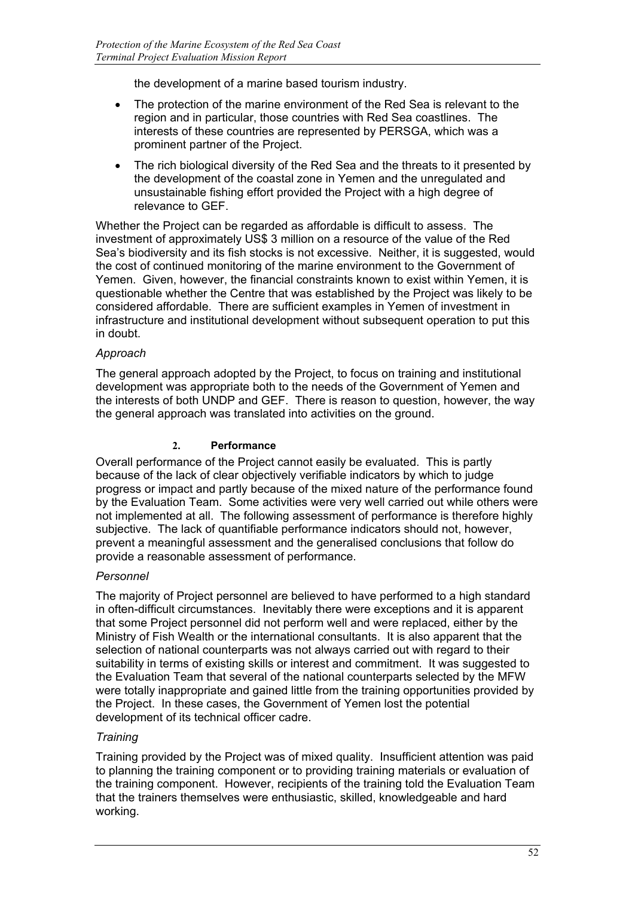the development of a marine based tourism industry.

- The protection of the marine environment of the Red Sea is relevant to the region and in particular, those countries with Red Sea coastlines. The interests of these countries are represented by PERSGA, which was a prominent partner of the Project.
- The rich biological diversity of the Red Sea and the threats to it presented by the development of the coastal zone in Yemen and the unregulated and unsustainable fishing effort provided the Project with a high degree of relevance to GEF.

Whether the Project can be regarded as affordable is difficult to assess. The investment of approximately US$ 3 million on a resource of the value of the Red Sea's biodiversity and its fish stocks is not excessive. Neither, it is suggested, would the cost of continued monitoring of the marine environment to the Government of Yemen. Given, however, the financial constraints known to exist within Yemen, it is questionable whether the Centre that was established by the Project was likely to be considered affordable. There are sufficient examples in Yemen of investment in infrastructure and institutional development without subsequent operation to put this in doubt.

*Approach*

The general approach adopted by the Project, to focus on training and institutional development was appropriate both to the needs of the Government of Yemen and the interests of both UNDP and GEF. There is reason to question, however, the way the general approach was translated into activities on the ground.

## 2. Performance

Overall performance of the Project cannot easily be evaluated. This is partly because of the lack of clear objectively verifiable indicators by which to judge progress or impact and partly because of the mixed nature of the performance found by the Evaluation Team. Some activities were very well carried out while others were not implemented at all. The following assessment of performance is therefore highly subjective. The lack of quantifiable performance indicators should not, however, prevent a meaningful assessment and the generalised conclusions that follow do provide a reasonable assessment of performance.

*Personnel*

The majority of Project personnel are believed to have performed to a high standard in often-difficult circumstances. Inevitably there were exceptions and it is apparent that some Project personnel did not perform well and were replaced, either by the Ministry of Fish Wealth or the international consultants. It is also apparent that the selection of national counterparts was not always carried out with regard to their suitability in terms of existing skills or interest and commitment. It was suggested to the Evaluation Team that several of the national counterparts selected by the MFW were totally inappropriate and gained little from the training opportunities provided by the Project. In these cases, the Government of Yemen lost the potential development of its technical officer cadre.

*Training*

Training provided by the Project was of mixed quality. Insufficient attention was paid to planning the training component or to providing training materials or evaluation of the training component. However, recipients of the training told the Evaluation Team that the trainers themselves were enthusiastic, skilled, knowledgeable and hard working.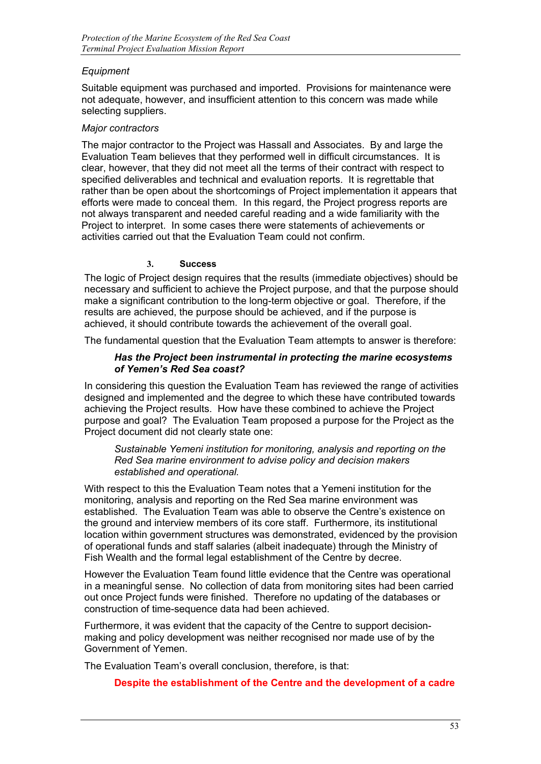*Equipment*

Suitable equipment was purchased and imported. Provisions for maintenance were not adequate, however, and insufficient attention to this concern was made while selecting suppliers.

*Major contractors*

The major contractor to the Project was Hassall and Associates. By and large the Evaluation Team believes that they performed well in difficult circumstances. It is clear, however, that they did not meet all the terms of their contract with respect to specified deliverables and technical and evaluation reports. It is regrettable that rather than be open about the shortcomings of Project implementation it appears that efforts were made to conceal them. In this regard, the Project progress reports are not always transparent and needed careful reading and a wide familiarity with the Project to interpret. In some cases there were statements of achievements or activities carried out that the Evaluation Team could not confirm.

## 3. Success

The logic of Project design requires that the results (immediate objectives) should be necessary and sufficient to achieve the Project purpose, and that the purpose should make a significant contribution to the long-term objective or goal. Therefore, if the results are achieved, the purpose should be achieved, and if the purpose is achieved, it should contribute towards the achievement of the overall goal.

The fundamental question that the Evaluation Team attempts to answer is therefore:

> ***Has the Project been instrumental in protecting the marine ecosystems of Yemen's Red Sea coast?***

In considering this question the Evaluation Team has reviewed the range of activities designed and implemented and the degree to which these have contributed towards achieving the Project results. How have these combined to achieve the Project purpose and goal? The Evaluation Team proposed a purpose for the Project as the Project document did not clearly state one:

> *Sustainable Yemeni institution for monitoring, analysis and reporting on the Red Sea marine environment to advise policy and decision makers established and operational.*

With respect to this the Evaluation Team notes that a Yemeni institution for the monitoring, analysis and reporting on the Red Sea marine environment was established. The Evaluation Team was able to observe the Centre's existence on the ground and interview members of its core staff. Furthermore, its institutional location within government structures was demonstrated, evidenced by the provision of operational funds and staff salaries (albeit inadequate) through the Ministry of Fish Wealth and the formal legal establishment of the Centre by decree.

However the Evaluation Team found little evidence that the Centre was operational in a meaningful sense. No collection of data from monitoring sites had been carried out once Project funds were finished. Therefore no updating of the databases or construction of time-sequence data had been achieved.

Furthermore, it was evident that the capacity of the Centre to support decision-making and policy development was neither recognised nor made use of by the Government of Yemen.

The Evaluation Team's overall conclusion, therefore, is that:

> **Despite the establishment of the Centre and the development of a cadre**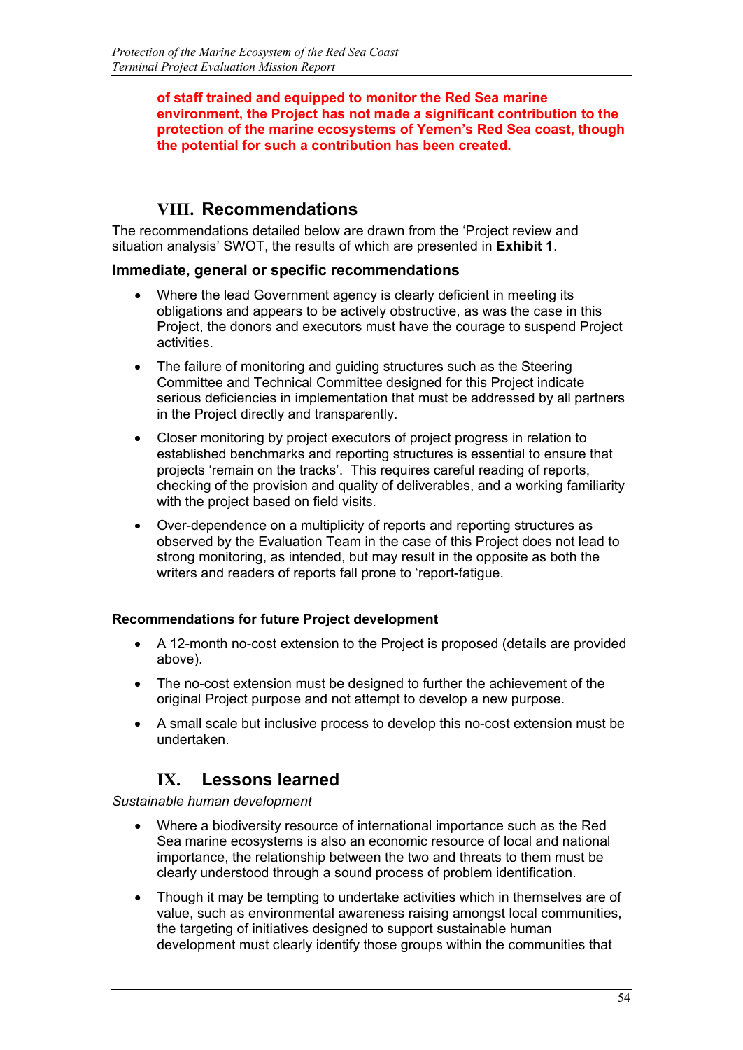**of staff trained and equipped to monitor the Red Sea marine environment, the Project has not made a significant contribution to the protection of the marine ecosystems of Yemen's Red Sea coast, though the potential for such a contribution has been created.**

# VIII. Recommendations

The recommendations detailed below are drawn from the 'Project review and situation analysis' SWOT, the results of which are presented in **Exhibit 1**.

### Immediate, general or specific recommendations

- Where the lead Government agency is clearly deficient in meeting its obligations and appears to be actively obstructive, as was the case in this Project, the donors and executors must have the courage to suspend Project activities.
- The failure of monitoring and guiding structures such as the Steering Committee and Technical Committee designed for this Project indicate serious deficiencies in implementation that must be addressed by all partners in the Project directly and transparently.
- Closer monitoring by project executors of project progress in relation to established benchmarks and reporting structures is essential to ensure that projects 'remain on the tracks'. This requires careful reading of reports, checking of the provision and quality of deliverables, and a working familiarity with the project based on field visits.
- Over-dependence on a multiplicity of reports and reporting structures as observed by the Evaluation Team in the case of this Project does not lead to strong monitoring, as intended, but may result in the opposite as both the writers and readers of reports fall prone to 'report-fatigue.

### Recommendations for future Project development

- A 12-month no-cost extension to the Project is proposed (details are provided above).
- The no-cost extension must be designed to further the achievement of the original Project purpose and not attempt to develop a new purpose.
- A small scale but inclusive process to develop this no-cost extension must be undertaken.

# IX. Lessons learned

*Sustainable human development*

- Where a biodiversity resource of international importance such as the Red Sea marine ecosystems is also an economic resource of local and national importance, the relationship between the two and threats to them must be clearly understood through a sound process of problem identification.
- Though it may be tempting to undertake activities which in themselves are of value, such as environmental awareness raising amongst local communities, the targeting of initiatives designed to support sustainable human development must clearly identify those groups within the communities that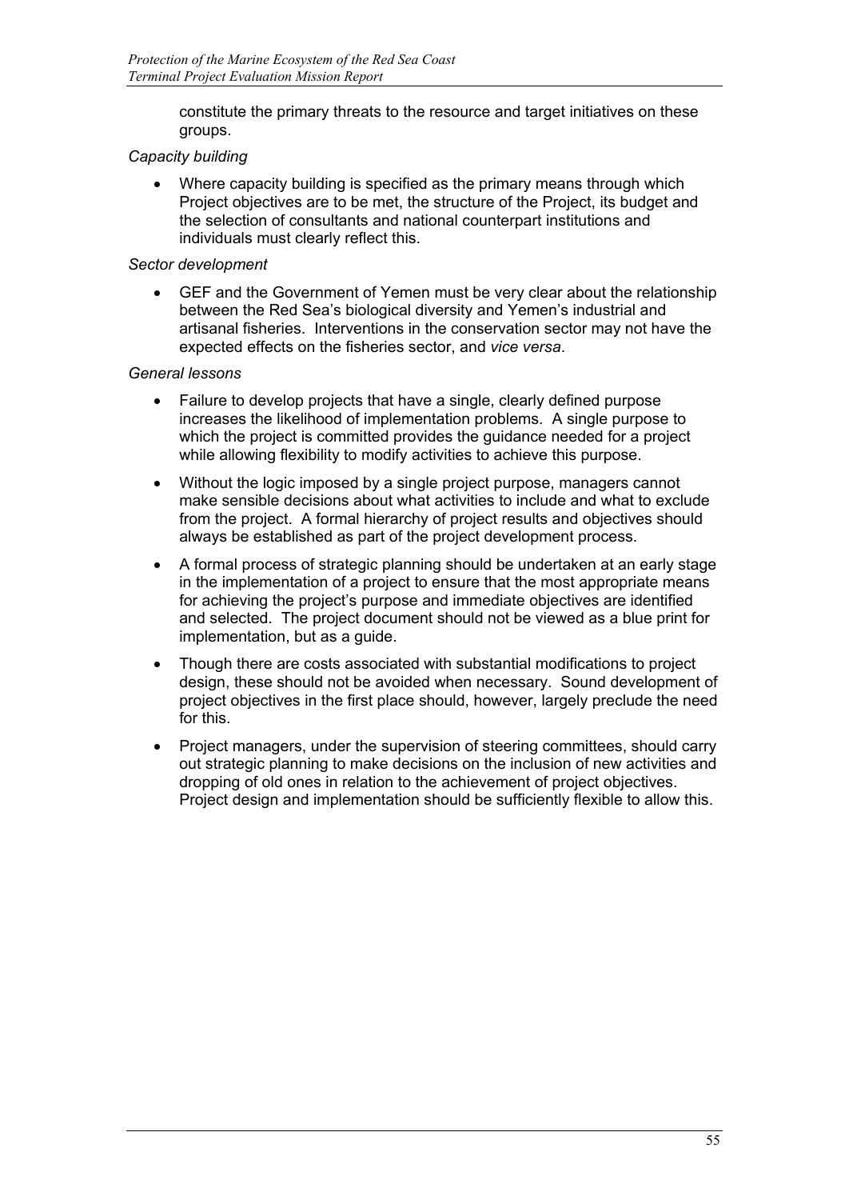constitute the primary threats to the resource and target initiatives on these groups.

*Capacity building*

- Where capacity building is specified as the primary means through which Project objectives are to be met, the structure of the Project, its budget and the selection of consultants and national counterpart institutions and individuals must clearly reflect this.

*Sector development*

- GEF and the Government of Yemen must be very clear about the relationship between the Red Sea's biological diversity and Yemen's industrial and artisanal fisheries. Interventions in the conservation sector may not have the expected effects on the fisheries sector, and *vice versa*.

*General lessons*

- Failure to develop projects that have a single, clearly defined purpose increases the likelihood of implementation problems. A single purpose to which the project is committed provides the guidance needed for a project while allowing flexibility to modify activities to achieve this purpose.
- Without the logic imposed by a single project purpose, managers cannot make sensible decisions about what activities to include and what to exclude from the project. A formal hierarchy of project results and objectives should always be established as part of the project development process.
- A formal process of strategic planning should be undertaken at an early stage in the implementation of a project to ensure that the most appropriate means for achieving the project's purpose and immediate objectives are identified and selected. The project document should not be viewed as a blue print for implementation, but as a guide.
- Though there are costs associated with substantial modifications to project design, these should not be avoided when necessary. Sound development of project objectives in the first place should, however, largely preclude the need for this.
- Project managers, under the supervision of steering committees, should carry out strategic planning to make decisions on the inclusion of new activities and dropping of old ones in relation to the achievement of project objectives. Project design and implementation should be sufficiently flexible to allow this.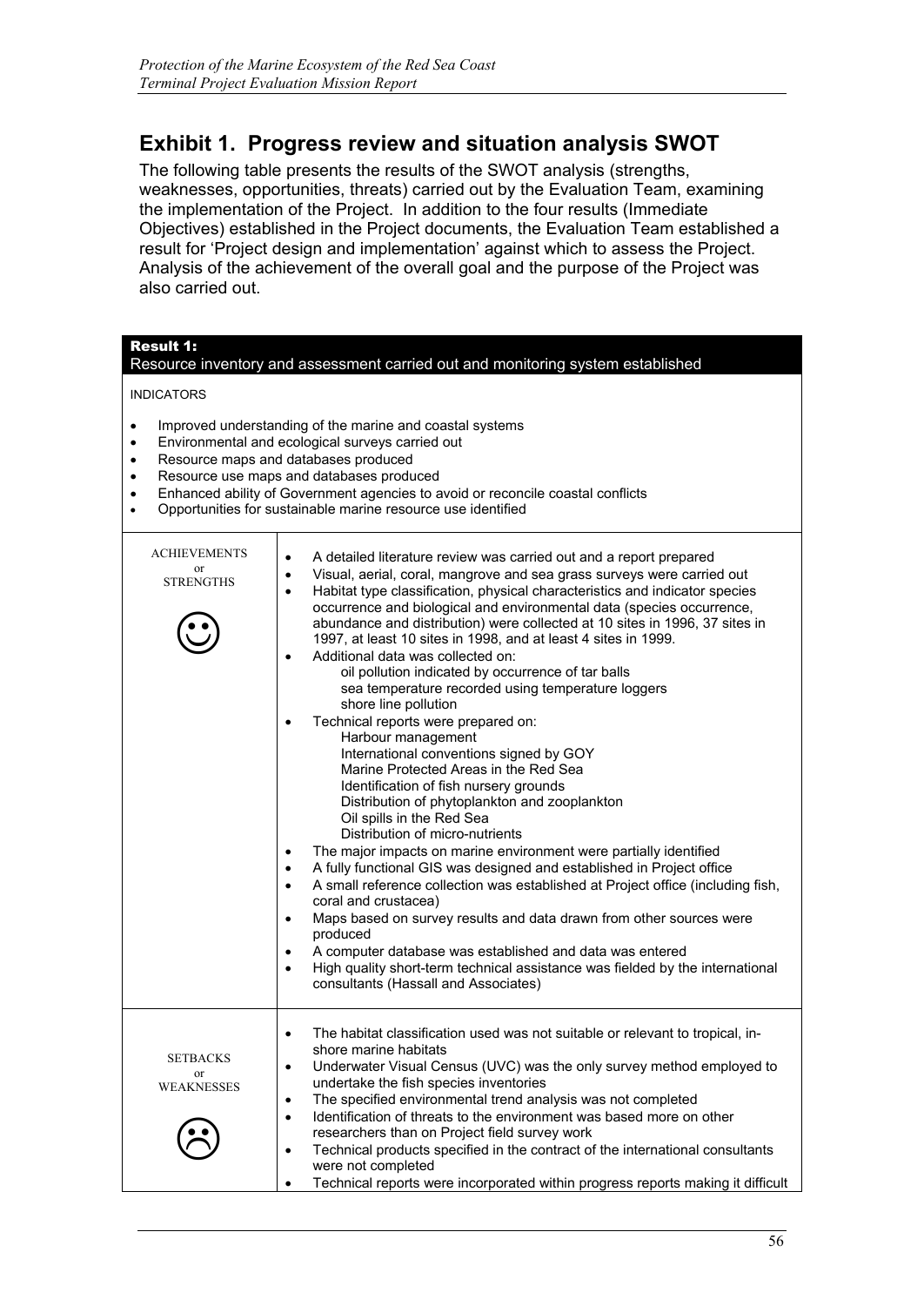## Exhibit 1. Progress review and situation analysis SWOT

The following table presents the results of the SWOT analysis (strengths, weaknesses, opportunities, threats) carried out by the Evaluation Team, examining the implementation of the Project. In addition to the four results (Immediate Objectives) established in the Project documents, the Evaluation Team established a result for 'Project design and implementation' against which to assess the Project. Analysis of the achievement of the overall goal and the purpose of the Project was also carried out.

| **Result 1:** Resource inventory and assessment carried out and monitoring system established | |
|---|---|
| INDICATORS<br>• Improved understanding of the marine and coastal systems<br>• Environmental and ecological surveys carried out<br>• Resource maps and databases produced<br>• Resource use maps and databases produced<br>• Enhanced ability of Government agencies to avoid or reconcile coastal conflicts<br>• Opportunities for sustainable marine resource use identified | |
| ACHIEVEMENTS or STRENGTHS ☺ | • A detailed literature review was carried out and a report prepared<br>• Visual, aerial, coral, mangrove and sea grass surveys were carried out<br>• Habitat type classification, physical characteristics and indicator species occurrence and biological and environmental data (species occurrence, abundance and distribution) were collected at 10 sites in 1996, 37 sites in 1997, at least 10 sites in 1998, and at least 4 sites in 1999.<br>• Additional data was collected on:<br>oil pollution indicated by occurrence of tar balls<br>sea temperature recorded using temperature loggers<br>shore line pollution<br>• Technical reports were prepared on:<br>Harbour management<br>International conventions signed by GOY<br>Marine Protected Areas in the Red Sea<br>Identification of fish nursery grounds<br>Distribution of phytoplankton and zooplankton<br>Oil spills in the Red Sea<br>Distribution of micro-nutrients<br>• The major impacts on marine environment were partially identified<br>• A fully functional GIS was designed and established in Project office<br>• A small reference collection was established at Project office (including fish, coral and crustacea)<br>• Maps based on survey results and data drawn from other sources were produced<br>• A computer database was established and data was entered<br>• High quality short-term technical assistance was fielded by the international consultants (Hassall and Associates) |
| SETBACKS or WEAKNESSES ☹ | • The habitat classification used was not suitable or relevant to tropical, in-shore marine habitats<br>• Underwater Visual Census (UVC) was the only survey method employed to undertake the fish species inventories<br>• The specified environmental trend analysis was not completed<br>• Identification of threats to the environment was based more on other researchers than on Project field survey work<br>• Technical products specified in the contract of the international consultants were not completed<br>• Technical reports were incorporated within progress reports making it difficult |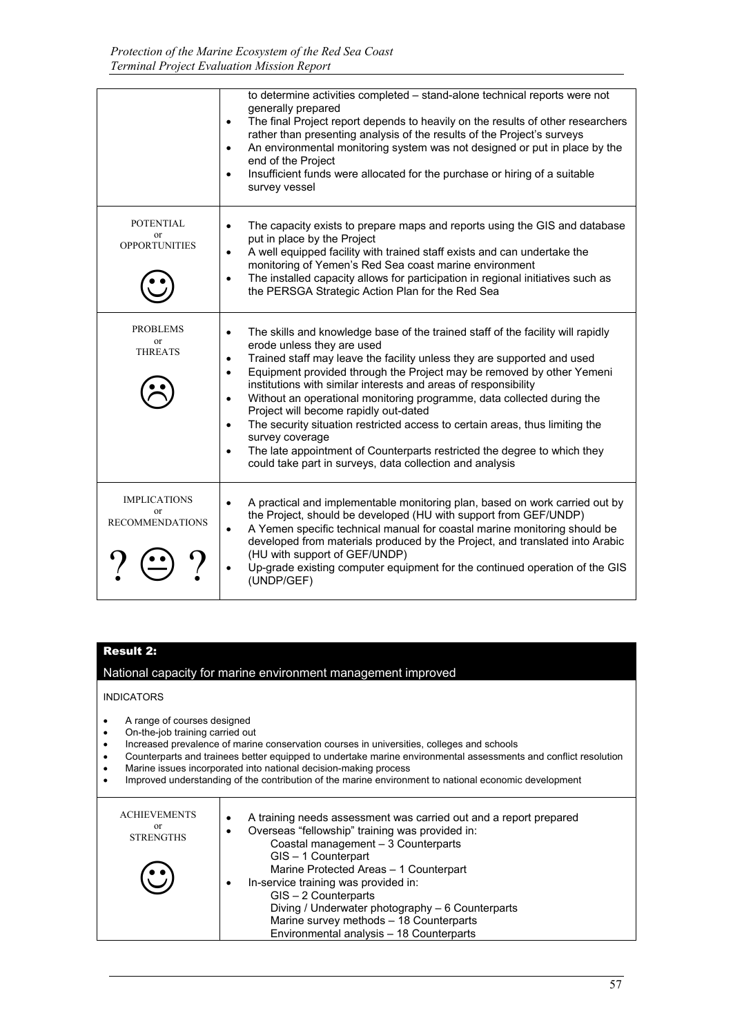| | |
|---|---|
| | • to determine activities completed – stand-alone technical reports were not generally prepared<br>• The final Project report depends to heavily on the results of other researchers rather than presenting analysis of the results of the Project's surveys<br>• An environmental monitoring system was not designed or put in place by the end of the Project<br>• Insufficient funds were allocated for the purchase or hiring of a suitable survey vessel |
| POTENTIAL or OPPORTUNITIES ☺ | • The capacity exists to prepare maps and reports using the GIS and database put in place by the Project<br>• A well equipped facility with trained staff exists and can undertake the monitoring of Yemen's Red Sea coast marine environment<br>• The installed capacity allows for participation in regional initiatives such as the PERSGA Strategic Action Plan for the Red Sea |
| PROBLEMS or THREATS ☹ | • The skills and knowledge base of the trained staff of the facility will rapidly erode unless they are used<br>• Trained staff may leave the facility unless they are supported and used<br>• Equipment provided through the Project may be removed by other Yemeni institutions with similar interests and areas of responsibility<br>• Without an operational monitoring programme, data collected during the Project will become rapidly out-dated<br>• The security situation restricted access to certain areas, thus limiting the survey coverage<br>• The late appointment of Counterparts restricted the degree to which they could take part in surveys, data collection and analysis |
| IMPLICATIONS or RECOMMENDATIONS ? 😐 ? | • A practical and implementable monitoring plan, based on work carried out by the Project, should be developed (HU with support from GEF/UNDP)<br>• A Yemen specific technical manual for coastal marine monitoring should be developed from materials produced by the Project, and translated into Arabic (HU with support of GEF/UNDP)<br>• Up-grade existing computer equipment for the continued operation of the GIS (UNDP/GEF) |

**Result 2:**

National capacity for marine environment management improved

INDICATORS

- A range of courses designed
- On-the-job training carried out
- Increased prevalence of marine conservation courses in universities, colleges and schools
- Counterparts and trainees better equipped to undertake marine environmental assessments and conflict resolution
- Marine issues incorporated into national decision-making process
- Improved understanding of the contribution of the marine environment to national economic development

| | |
|---|---|
| ACHIEVEMENTS or STRENGTHS ☺ | • A training needs assessment was carried out and a report prepared<br>• Overseas "fellowship" training was provided in:<br>Coastal management – 3 Counterparts<br>GIS – 1 Counterpart<br>Marine Protected Areas – 1 Counterpart<br>• In-service training was provided in:<br>GIS – 2 Counterparts<br>Diving / Underwater photography – 6 Counterparts<br>Marine survey methods – 18 Counterparts<br>Environmental analysis – 18 Counterparts |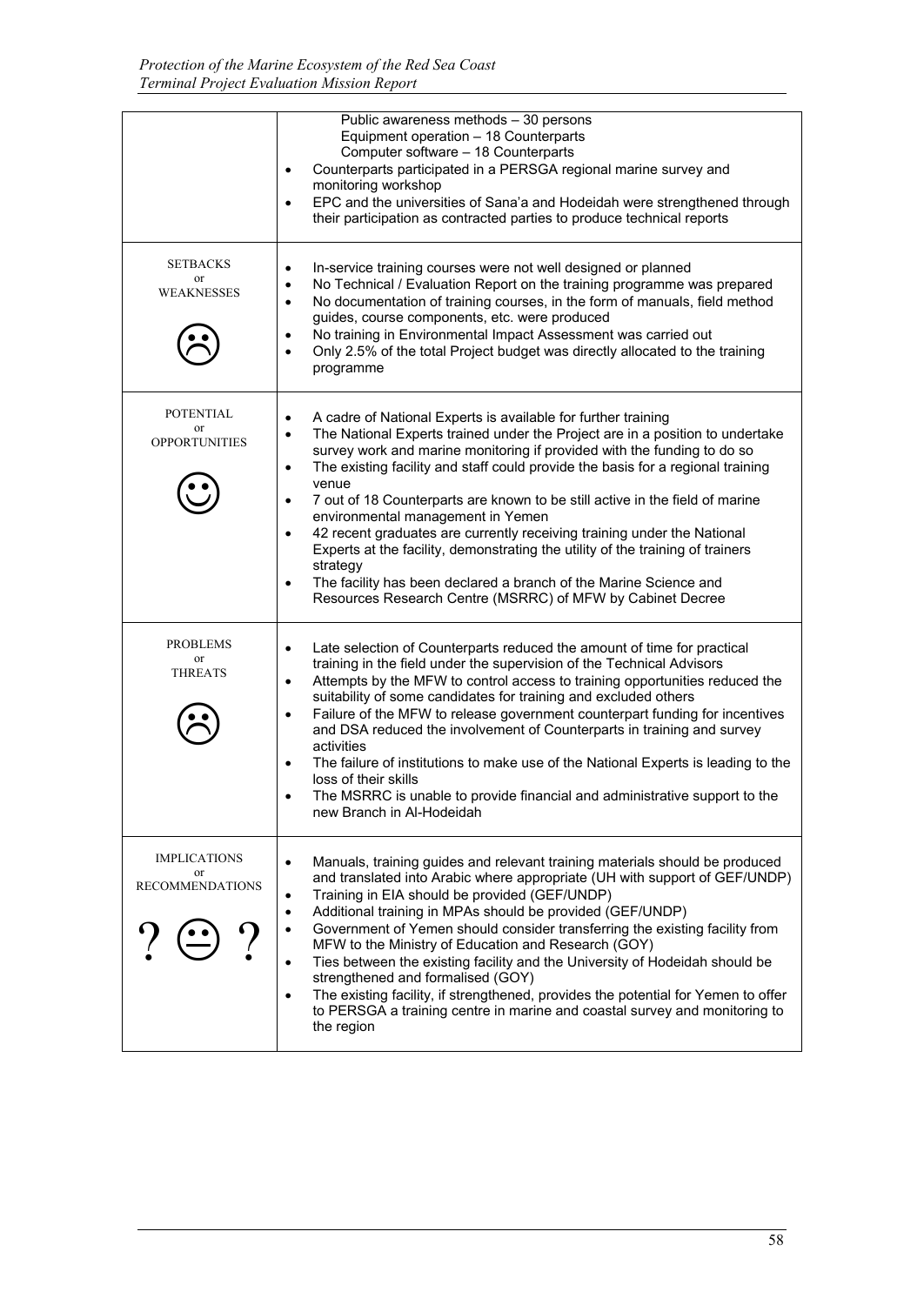| | |
|---|---|
| | Public awareness methods – 30 persons<br>Equipment operation – 18 Counterparts<br>Computer software – 18 Counterparts<br>• Counterparts participated in a PERSGA regional marine survey and monitoring workshop<br>• EPC and the universities of Sana'a and Hodeidah were strengthened through their participation as contracted parties to produce technical reports |
| SETBACKS or WEAKNESSES ☹ | • In-service training courses were not well designed or planned<br>• No Technical / Evaluation Report on the training programme was prepared<br>• No documentation of training courses, in the form of manuals, field method guides, course components, etc. were produced<br>• No training in Environmental Impact Assessment was carried out<br>• Only 2.5% of the total Project budget was directly allocated to the training programme |
| POTENTIAL or OPPORTUNITIES ☺ | • A cadre of National Experts is available for further training<br>• The National Experts trained under the Project are in a position to undertake survey work and marine monitoring if provided with the funding to do so<br>• The existing facility and staff could provide the basis for a regional training venue<br>• 7 out of 18 Counterparts are known to be still active in the field of marine environmental management in Yemen<br>• 42 recent graduates are currently receiving training under the National Experts at the facility, demonstrating the utility of the training of trainers strategy<br>• The facility has been declared a branch of the Marine Science and Resources Research Centre (MSRRC) of MFW by Cabinet Decree |
| PROBLEMS or THREATS ☹ | • Late selection of Counterparts reduced the amount of time for practical training in the field under the supervision of the Technical Advisors<br>• Attempts by the MFW to control access to training opportunities reduced the suitability of some candidates for training and excluded others<br>• Failure of the MFW to release government counterpart funding for incentives and DSA reduced the involvement of Counterparts in training and survey activities<br>• The failure of institutions to make use of the National Experts is leading to the loss of their skills<br>• The MSRRC is unable to provide financial and administrative support to the new Branch in Al-Hodeidah |
| IMPLICATIONS or RECOMMENDATIONS ? 😐 ? | • Manuals, training guides and relevant training materials should be produced and translated into Arabic where appropriate (UH with support of GEF/UNDP)<br>• Training in EIA should be provided (GEF/UNDP)<br>• Additional training in MPAs should be provided (GEF/UNDP)<br>• Government of Yemen should consider transferring the existing facility from MFW to the Ministry of Education and Research (GOY)<br>• Ties between the existing facility and the University of Hodeidah should be strengthened and formalised (GOY)<br>• The existing facility, if strengthened, provides the potential for Yemen to offer to PERSGA a training centre in marine and coastal survey and monitoring to the region |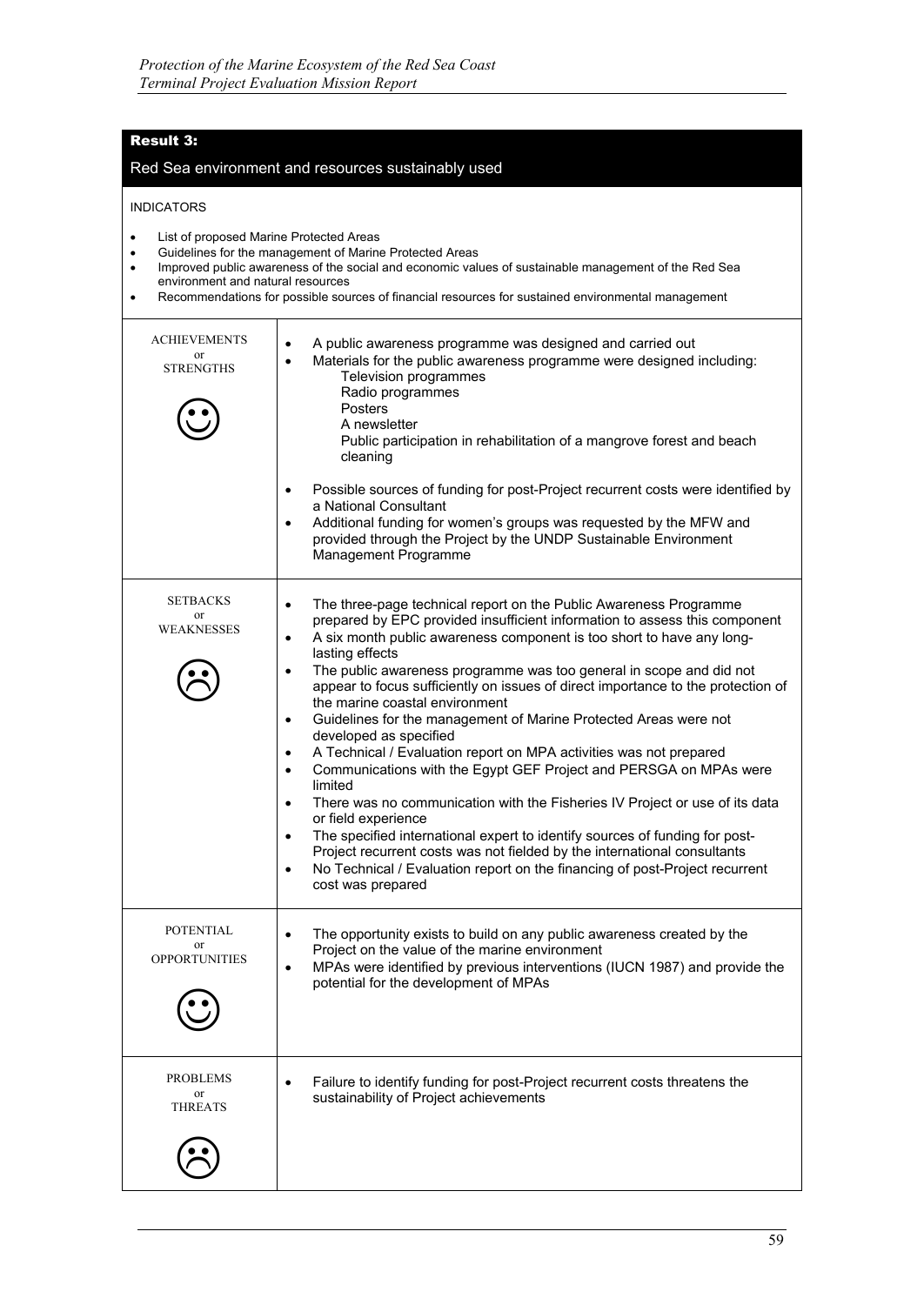## Result 3:

Red Sea environment and resources sustainably used

INDICATORS

- List of proposed Marine Protected Areas
- Guidelines for the management of Marine Protected Areas
- Improved public awareness of the social and economic values of sustainable management of the Red Sea environment and natural resources
- Recommendations for possible sources of financial resources for sustained environmental management

| | |
|---|---|
| ACHIEVEMENTS or STRENGTHS ☺ | • A public awareness programme was designed and carried out<br>• Materials for the public awareness programme were designed including:<br>Television programmes<br>Radio programmes<br>Posters<br>A newsletter<br>Public participation in rehabilitation of a mangrove forest and beach cleaning<br>• Possible sources of funding for post-Project recurrent costs were identified by a National Consultant<br>• Additional funding for women's groups was requested by the MFW and provided through the Project by the UNDP Sustainable Environment Management Programme |
| SETBACKS or WEAKNESSES ☹ | • The three-page technical report on the Public Awareness Programme prepared by EPC provided insufficient information to assess this component<br>• A six month public awareness component is too short to have any long-lasting effects<br>• The public awareness programme was too general in scope and did not appear to focus sufficiently on issues of direct importance to the protection of the marine coastal environment<br>• Guidelines for the management of Marine Protected Areas were not developed as specified<br>• A Technical / Evaluation report on MPA activities was not prepared<br>• Communications with the Egypt GEF Project and PERSGA on MPAs were limited<br>• There was no communication with the Fisheries IV Project or use of its data or field experience<br>• The specified international expert to identify sources of funding for post-Project recurrent costs was not fielded by the international consultants<br>• No Technical / Evaluation report on the financing of post-Project recurrent cost was prepared |
| POTENTIAL or OPPORTUNITIES ☺ | • The opportunity exists to build on any public awareness created by the Project on the value of the marine environment<br>• MPAs were identified by previous interventions (IUCN 1987) and provide the potential for the development of MPAs |
| PROBLEMS or THREATS ☹ | • Failure to identify funding for post-Project recurrent costs threatens the sustainability of Project achievements |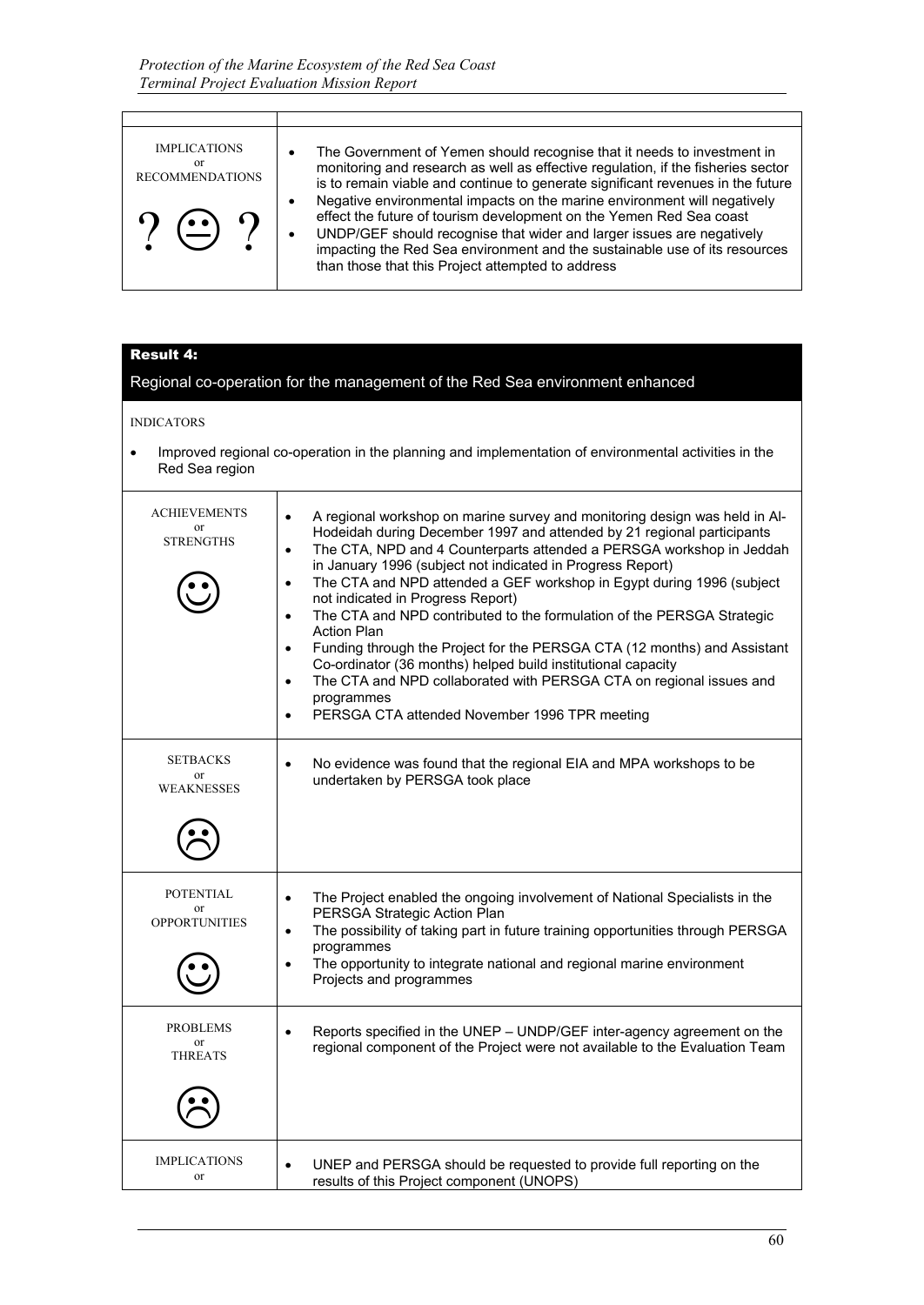| | |
|---|---|
| IMPLICATIONS or RECOMMENDATIONS ? 😐 ? | • The Government of Yemen should recognise that it needs to investment in monitoring and research as well as effective regulation, if the fisheries sector is to remain viable and continue to generate significant revenues in the future<br>• Negative environmental impacts on the marine environment will negatively effect the future of tourism development on the Yemen Red Sea coast<br>• UNDP/GEF should recognise that wider and larger issues are negatively impacting the Red Sea environment and the sustainable use of its resources than those that this Project attempted to address |

**Result 4:**

Regional co-operation for the management of the Red Sea environment enhanced

INDICATORS

- Improved regional co-operation in the planning and implementation of environmental activities in the Red Sea region

| | |
|---|---|
| ACHIEVEMENTS or STRENGTHS ☺ | • A regional workshop on marine survey and monitoring design was held in Al-Hodeidah during December 1997 and attended by 21 regional participants<br>• The CTA, NPD and 4 Counterparts attended a PERSGA workshop in Jeddah in January 1996 (subject not indicated in Progress Report)<br>• The CTA and NPD attended a GEF workshop in Egypt during 1996 (subject not indicated in Progress Report)<br>• The CTA and NPD contributed to the formulation of the PERSGA Strategic Action Plan<br>• Funding through the Project for the PERSGA CTA (12 months) and Assistant Co-ordinator (36 months) helped build institutional capacity<br>• The CTA and NPD collaborated with PERSGA CTA on regional issues and programmes<br>• PERSGA CTA attended November 1996 TPR meeting |
| SETBACKS or WEAKNESSES ☹ | • No evidence was found that the regional EIA and MPA workshops to be undertaken by PERSGA took place |
| POTENTIAL or OPPORTUNITIES ☺ | • The Project enabled the ongoing involvement of National Specialists in the PERSGA Strategic Action Plan<br>• The possibility of taking part in future training opportunities through PERSGA programmes<br>• The opportunity to integrate national and regional marine environment Projects and programmes |
| PROBLEMS or THREATS ☹ | • Reports specified in the UNEP – UNDP/GEF inter-agency agreement on the regional component of the Project were not available to the Evaluation Team |
| IMPLICATIONS or | • UNEP and PERSGA should be requested to provide full reporting on the results of this Project component (UNOPS) |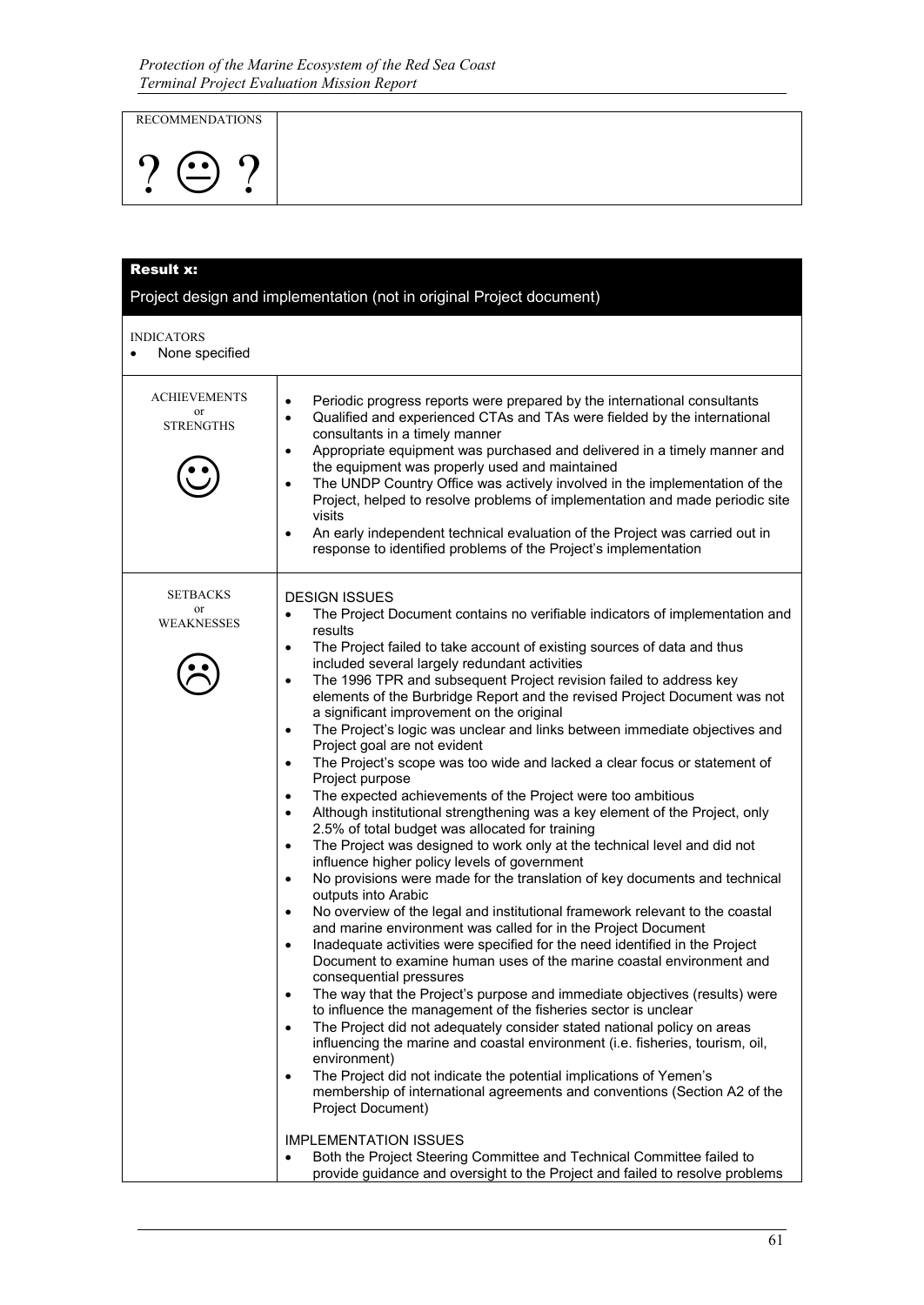| RECOMMENDATIONS | |
|---|---|
| ? 😐 ? | |

**Result x:**

Project design and implementation (not in original Project document)

INDICATORS
- None specified

| | |
|---|---|
| ACHIEVEMENTS or STRENGTHS ☺ | • Periodic progress reports were prepared by the international consultants<br>• Qualified and experienced CTAs and TAs were fielded by the international consultants in a timely manner<br>• Appropriate equipment was purchased and delivered in a timely manner and the equipment was properly used and maintained<br>• The UNDP Country Office was actively involved in the implementation of the Project, helped to resolve problems of implementation and made periodic site visits<br>• An early independent technical evaluation of the Project was carried out in response to identified problems of the Project's implementation |
| SETBACKS or WEAKNESSES ☹ | DESIGN ISSUES<br>• The Project Document contains no verifiable indicators of implementation and results<br>• The Project failed to take account of existing sources of data and thus included several largely redundant activities<br>• The 1996 TPR and subsequent Project revision failed to address key elements of the Burbridge Report and the revised Project Document was not a significant improvement on the original<br>• The Project's logic was unclear and links between immediate objectives and Project goal are not evident<br>• The Project's scope was too wide and lacked a clear focus or statement of Project purpose<br>• The expected achievements of the Project were too ambitious<br>• Although institutional strengthening was a key element of the Project, only 2.5% of total budget was allocated for training<br>• The Project was designed to work only at the technical level and did not influence higher policy levels of government<br>• No provisions were made for the translation of key documents and technical outputs into Arabic<br>• No overview of the legal and institutional framework relevant to the coastal and marine environment was called for in the Project Document<br>• Inadequate activities were specified for the need identified in the Project Document to examine human uses of the marine coastal environment and consequential pressures<br>• The way that the Project's purpose and immediate objectives (results) were to influence the management of the fisheries sector is unclear<br>• The Project did not adequately consider stated national policy on areas influencing the marine and coastal environment (i.e. fisheries, tourism, oil, environment)<br>• The Project did not indicate the potential implications of Yemen's membership of international agreements and conventions (Section A2 of the Project Document)<br><br>IMPLEMENTATION ISSUES<br>• Both the Project Steering Committee and Technical Committee failed to provide guidance and oversight to the Project and failed to resolve problems |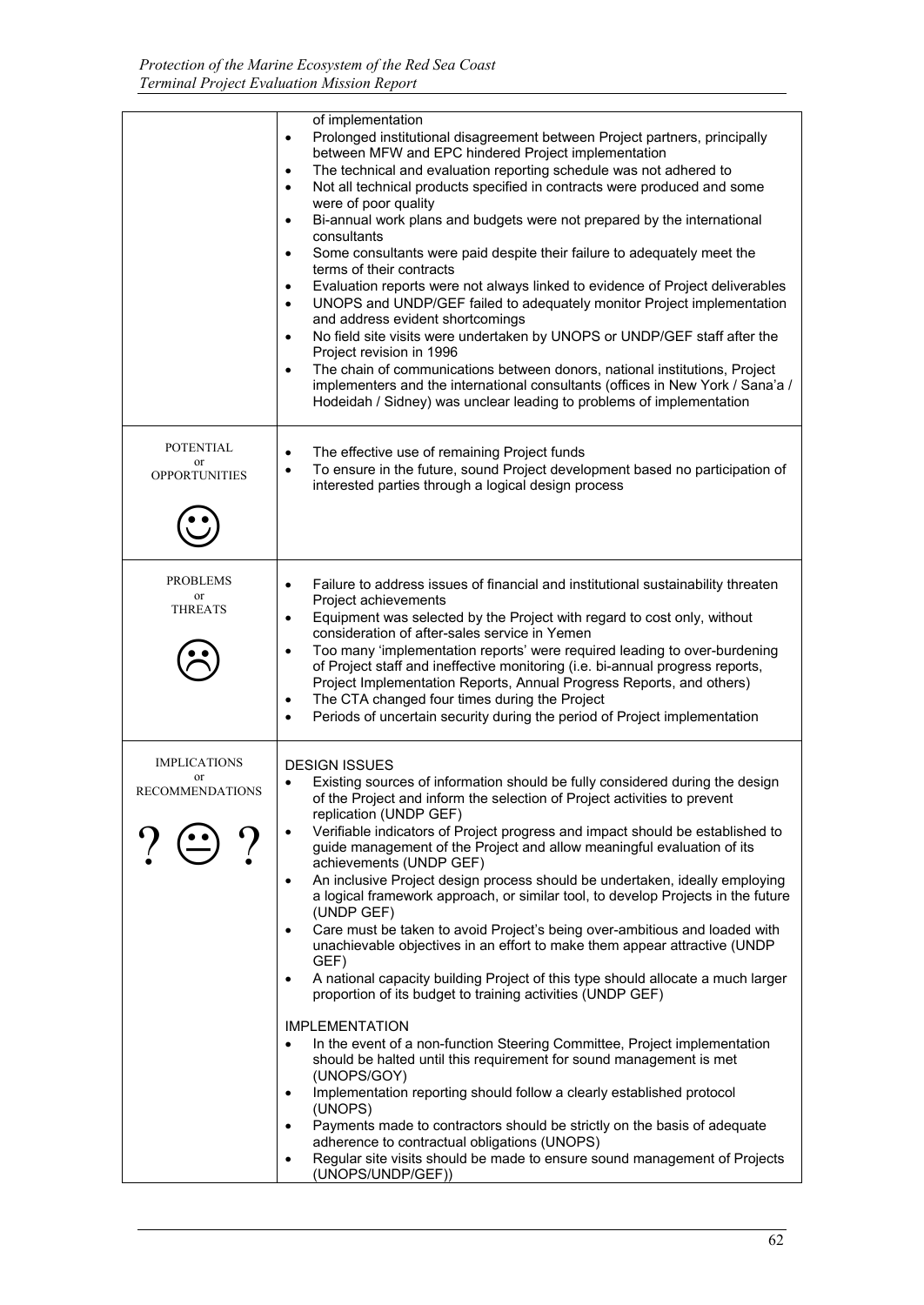| | |
|---|---|
| | of implementation<br>• Prolonged institutional disagreement between Project partners, principally between MFW and EPC hindered Project implementation<br>• The technical and evaluation reporting schedule was not adhered to<br>• Not all technical products specified in contracts were produced and some were of poor quality<br>• Bi-annual work plans and budgets were not prepared by the international consultants<br>• Some consultants were paid despite their failure to adequately meet the terms of their contracts<br>• Evaluation reports were not always linked to evidence of Project deliverables<br>• UNOPS and UNDP/GEF failed to adequately monitor Project implementation and address evident shortcomings<br>• No field site visits were undertaken by UNOPS or UNDP/GEF staff after the Project revision in 1996<br>• The chain of communications between donors, national institutions, Project implementers and the international consultants (offices in New York / Sana'a / Hodeidah / Sidney) was unclear leading to problems of implementation |
| POTENTIAL or OPPORTUNITIES ☺ | • The effective use of remaining Project funds<br>• To ensure in the future, sound Project development based no participation of interested parties through a logical design process |
| PROBLEMS or THREATS ☹ | • Failure to address issues of financial and institutional sustainability threaten Project achievements<br>• Equipment was selected by the Project with regard to cost only, without consideration of after-sales service in Yemen<br>• Too many 'implementation reports' were required leading to over-burdening of Project staff and ineffective monitoring (i.e. bi-annual progress reports, Project Implementation Reports, Annual Progress Reports, and others)<br>• The CTA changed four times during the Project<br>• Periods of uncertain security during the period of Project implementation |
| IMPLICATIONS or RECOMMENDATIONS ? 😐 ? | DESIGN ISSUES<br>• Existing sources of information should be fully considered during the design of the Project and inform the selection of Project activities to prevent replication (UNDP GEF)<br>• Verifiable indicators of Project progress and impact should be established to guide management of the Project and allow meaningful evaluation of its achievements (UNDP GEF)<br>• An inclusive Project design process should be undertaken, ideally employing a logical framework approach, or similar tool, to develop Projects in the future (UNDP GEF)<br>• Care must be taken to avoid Project's being over-ambitious and loaded with unachievable objectives in an effort to make them appear attractive (UNDP GEF)<br>• A national capacity building Project of this type should allocate a much larger proportion of its budget to training activities (UNDP GEF)<br><br>IMPLEMENTATION<br>• In the event of a non-function Steering Committee, Project implementation should be halted until this requirement for sound management is met (UNOPS/GOY)<br>• Implementation reporting should follow a clearly established protocol (UNOPS)<br>• Payments made to contractors should be strictly on the basis of adequate adherence to contractual obligations (UNOPS)<br>• Regular site visits should be made to ensure sound management of Projects (UNOPS/UNDP/GEF)) |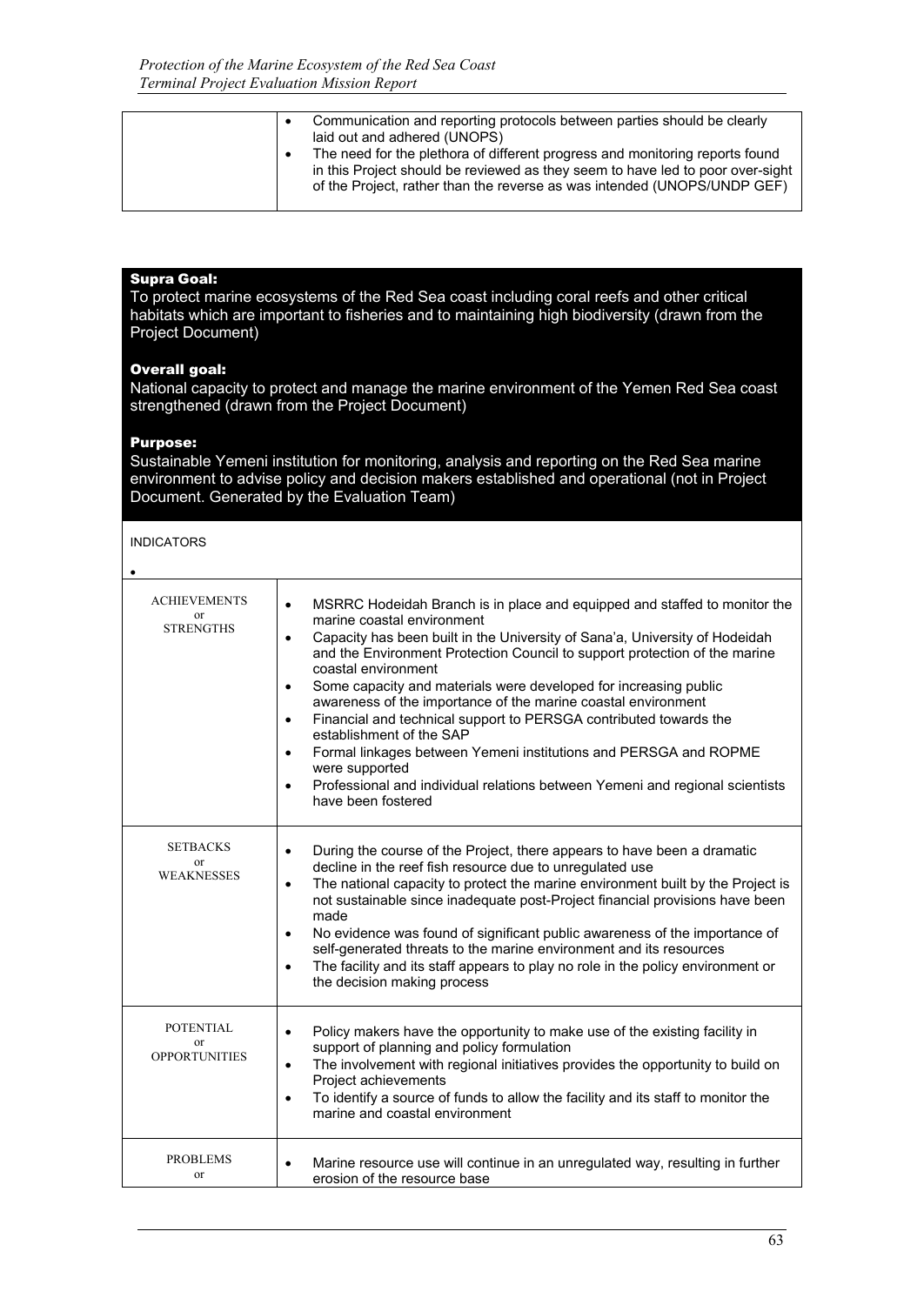| | |
|---|---|
| | • Communication and reporting protocols between parties should be clearly laid out and adhered (UNOPS)<br>• The need for the plethora of different progress and monitoring reports found in this Project should be reviewed as they seem to have led to poor over-sight of the Project, rather than the reverse as was intended (UNOPS/UNDP GEF) |

**Supra Goal:**
To protect marine ecosystems of the Red Sea coast including coral reefs and other critical habitats which are important to fisheries and to maintaining high biodiversity (drawn from the Project Document)

**Overall goal:**
National capacity to protect and manage the marine environment of the Yemen Red Sea coast strengthened (drawn from the Project Document)

**Purpose:**
Sustainable Yemeni institution for monitoring, analysis and reporting on the Red Sea marine environment to advise policy and decision makers established and operational (not in Project Document. Generated by the Evaluation Team)

INDICATORS

•

| | |
|---|---|
| ACHIEVEMENTS or STRENGTHS | • MSRRC Hodeidah Branch is in place and equipped and staffed to monitor the marine coastal environment<br>• Capacity has been built in the University of Sana'a, University of Hodeidah and the Environment Protection Council to support protection of the marine coastal environment<br>• Some capacity and materials were developed for increasing public awareness of the importance of the marine coastal environment<br>• Financial and technical support to PERSGA contributed towards the establishment of the SAP<br>• Formal linkages between Yemeni institutions and PERSGA and ROPME were supported<br>• Professional and individual relations between Yemeni and regional scientists have been fostered |
| SETBACKS or WEAKNESSES | • During the course of the Project, there appears to have been a dramatic decline in the reef fish resource due to unregulated use<br>• The national capacity to protect the marine environment built by the Project is not sustainable since inadequate post-Project financial provisions have been made<br>• No evidence was found of significant public awareness of the importance of self-generated threats to the marine environment and its resources<br>• The facility and its staff appears to play no role in the policy environment or the decision making process |
| POTENTIAL or OPPORTUNITIES | • Policy makers have the opportunity to make use of the existing facility in support of planning and policy formulation<br>• The involvement with regional initiatives provides the opportunity to build on Project achievements<br>• To identify a source of funds to allow the facility and its staff to monitor the marine and coastal environment |
| PROBLEMS or | • Marine resource use will continue in an unregulated way, resulting in further erosion of the resource base |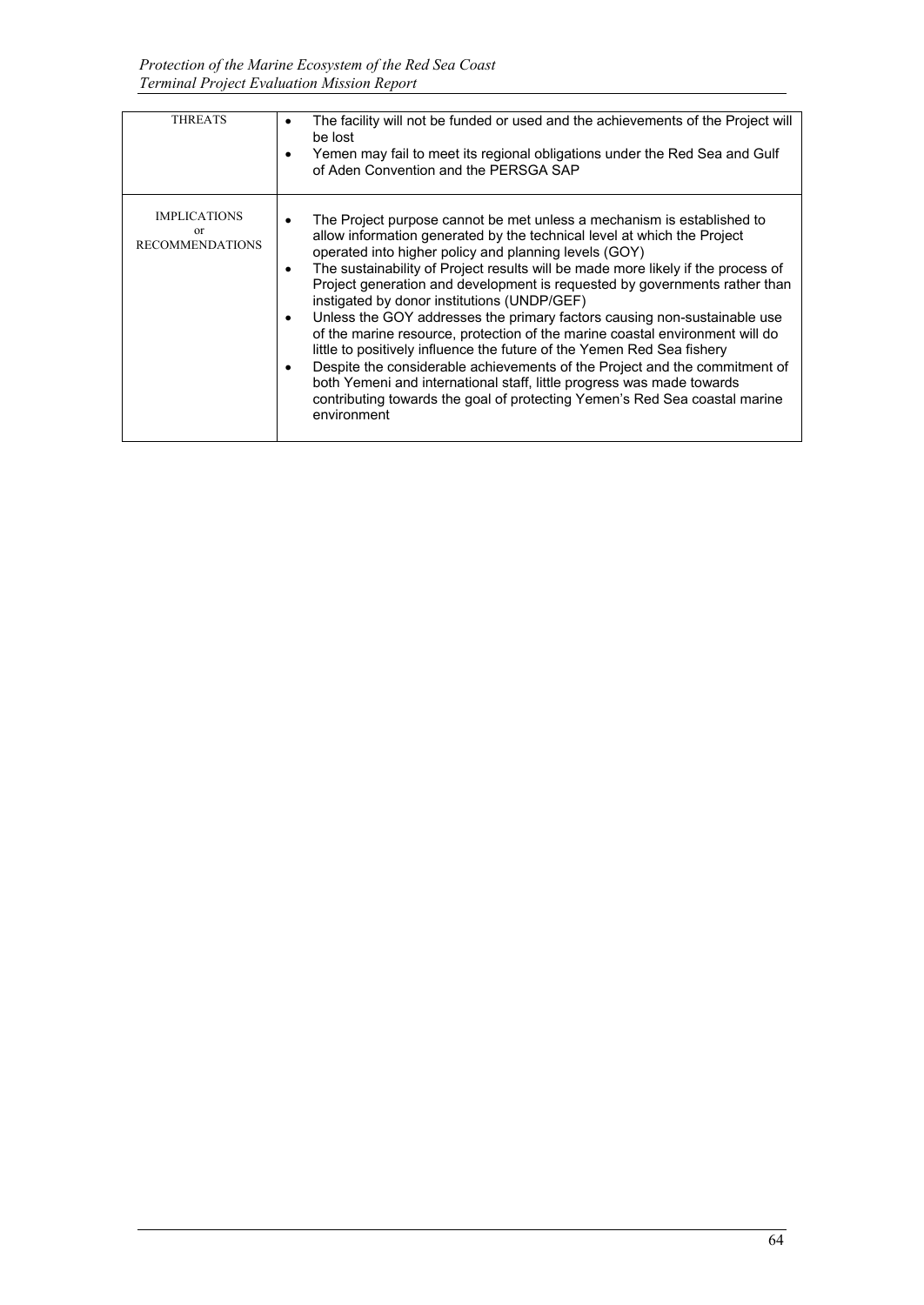| THREATS | • The facility will not be funded or used and the achievements of the Project will be lost<br>• Yemen may fail to meet its regional obligations under the Red Sea and Gulf of Aden Convention and the PERSGA SAP |
|---|---|
| IMPLICATIONS or RECOMMENDATIONS | • The Project purpose cannot be met unless a mechanism is established to allow information generated by the technical level at which the Project operated into higher policy and planning levels (GOY)<br>• The sustainability of Project results will be made more likely if the process of Project generation and development is requested by governments rather than instigated by donor institutions (UNDP/GEF)<br>• Unless the GOY addresses the primary factors causing non-sustainable use of the marine resource, protection of the marine coastal environment will do little to positively influence the future of the Yemen Red Sea fishery<br>• Despite the considerable achievements of the Project and the commitment of both Yemeni and international staff, little progress was made towards contributing towards the goal of protecting Yemen's Red Sea coastal marine environment |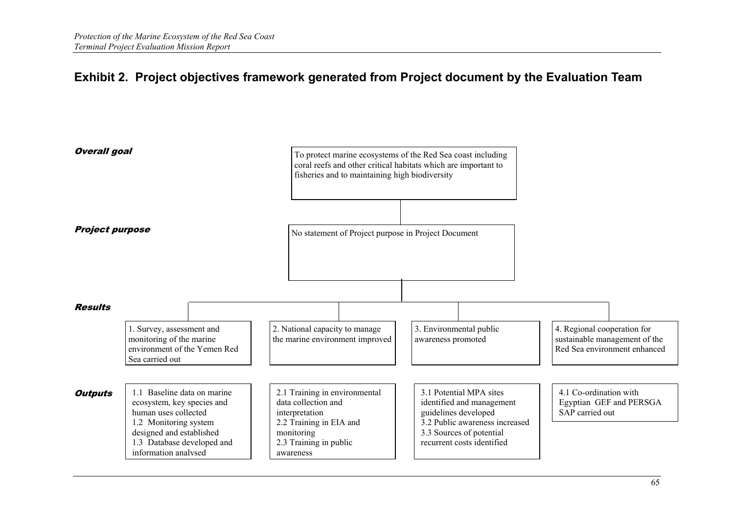## Exhibit 2. Project objectives framework generated from Project document by the Evaluation Team

***Overall goal***

To protect marine ecosystems of the Red Sea coast including coral reefs and other critical habitats which are important to fisheries and to maintaining high biodiversity

***Project purpose***

No statement of Project purpose in Project Document

***Results***

1. Survey, assessment and monitoring of the marine environment of the Yemen Red Sea carried out
2. National capacity to manage the marine environment improved
3. Environmental public awareness promoted
4. Regional cooperation for sustainable management of the Red Sea environment enhanced

***Outputs***

| 1. Survey, assessment and monitoring | 2. National capacity | 3. Public awareness | 4. Regional cooperation |
|---|---|---|---|
| 1.1 Baseline data on marine ecosystem, key species and human uses collected<br>1.2 Monitoring system designed and established<br>1.3 Database developed and information analysed | 2.1 Training in environmental data collection and interpretation<br>2.2 Training in EIA and monitoring<br>2.3 Training in public awareness | 3.1 Potential MPA sites identified and management guidelines developed<br>3.2 Public awareness increased<br>3.3 Sources of potential recurrent costs identified | 4.1 Co-ordination with Egyptian GEF and PERSGA SAP carried out |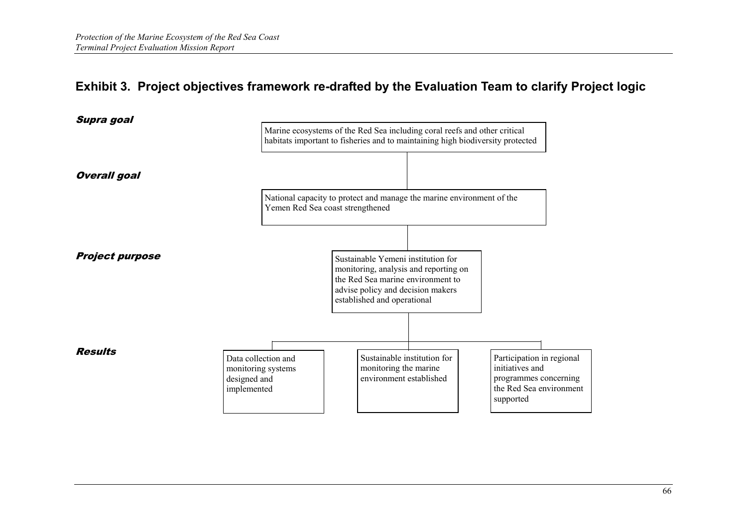## Exhibit 3. Project objectives framework re-drafted by the Evaluation Team to clarify Project logic

***Supra goal***

Marine ecosystems of the Red Sea including coral reefs and other critical habitats important to fisheries and to maintaining high biodiversity protected

***Overall goal***

National capacity to protect and manage the marine environment of the Yemen Red Sea coast strengthened

***Project purpose***

Sustainable Yemeni institution for monitoring, analysis and reporting on the Red Sea marine environment to advise policy and decision makers established and operational

***Results***

- Data collection and monitoring systems designed and implemented
- Sustainable institution for monitoring the marine environment established
- Participation in regional initiatives and programmes concerning the Red Sea environment supported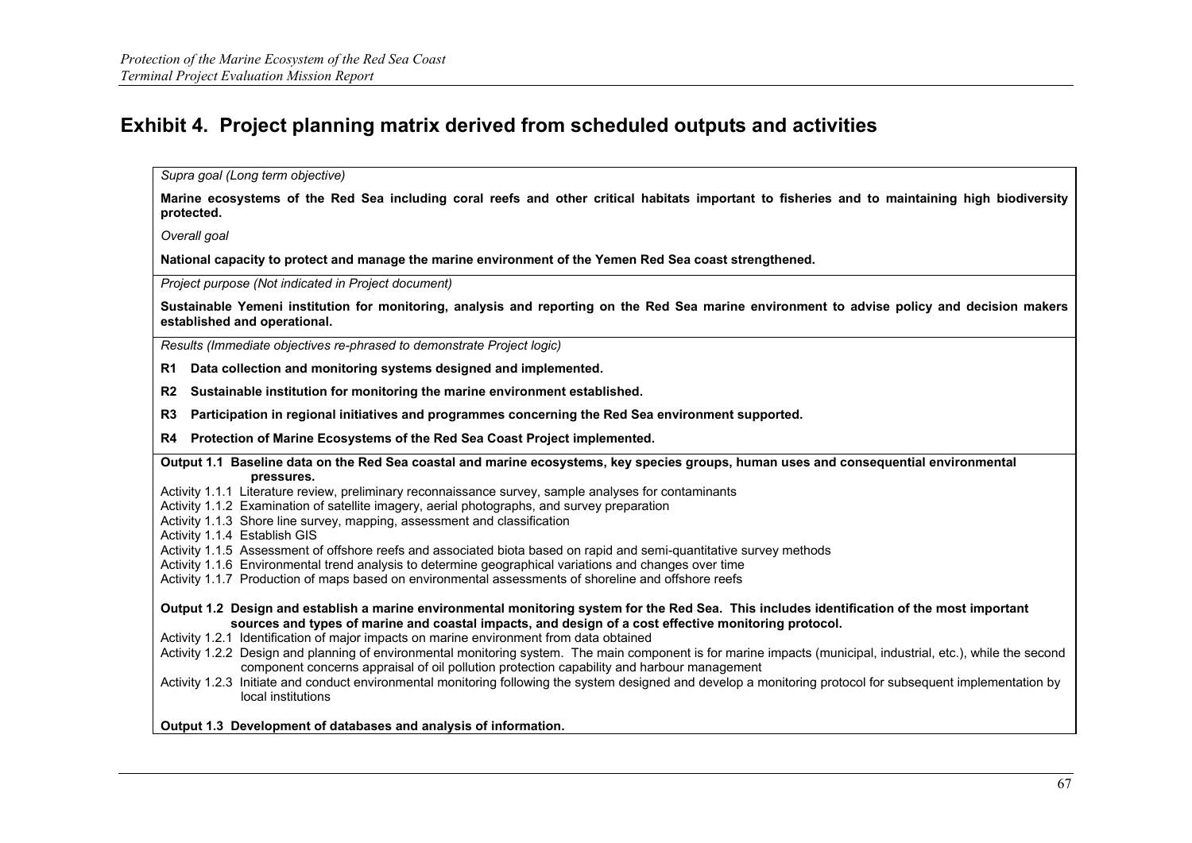## Exhibit 4. Project planning matrix derived from scheduled outputs and activities

*Supra goal (Long term objective)*

**Marine ecosystems of the Red Sea including coral reefs and other critical habitats important to fisheries and to maintaining high biodiversity protected.**

*Overall goal*

**National capacity to protect and manage the marine environment of the Yemen Red Sea coast strengthened.**

*Project purpose (Not indicated in Project document)*

**Sustainable Yemeni institution for monitoring, analysis and reporting on the Red Sea marine environment to advise policy and decision makers established and operational.**

*Results (Immediate objectives re-phrased to demonstrate Project logic)*

**R1 Data collection and monitoring systems designed and implemented.**

**R2 Sustainable institution for monitoring the marine environment established.**

**R3 Participation in regional initiatives and programmes concerning the Red Sea environment supported.**

**R4 Protection of Marine Ecosystems of the Red Sea Coast Project implemented.**

**Output 1.1 Baseline data on the Red Sea coastal and marine ecosystems, key species groups, human uses and consequential environmental pressures.**

Activity 1.1.1 Literature review, preliminary reconnaissance survey, sample analyses for contaminants
Activity 1.1.2 Examination of satellite imagery, aerial photographs, and survey preparation
Activity 1.1.3 Shore line survey, mapping, assessment and classification
Activity 1.1.4 Establish GIS
Activity 1.1.5 Assessment of offshore reefs and associated biota based on rapid and semi-quantitative survey methods
Activity 1.1.6 Environmental trend analysis to determine geographical variations and changes over time
Activity 1.1.7 Production of maps based on environmental assessments of shoreline and offshore reefs

**Output 1.2 Design and establish a marine environmental monitoring system for the Red Sea. This includes identification of the most important sources and types of marine and coastal impacts, and design of a cost effective monitoring protocol.**

Activity 1.2.1 Identification of major impacts on marine environment from data obtained
Activity 1.2.2 Design and planning of environmental monitoring system. The main component is for marine impacts (municipal, industrial, etc.), while the second component concerns appraisal of oil pollution protection capability and harbour management
Activity 1.2.3 Initiate and conduct environmental monitoring following the system designed and develop a monitoring protocol for subsequent implementation by local institutions

**Output 1.3 Development of databases and analysis of information.**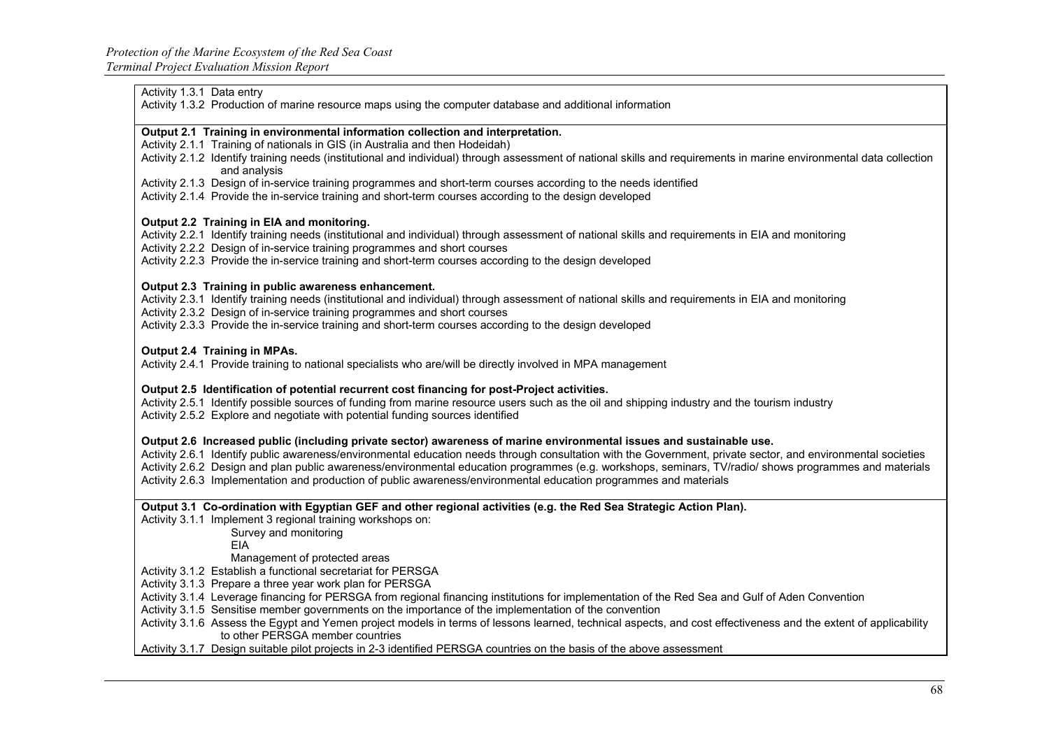Activity 1.3.1 Data entry
Activity 1.3.2 Production of marine resource maps using the computer database and additional information

**Output 2.1 Training in environmental information collection and interpretation.**

Activity 2.1.1 Training of nationals in GIS (in Australia and then Hodeidah)
Activity 2.1.2 Identify training needs (institutional and individual) through assessment of national skills and requirements in marine environmental data collection and analysis
Activity 2.1.3 Design of in-service training programmes and short-term courses according to the needs identified
Activity 2.1.4 Provide the in-service training and short-term courses according to the design developed

**Output 2.2 Training in EIA and monitoring.**

Activity 2.2.1 Identify training needs (institutional and individual) through assessment of national skills and requirements in EIA and monitoring
Activity 2.2.2 Design of in-service training programmes and short courses
Activity 2.2.3 Provide the in-service training and short-term courses according to the design developed

**Output 2.3 Training in public awareness enhancement.**

Activity 2.3.1 Identify training needs (institutional and individual) through assessment of national skills and requirements in EIA and monitoring
Activity 2.3.2 Design of in-service training programmes and short courses
Activity 2.3.3 Provide the in-service training and short-term courses according to the design developed

**Output 2.4 Training in MPAs.**

Activity 2.4.1 Provide training to national specialists who are/will be directly involved in MPA management

**Output 2.5 Identification of potential recurrent cost financing for post-Project activities.**

Activity 2.5.1 Identify possible sources of funding from marine resource users such as the oil and shipping industry and the tourism industry
Activity 2.5.2 Explore and negotiate with potential funding sources identified

**Output 2.6 Increased public (including private sector) awareness of marine environmental issues and sustainable use.**

Activity 2.6.1 Identify public awareness/environmental education needs through consultation with the Government, private sector, and environmental societies
Activity 2.6.2 Design and plan public awareness/environmental education programmes (e.g. workshops, seminars, TV/radio/ shows programmes and materials
Activity 2.6.3 Implementation and production of public awareness/environmental education programmes and materials

**Output 3.1 Co-ordination with Egyptian GEF and other regional activities (e.g. the Red Sea Strategic Action Plan).**

Activity 3.1.1 Implement 3 regional training workshops on:
- Survey and monitoring
- EIA
- Management of protected areas

Activity 3.1.2 Establish a functional secretariat for PERSGA
Activity 3.1.3 Prepare a three year work plan for PERSGA
Activity 3.1.4 Leverage financing for PERSGA from regional financing institutions for implementation of the Red Sea and Gulf of Aden Convention
Activity 3.1.5 Sensitise member governments on the importance of the implementation of the convention
Activity 3.1.6 Assess the Egypt and Yemen project models in terms of lessons learned, technical aspects, and cost effectiveness and the extent of applicability to other PERSGA member countries
Activity 3.1.7 Design suitable pilot projects in 2-3 identified PERSGA countries on the basis of the above assessment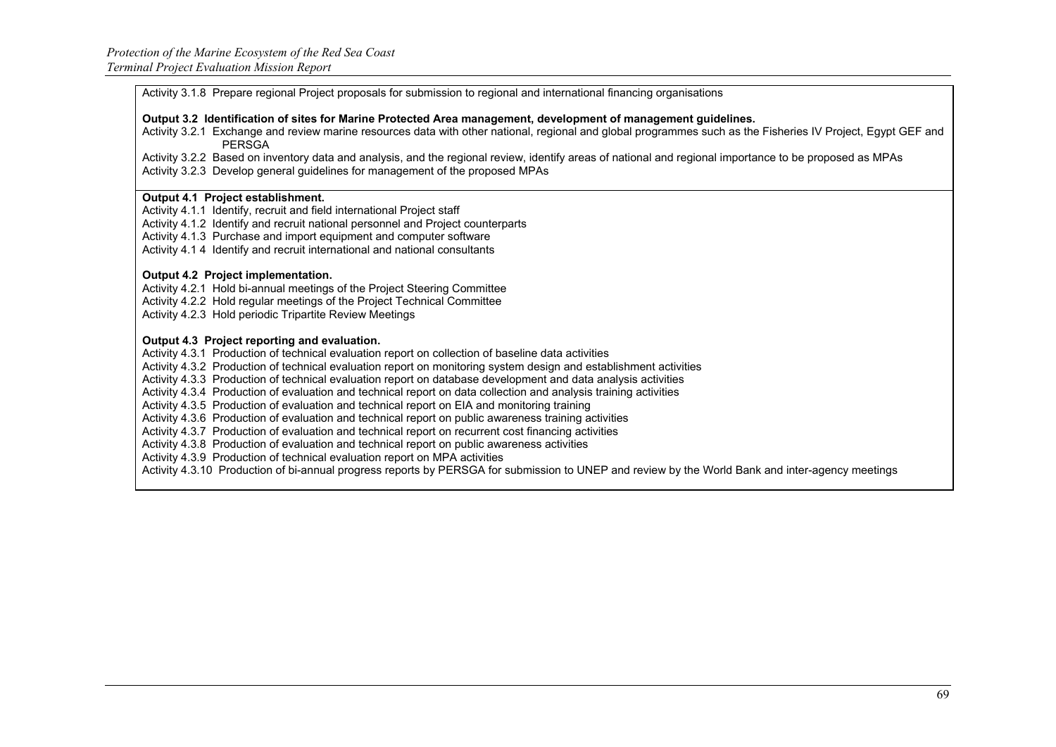Activity 3.1.8 Prepare regional Project proposals for submission to regional and international financing organisations

**Output 3.2 Identification of sites for Marine Protected Area management, development of management guidelines.**

Activity 3.2.1 Exchange and review marine resources data with other national, regional and global programmes such as the Fisheries IV Project, Egypt GEF and PERSGA

Activity 3.2.2 Based on inventory data and analysis, and the regional review, identify areas of national and regional importance to be proposed as MPAs

Activity 3.2.3 Develop general guidelines for management of the proposed MPAs

**Output 4.1 Project establishment.**

Activity 4.1.1 Identify, recruit and field international Project staff

Activity 4.1.2 Identify and recruit national personnel and Project counterparts

Activity 4.1.3 Purchase and import equipment and computer software

Activity 4.1 4 Identify and recruit international and national consultants

**Output 4.2 Project implementation.**

Activity 4.2.1 Hold bi-annual meetings of the Project Steering Committee

Activity 4.2.2 Hold regular meetings of the Project Technical Committee

Activity 4.2.3 Hold periodic Tripartite Review Meetings

**Output 4.3 Project reporting and evaluation.**

Activity 4.3.1 Production of technical evaluation report on collection of baseline data activities

Activity 4.3.2 Production of technical evaluation report on monitoring system design and establishment activities

Activity 4.3.3 Production of technical evaluation report on database development and data analysis activities

Activity 4.3.4 Production of evaluation and technical report on data collection and analysis training activities

Activity 4.3.5 Production of evaluation and technical report on EIA and monitoring training

Activity 4.3.6 Production of evaluation and technical report on public awareness training activities

Activity 4.3.7 Production of evaluation and technical report on recurrent cost financing activities

Activity 4.3.8 Production of evaluation and technical report on public awareness activities

Activity 4.3.9 Production of technical evaluation report on MPA activities

Activity 4.3.10 Production of bi-annual progress reports by PERSGA for submission to UNEP and review by the World Bank and inter-agency meetings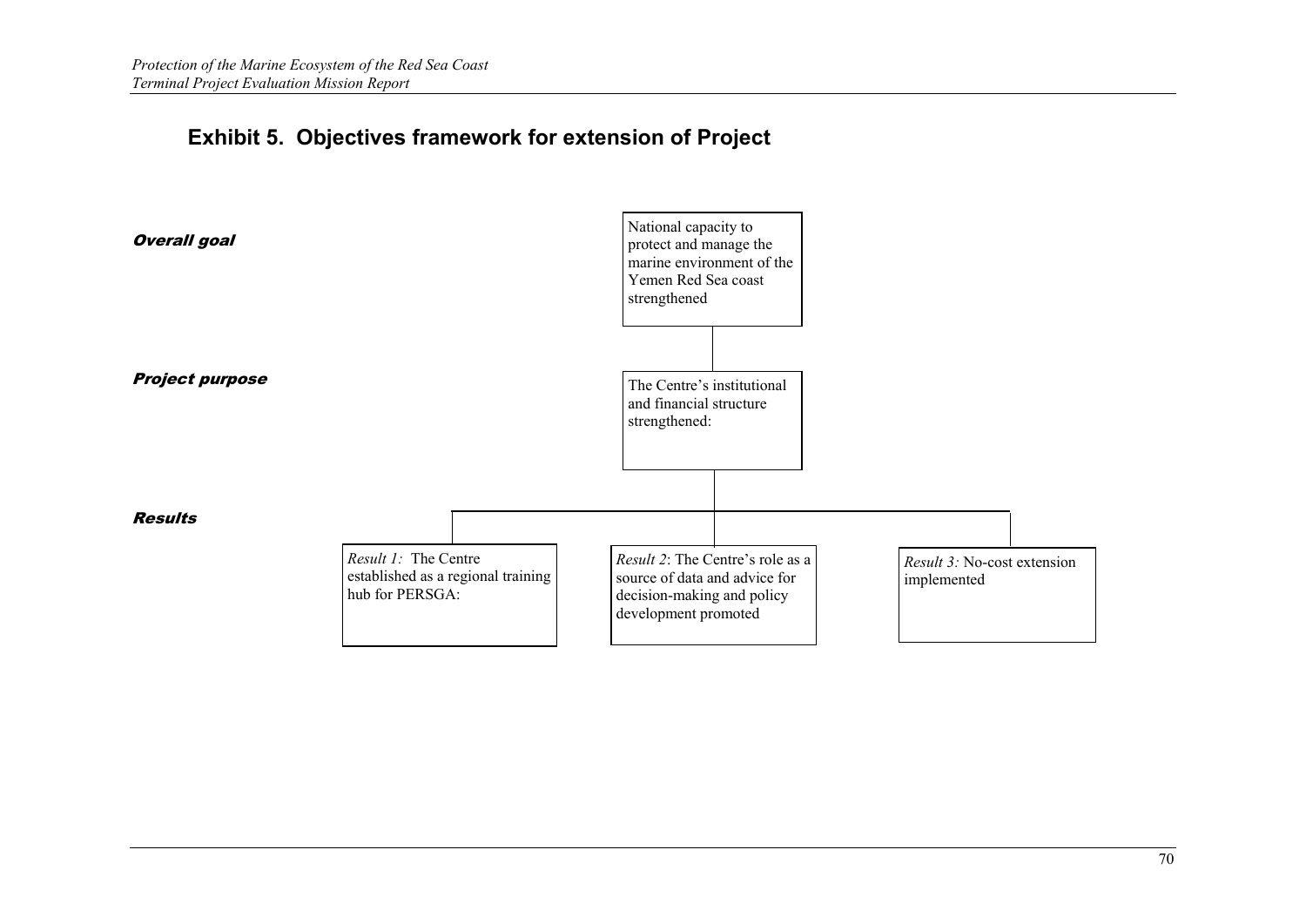## Exhibit 5. Objectives framework for extension of Project

***Overall goal***

National capacity to protect and manage the marine environment of the Yemen Red Sea coast strengthened

***Project purpose***

The Centre's institutional and financial structure strengthened:

***Results***

*Result 1:* The Centre established as a regional training hub for PERSGA:

*Result 2*: The Centre's role as a source of data and advice for decision-making and policy development promoted

*Result 3:* No-cost extension implemented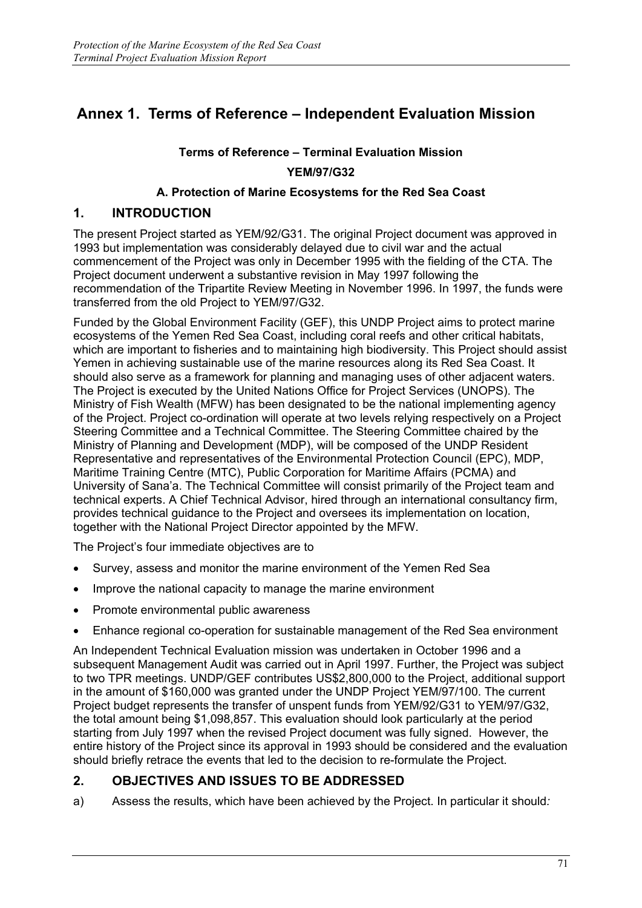# Annex 1. Terms of Reference – Independent Evaluation Mission

**Terms of Reference – Terminal Evaluation Mission**

**YEM/97/G32**

**A. Protection of Marine Ecosystems for the Red Sea Coast**

## 1. INTRODUCTION

The present Project started as YEM/92/G31. The original Project document was approved in 1993 but implementation was considerably delayed due to civil war and the actual commencement of the Project was only in December 1995 with the fielding of the CTA. The Project document underwent a substantive revision in May 1997 following the recommendation of the Tripartite Review Meeting in November 1996. In 1997, the funds were transferred from the old Project to YEM/97/G32.

Funded by the Global Environment Facility (GEF), this UNDP Project aims to protect marine ecosystems of the Yemen Red Sea Coast, including coral reefs and other critical habitats, which are important to fisheries and to maintaining high biodiversity. This Project should assist Yemen in achieving sustainable use of the marine resources along its Red Sea Coast. It should also serve as a framework for planning and managing uses of other adjacent waters. The Project is executed by the United Nations Office for Project Services (UNOPS). The Ministry of Fish Wealth (MFW) has been designated to be the national implementing agency of the Project. Project co-ordination will operate at two levels relying respectively on a Project Steering Committee and a Technical Committee. The Steering Committee chaired by the Ministry of Planning and Development (MDP), will be composed of the UNDP Resident Representative and representatives of the Environmental Protection Council (EPC), MDP, Maritime Training Centre (MTC), Public Corporation for Maritime Affairs (PCMA) and University of Sana'a. The Technical Committee will consist primarily of the Project team and technical experts. A Chief Technical Advisor, hired through an international consultancy firm, provides technical guidance to the Project and oversees its implementation on location, together with the National Project Director appointed by the MFW.

The Project's four immediate objectives are to

- Survey, assess and monitor the marine environment of the Yemen Red Sea
- Improve the national capacity to manage the marine environment
- Promote environmental public awareness
- Enhance regional co-operation for sustainable management of the Red Sea environment

An Independent Technical Evaluation mission was undertaken in October 1996 and a subsequent Management Audit was carried out in April 1997. Further, the Project was subject to two TPR meetings. UNDP/GEF contributes US$2,800,000 to the Project, additional support in the amount of $160,000 was granted under the UNDP Project YEM/97/100. The current Project budget represents the transfer of unspent funds from YEM/92/G31 to YEM/97/G32, the total amount being $1,098,857. This evaluation should look particularly at the period starting from July 1997 when the revised Project document was fully signed. However, the entire history of the Project since its approval in 1993 should be considered and the evaluation should briefly retrace the events that led to the decision to re-formulate the Project.

## 2. OBJECTIVES AND ISSUES TO BE ADDRESSED

a) Assess the results, which have been achieved by the Project. In particular it should*:*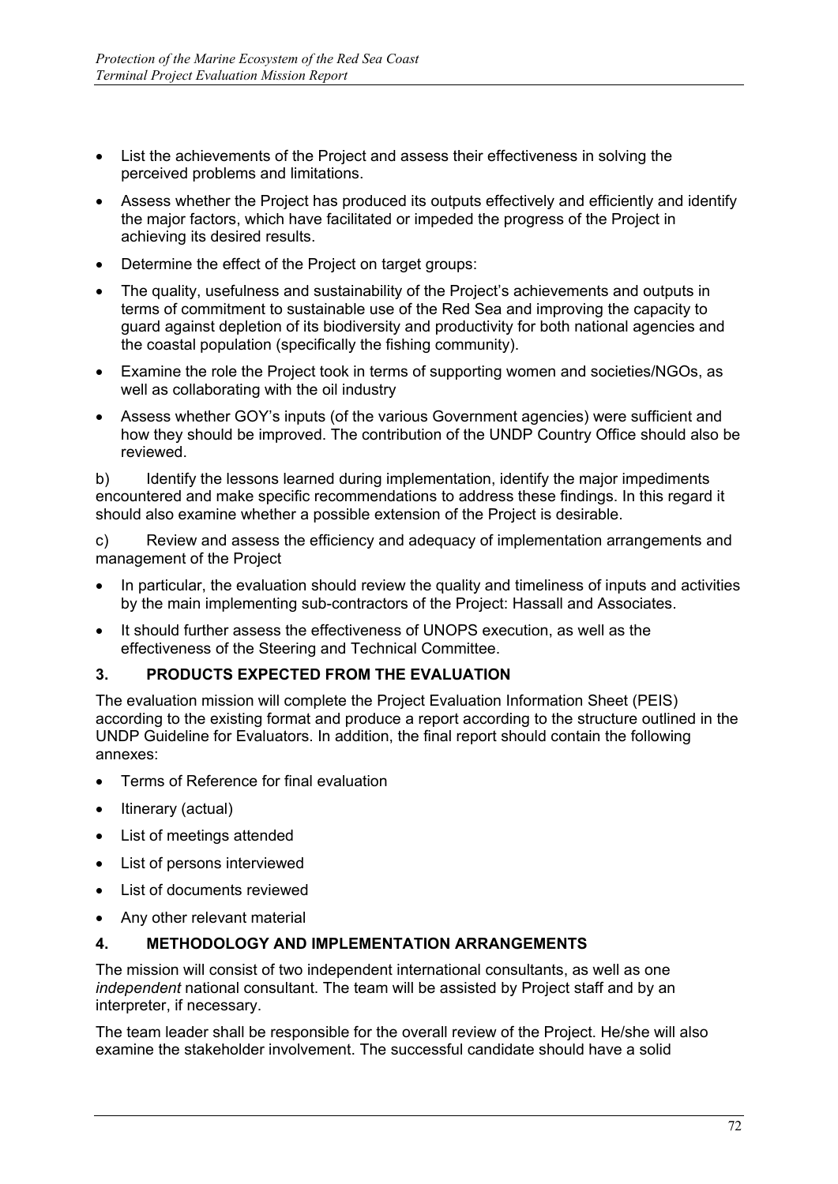- List the achievements of the Project and assess their effectiveness in solving the perceived problems and limitations.
- Assess whether the Project has produced its outputs effectively and efficiently and identify the major factors, which have facilitated or impeded the progress of the Project in achieving its desired results.
- Determine the effect of the Project on target groups:
- The quality, usefulness and sustainability of the Project's achievements and outputs in terms of commitment to sustainable use of the Red Sea and improving the capacity to guard against depletion of its biodiversity and productivity for both national agencies and the coastal population (specifically the fishing community).
- Examine the role the Project took in terms of supporting women and societies/NGOs, as well as collaborating with the oil industry
- Assess whether GOY's inputs (of the various Government agencies) were sufficient and how they should be improved. The contribution of the UNDP Country Office should also be reviewed.

b) Identify the lessons learned during implementation, identify the major impediments encountered and make specific recommendations to address these findings. In this regard it should also examine whether a possible extension of the Project is desirable.

c) Review and assess the efficiency and adequacy of implementation arrangements and management of the Project

- In particular, the evaluation should review the quality and timeliness of inputs and activities by the main implementing sub-contractors of the Project: Hassall and Associates.
- It should further assess the effectiveness of UNOPS execution, as well as the effectiveness of the Steering and Technical Committee.

## 3. PRODUCTS EXPECTED FROM THE EVALUATION

The evaluation mission will complete the Project Evaluation Information Sheet (PEIS) according to the existing format and produce a report according to the structure outlined in the UNDP Guideline for Evaluators. In addition, the final report should contain the following annexes:

- Terms of Reference for final evaluation
- Itinerary (actual)
- List of meetings attended
- List of persons interviewed
- List of documents reviewed
- Any other relevant material

## 4. METHODOLOGY AND IMPLEMENTATION ARRANGEMENTS

The mission will consist of two independent international consultants, as well as one *independent* national consultant. The team will be assisted by Project staff and by an interpreter, if necessary.

The team leader shall be responsible for the overall review of the Project. He/she will also examine the stakeholder involvement. The successful candidate should have a solid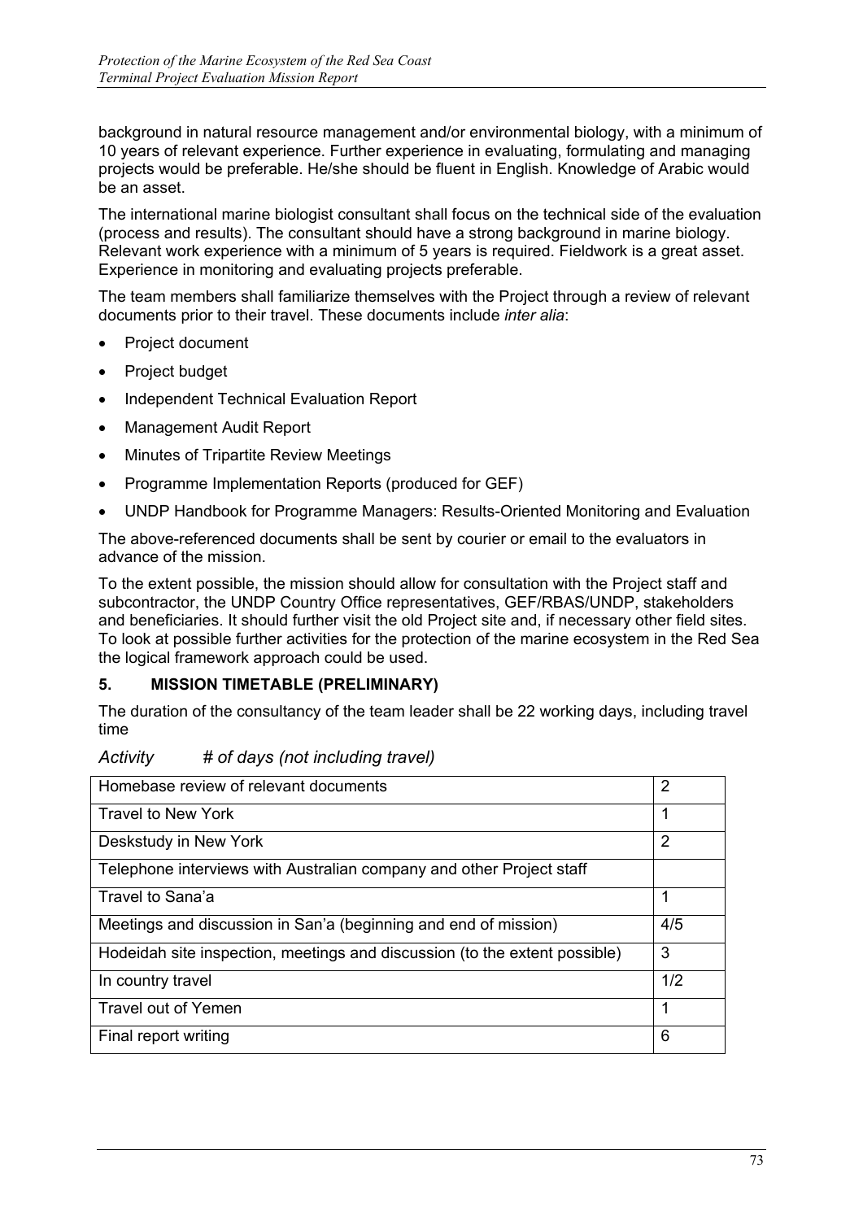background in natural resource management and/or environmental biology, with a minimum of 10 years of relevant experience. Further experience in evaluating, formulating and managing projects would be preferable. He/she should be fluent in English. Knowledge of Arabic would be an asset.

The international marine biologist consultant shall focus on the technical side of the evaluation (process and results). The consultant should have a strong background in marine biology. Relevant work experience with a minimum of 5 years is required. Fieldwork is a great asset. Experience in monitoring and evaluating projects preferable.

The team members shall familiarize themselves with the Project through a review of relevant documents prior to their travel. These documents include *inter alia*:

- Project document
- Project budget
- Independent Technical Evaluation Report
- Management Audit Report
- Minutes of Tripartite Review Meetings
- Programme Implementation Reports (produced for GEF)
- UNDP Handbook for Programme Managers: Results-Oriented Monitoring and Evaluation

The above-referenced documents shall be sent by courier or email to the evaluators in advance of the mission.

To the extent possible, the mission should allow for consultation with the Project staff and subcontractor, the UNDP Country Office representatives, GEF/RBAS/UNDP, stakeholders and beneficiaries. It should further visit the old Project site and, if necessary other field sites. To look at possible further activities for the protection of the marine ecosystem in the Red Sea the logical framework approach could be used.

## 5. MISSION TIMETABLE (PRELIMINARY)

The duration of the consultancy of the team leader shall be 22 working days, including travel time

*Activity* *# of days (not including travel)*

| Activity | # of days |
|---|---|
| Homebase review of relevant documents | 2 |
| Travel to New York | 1 |
| Deskstudy in New York | 2 |
| Telephone interviews with Australian company and other Project staff | |
| Travel to Sana'a | 1 |
| Meetings and discussion in San'a (beginning and end of mission) | 4/5 |
| Hodeidah site inspection, meetings and discussion (to the extent possible) | 3 |
| In country travel | 1/2 |
| Travel out of Yemen | 1 |
| Final report writing | 6 |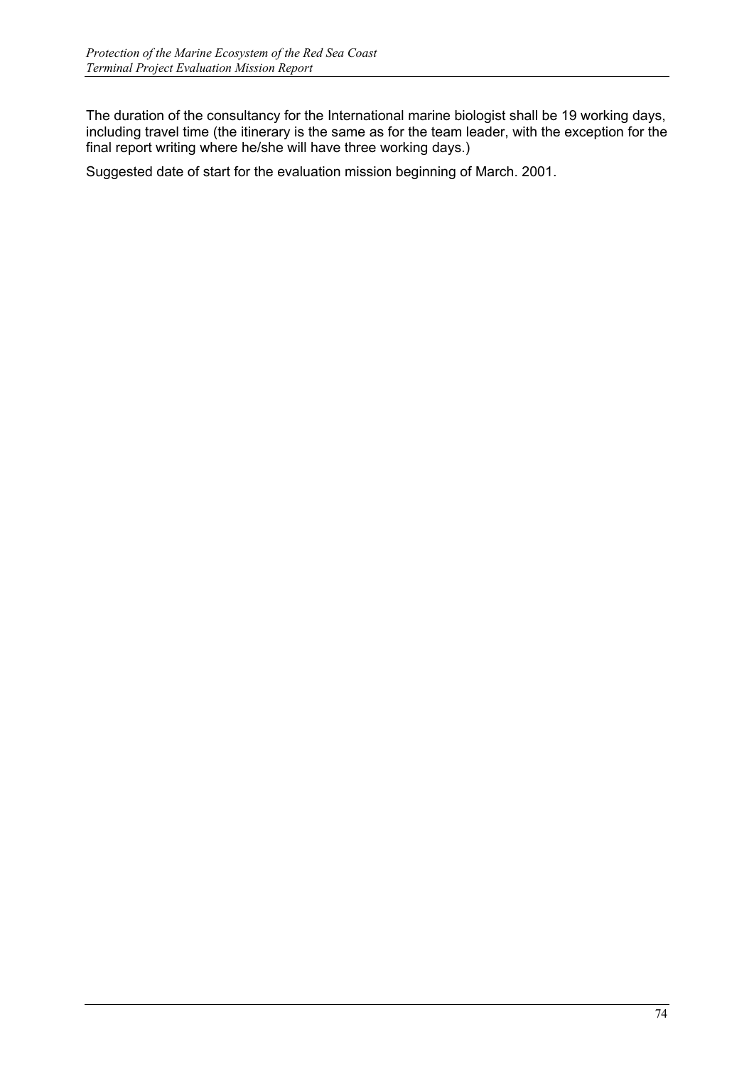The duration of the consultancy for the International marine biologist shall be 19 working days, including travel time (the itinerary is the same as for the team leader, with the exception for the final report writing where he/she will have three working days.)

Suggested date of start for the evaluation mission beginning of March. 2001.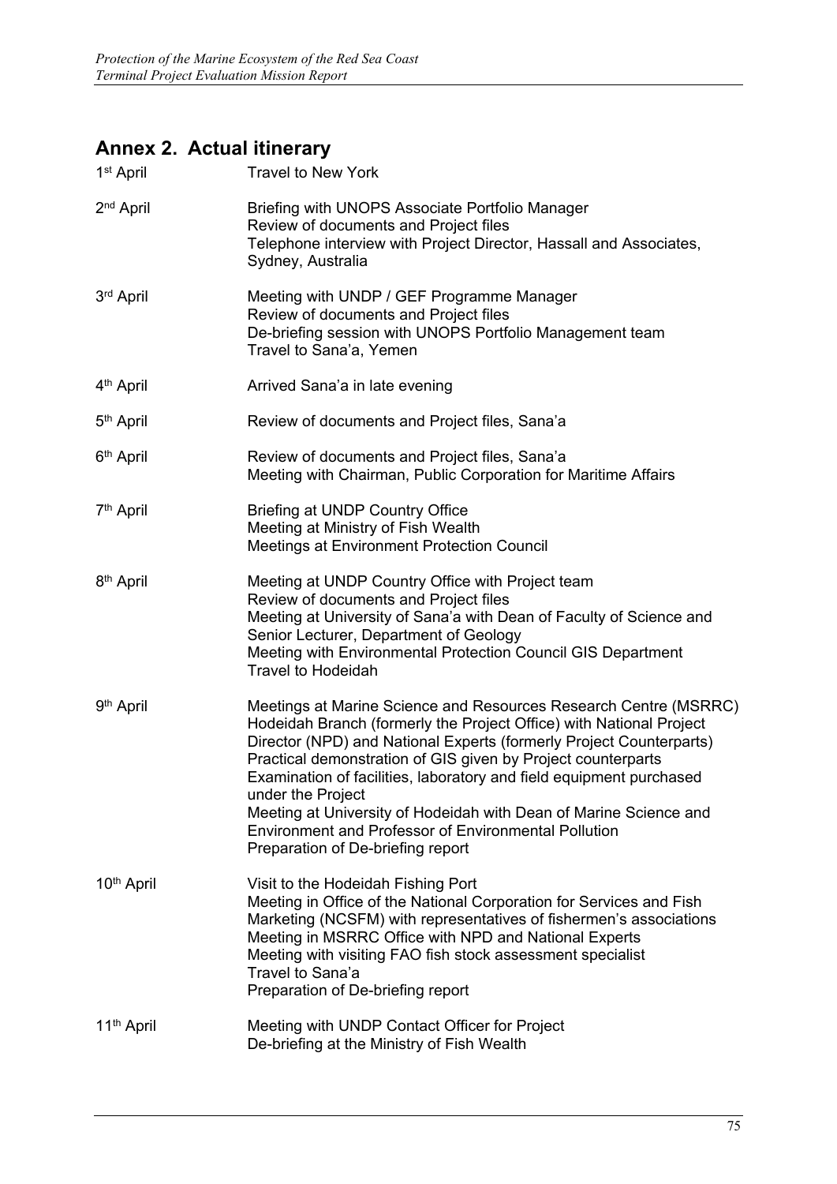## Annex 2. Actual itinerary

| | |
|---|---|
| 1st April | Travel to New York |
| 2nd April | Briefing with UNOPS Associate Portfolio Manager<br>Review of documents and Project files<br>Telephone interview with Project Director, Hassall and Associates, Sydney, Australia |
| 3rd April | Meeting with UNDP / GEF Programme Manager<br>Review of documents and Project files<br>De-briefing session with UNOPS Portfolio Management team<br>Travel to Sana'a, Yemen |
| 4th April | Arrived Sana'a in late evening |
| 5th April | Review of documents and Project files, Sana'a |
| 6th April | Review of documents and Project files, Sana'a<br>Meeting with Chairman, Public Corporation for Maritime Affairs |
| 7th April | Briefing at UNDP Country Office<br>Meeting at Ministry of Fish Wealth<br>Meetings at Environment Protection Council |
| 8th April | Meeting at UNDP Country Office with Project team<br>Review of documents and Project files<br>Meeting at University of Sana'a with Dean of Faculty of Science and Senior Lecturer, Department of Geology<br>Meeting with Environmental Protection Council GIS Department<br>Travel to Hodeidah |
| 9th April | Meetings at Marine Science and Resources Research Centre (MSRRC) Hodeidah Branch (formerly the Project Office) with National Project Director (NPD) and National Experts (formerly Project Counterparts)<br>Practical demonstration of GIS given by Project counterparts<br>Examination of facilities, laboratory and field equipment purchased under the Project<br>Meeting at University of Hodeidah with Dean of Marine Science and Environment and Professor of Environmental Pollution<br>Preparation of De-briefing report |
| 10th April | Visit to the Hodeidah Fishing Port<br>Meeting in Office of the National Corporation for Services and Fish Marketing (NCSFM) with representatives of fishermen's associations<br>Meeting in MSRRC Office with NPD and National Experts<br>Meeting with visiting FAO fish stock assessment specialist<br>Travel to Sana'a<br>Preparation of De-briefing report |
| 11th April | Meeting with UNDP Contact Officer for Project<br>De-briefing at the Ministry of Fish Wealth |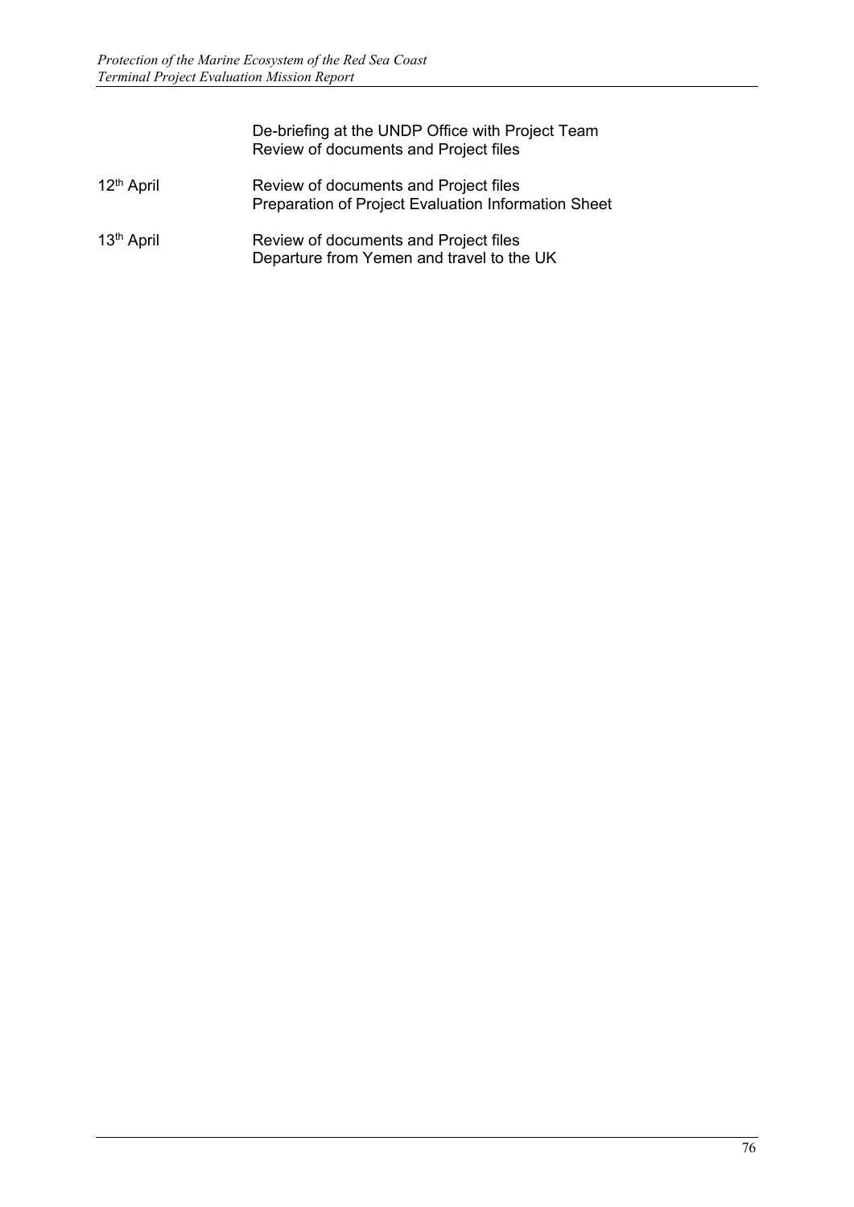| | |
|---|---|
| | De-briefing at the UNDP Office with Project Team<br>Review of documents and Project files |
| 12th April | Review of documents and Project files<br>Preparation of Project Evaluation Information Sheet |
| 13th April | Review of documents and Project files<br>Departure from Yemen and travel to the UK |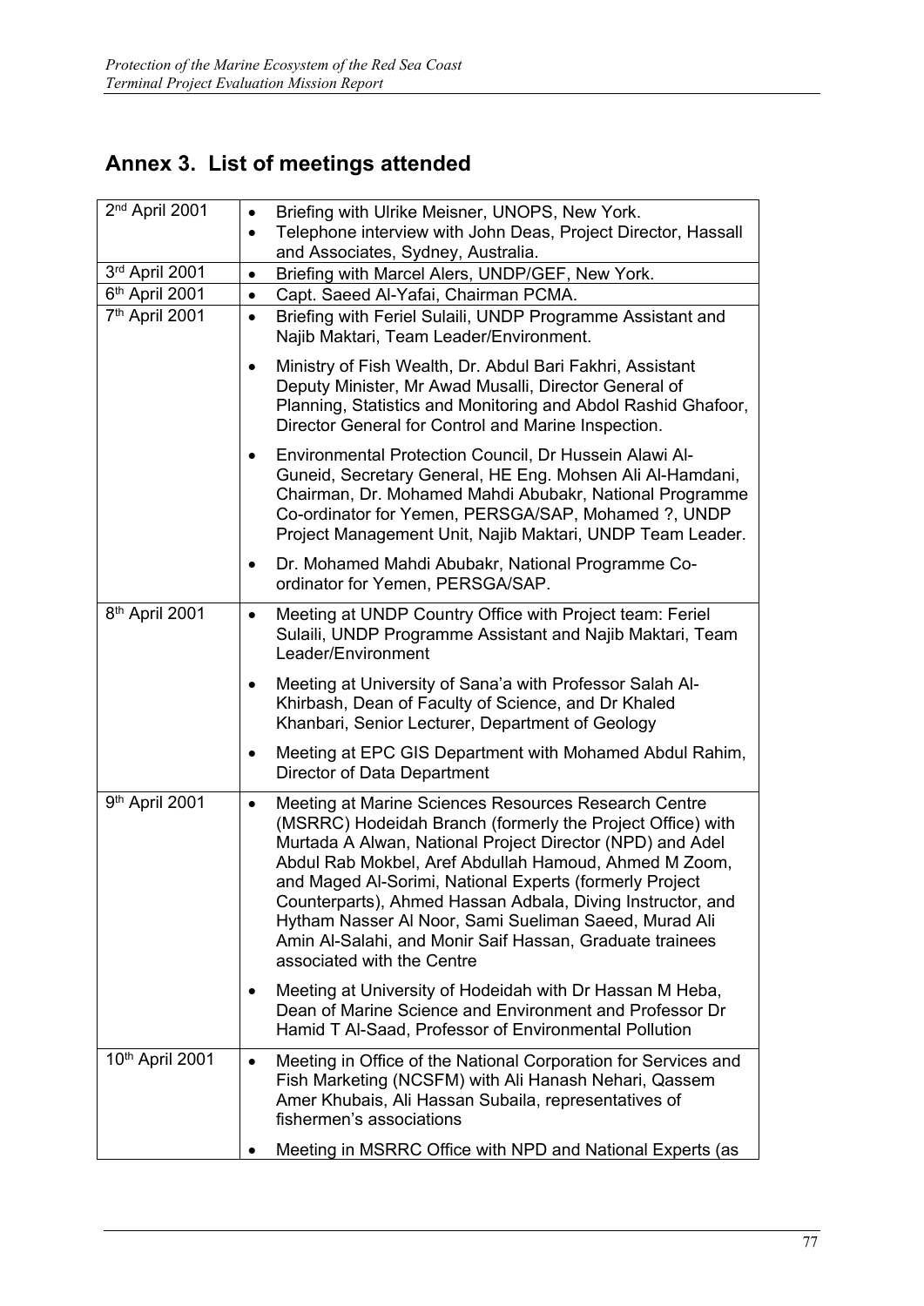# Annex 3. List of meetings attended

| Date | Meetings |
|---|---|
| 2nd April 2001 | • Briefing with Ulrike Meisner, UNOPS, New York.<br>• Telephone interview with John Deas, Project Director, Hassall and Associates, Sydney, Australia. |
| 3rd April 2001 | • Briefing with Marcel Alers, UNDP/GEF, New York. |
| 6th April 2001 | • Capt. Saeed Al-Yafai, Chairman PCMA. |
| 7th April 2001 | • Briefing with Feriel Sulaili, UNDP Programme Assistant and Najib Maktari, Team Leader/Environment.<br>• Ministry of Fish Wealth, Dr. Abdul Bari Fakhri, Assistant Deputy Minister, Mr Awad Musalli, Director General of Planning, Statistics and Monitoring and Abdol Rashid Ghafoor, Director General for Control and Marine Inspection.<br>• Environmental Protection Council, Dr Hussein Alawi Al-Guneid, Secretary General, HE Eng. Mohsen Ali Al-Hamdani, Chairman, Dr. Mohamed Mahdi Abubakr, National Programme Co-ordinator for Yemen, PERSGA/SAP, Mohamed ?, UNDP Project Management Unit, Najib Maktari, UNDP Team Leader.<br>• Dr. Mohamed Mahdi Abubakr, National Programme Co-ordinator for Yemen, PERSGA/SAP. |
| 8th April 2001 | • Meeting at UNDP Country Office with Project team: Feriel Sulaili, UNDP Programme Assistant and Najib Maktari, Team Leader/Environment<br>• Meeting at University of Sana'a with Professor Salah Al-Khirbash, Dean of Faculty of Science, and Dr Khaled Khanbari, Senior Lecturer, Department of Geology<br>• Meeting at EPC GIS Department with Mohamed Abdul Rahim, Director of Data Department |
| 9th April 2001 | • Meeting at Marine Sciences Resources Research Centre (MSRRC) Hodeidah Branch (formerly the Project Office) with Murtada A Alwan, National Project Director (NPD) and Adel Abdul Rab Mokbel, Aref Abdullah Hamoud, Ahmed M Zoom, and Maged Al-Sorimi, National Experts (formerly Project Counterparts), Ahmed Hassan Adbala, Diving Instructor, and Hytham Nasser Al Noor, Sami Sueliman Saeed, Murad Ali Amin Al-Salahi, and Monir Saif Hassan, Graduate trainees associated with the Centre<br>• Meeting at University of Hodeidah with Dr Hassan M Heba, Dean of Marine Science and Environment and Professor Dr Hamid T Al-Saad, Professor of Environmental Pollution |
| 10th April 2001 | • Meeting in Office of the National Corporation for Services and Fish Marketing (NCSFM) with Ali Hanash Nehari, Qassem Amer Khubais, Ali Hassan Subaila, representatives of fishermen's associations<br>• Meeting in MSRRC Office with NPD and National Experts (as |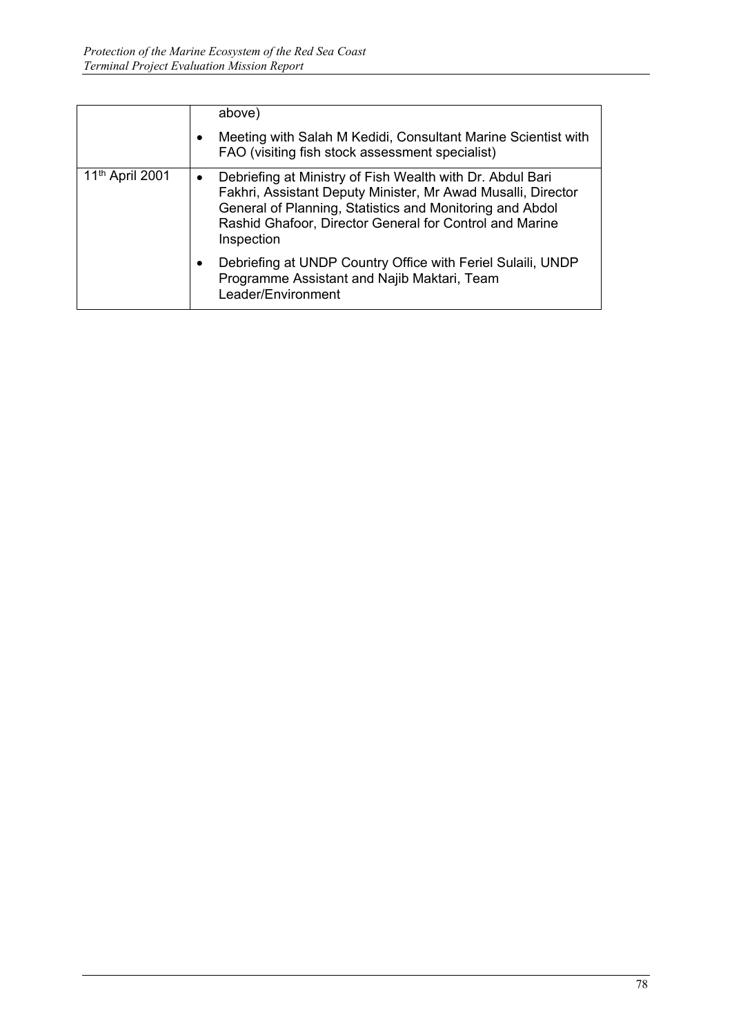| | |
|---|---|
| | above)<br>• Meeting with Salah M Kedidi, Consultant Marine Scientist with FAO (visiting fish stock assessment specialist) |
| 11th April 2001 | • Debriefing at Ministry of Fish Wealth with Dr. Abdul Bari Fakhri, Assistant Deputy Minister, Mr Awad Musalli, Director General of Planning, Statistics and Monitoring and Abdol Rashid Ghafoor, Director General for Control and Marine Inspection<br>• Debriefing at UNDP Country Office with Feriel Sulaili, UNDP Programme Assistant and Najib Maktari, Team Leader/Environment |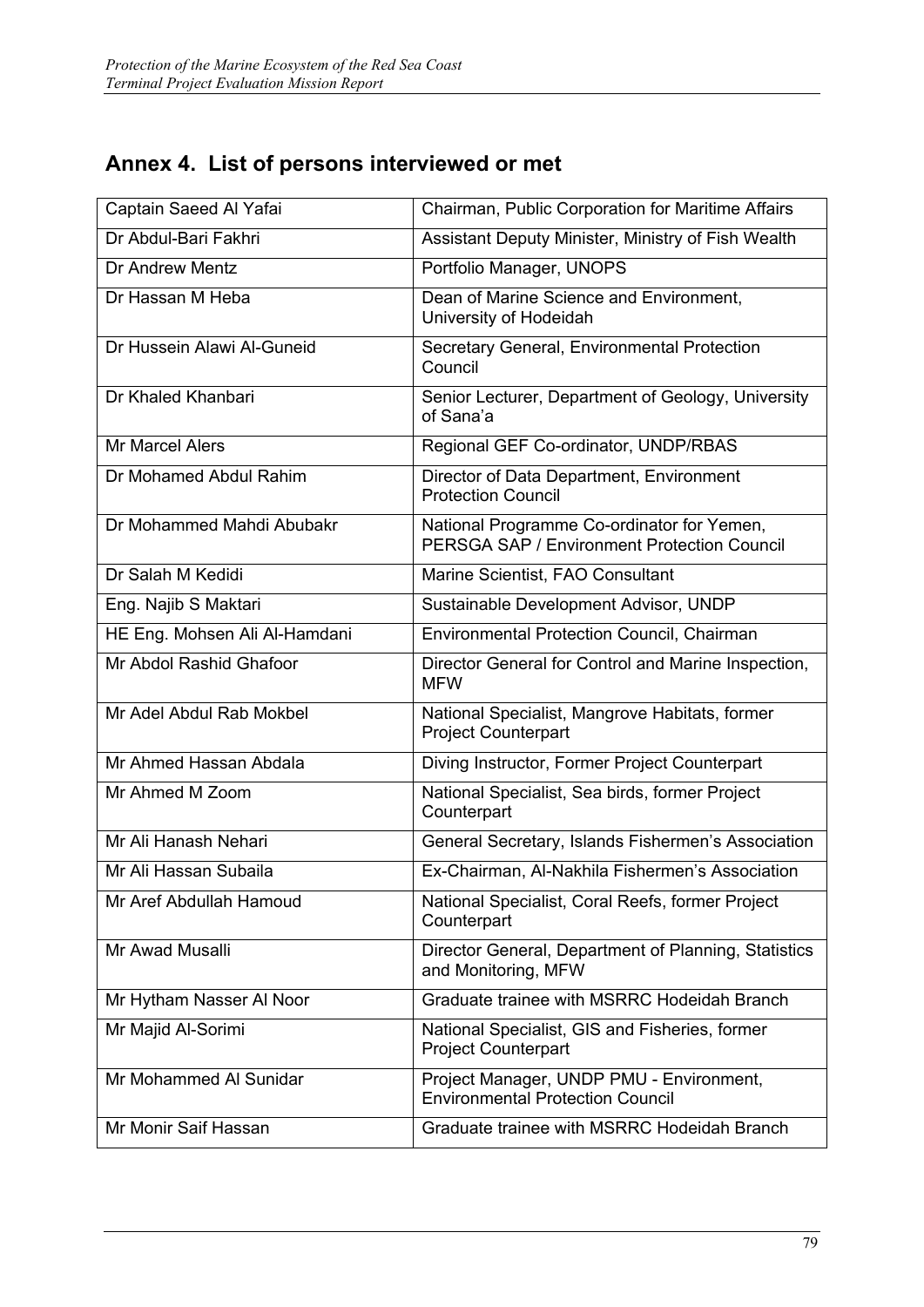## Annex 4. List of persons interviewed or met

| Name | Position |
|---|---|
| Captain Saeed Al Yafai | Chairman, Public Corporation for Maritime Affairs |
| Dr Abdul-Bari Fakhri | Assistant Deputy Minister, Ministry of Fish Wealth |
| Dr Andrew Mentz | Portfolio Manager, UNOPS |
| Dr Hassan M Heba | Dean of Marine Science and Environment, University of Hodeidah |
| Dr Hussein Alawi Al-Guneid | Secretary General, Environmental Protection Council |
| Dr Khaled Khanbari | Senior Lecturer, Department of Geology, University of Sana'a |
| Mr Marcel Alers | Regional GEF Co-ordinator, UNDP/RBAS |
| Dr Mohamed Abdul Rahim | Director of Data Department, Environment Protection Council |
| Dr Mohammed Mahdi Abubakr | National Programme Co-ordinator for Yemen, PERSGA SAP / Environment Protection Council |
| Dr Salah M Kedidi | Marine Scientist, FAO Consultant |
| Eng. Najib S Maktari | Sustainable Development Advisor, UNDP |
| HE Eng. Mohsen Ali Al-Hamdani | Environmental Protection Council, Chairman |
| Mr Abdol Rashid Ghafoor | Director General for Control and Marine Inspection, MFW |
| Mr Adel Abdul Rab Mokbel | National Specialist, Mangrove Habitats, former Project Counterpart |
| Mr Ahmed Hassan Abdala | Diving Instructor, Former Project Counterpart |
| Mr Ahmed M Zoom | National Specialist, Sea birds, former Project Counterpart |
| Mr Ali Hanash Nehari | General Secretary, Islands Fishermen's Association |
| Mr Ali Hassan Subaila | Ex-Chairman, Al-Nakhila Fishermen's Association |
| Mr Aref Abdullah Hamoud | National Specialist, Coral Reefs, former Project Counterpart |
| Mr Awad Musalli | Director General, Department of Planning, Statistics and Monitoring, MFW |
| Mr Hytham Nasser Al Noor | Graduate trainee with MSRRC Hodeidah Branch |
| Mr Majid Al-Sorimi | National Specialist, GIS and Fisheries, former Project Counterpart |
| Mr Mohammed Al Sunidar | Project Manager, UNDP PMU - Environment, Environmental Protection Council |
| Mr Monir Saif Hassan | Graduate trainee with MSRRC Hodeidah Branch |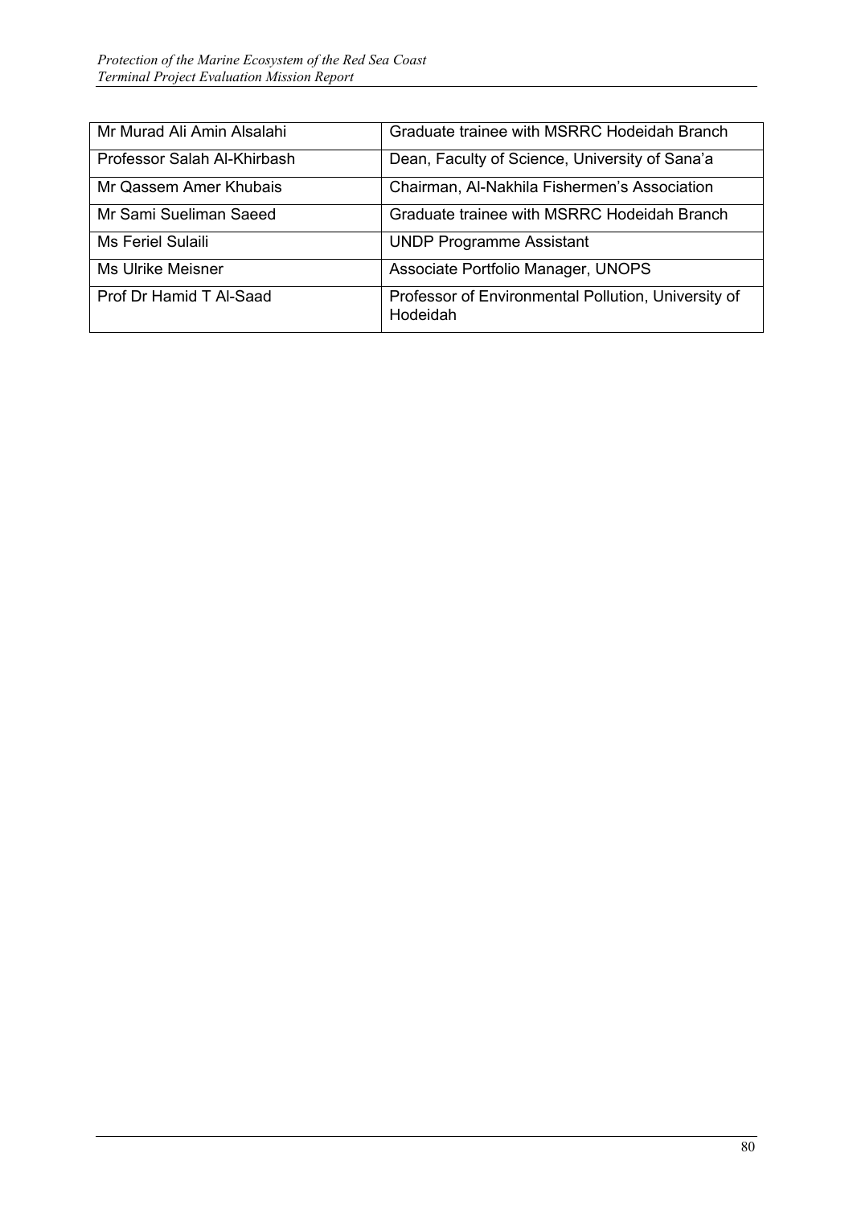| Mr Murad Ali Amin Alsalahi | Graduate trainee with MSRRC Hodeidah Branch |
|---|---|
| Professor Salah Al-Khirbash | Dean, Faculty of Science, University of Sana'a |
| Mr Qassem Amer Khubais | Chairman, Al-Nakhila Fishermen's Association |
| Mr Sami Sueliman Saeed | Graduate trainee with MSRRC Hodeidah Branch |
| Ms Feriel Sulaili | UNDP Programme Assistant |
| Ms Ulrike Meisner | Associate Portfolio Manager, UNOPS |
| Prof Dr Hamid T Al-Saad | Professor of Environmental Pollution, University of Hodeidah |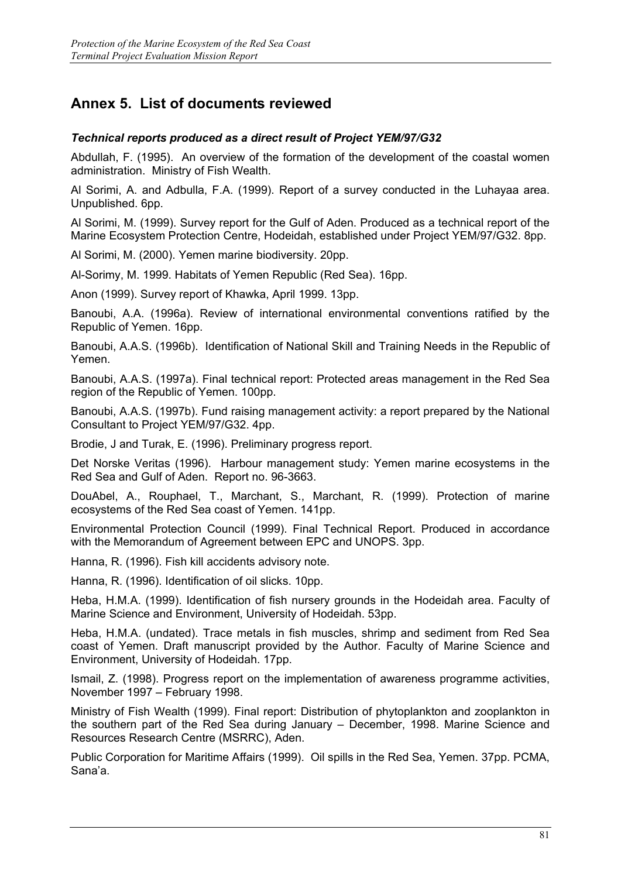## Annex 5. List of documents reviewed

### *Technical reports produced as a direct result of Project YEM/97/G32*

Abdullah, F. (1995). An overview of the formation of the development of the coastal women administration. Ministry of Fish Wealth.

Al Sorimi, A. and Adbulla, F.A. (1999). Report of a survey conducted in the Luhayaa area. Unpublished. 6pp.

Al Sorimi, M. (1999). Survey report for the Gulf of Aden. Produced as a technical report of the Marine Ecosystem Protection Centre, Hodeidah, established under Project YEM/97/G32. 8pp.

Al Sorimi, M. (2000). Yemen marine biodiversity. 20pp.

Al-Sorimy, M. 1999. Habitats of Yemen Republic (Red Sea). 16pp.

Anon (1999). Survey report of Khawka, April 1999. 13pp.

Banoubi, A.A. (1996a). Review of international environmental conventions ratified by the Republic of Yemen. 16pp.

Banoubi, A.A.S. (1996b). Identification of National Skill and Training Needs in the Republic of Yemen.

Banoubi, A.A.S. (1997a). Final technical report: Protected areas management in the Red Sea region of the Republic of Yemen. 100pp.

Banoubi, A.A.S. (1997b). Fund raising management activity: a report prepared by the National Consultant to Project YEM/97/G32. 4pp.

Brodie, J and Turak, E. (1996). Preliminary progress report.

Det Norske Veritas (1996). Harbour management study: Yemen marine ecosystems in the Red Sea and Gulf of Aden. Report no. 96-3663.

DouAbel, A., Rouphael, T., Marchant, S., Marchant, R. (1999). Protection of marine ecosystems of the Red Sea coast of Yemen. 141pp.

Environmental Protection Council (1999). Final Technical Report. Produced in accordance with the Memorandum of Agreement between EPC and UNOPS. 3pp.

Hanna, R. (1996). Fish kill accidents advisory note.

Hanna, R. (1996). Identification of oil slicks. 10pp.

Heba, H.M.A. (1999). Identification of fish nursery grounds in the Hodeidah area. Faculty of Marine Science and Environment, University of Hodeidah. 53pp.

Heba, H.M.A. (undated). Trace metals in fish muscles, shrimp and sediment from Red Sea coast of Yemen. Draft manuscript provided by the Author. Faculty of Marine Science and Environment, University of Hodeidah. 17pp.

Ismail, Z. (1998). Progress report on the implementation of awareness programme activities, November 1997 – February 1998.

Ministry of Fish Wealth (1999). Final report: Distribution of phytoplankton and zooplankton in the southern part of the Red Sea during January – December, 1998. Marine Science and Resources Research Centre (MSRRC), Aden.

Public Corporation for Maritime Affairs (1999). Oil spills in the Red Sea, Yemen. 37pp. PCMA, Sana'a.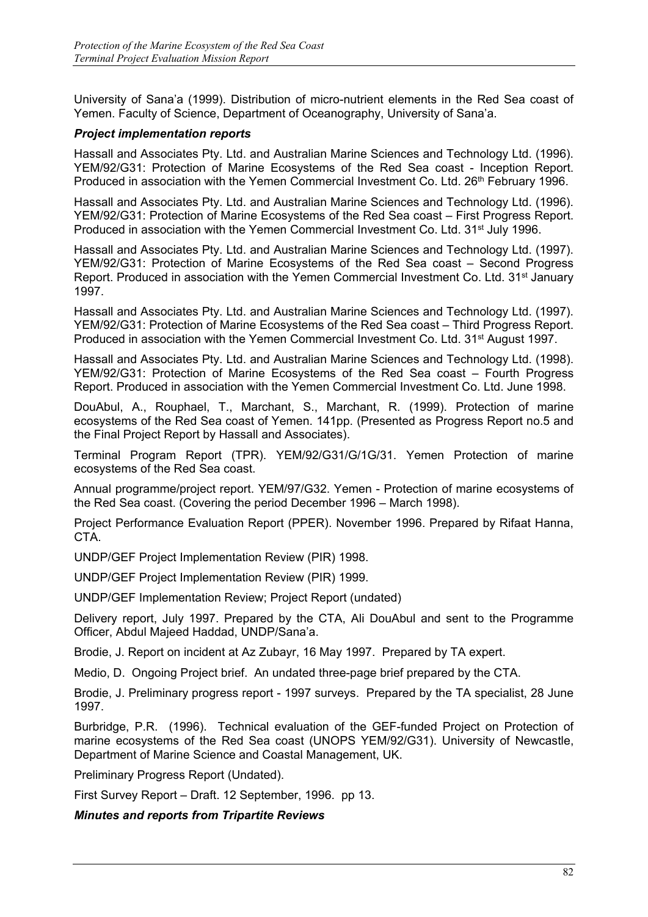University of Sana'a (1999). Distribution of micro-nutrient elements in the Red Sea coast of Yemen. Faculty of Science, Department of Oceanography, University of Sana'a.

***Project implementation reports***

Hassall and Associates Pty. Ltd. and Australian Marine Sciences and Technology Ltd. (1996). YEM/92/G31: Protection of Marine Ecosystems of the Red Sea coast - Inception Report. Produced in association with the Yemen Commercial Investment Co. Ltd. 26th February 1996.

Hassall and Associates Pty. Ltd. and Australian Marine Sciences and Technology Ltd. (1996). YEM/92/G31: Protection of Marine Ecosystems of the Red Sea coast – First Progress Report. Produced in association with the Yemen Commercial Investment Co. Ltd. 31st July 1996.

Hassall and Associates Pty. Ltd. and Australian Marine Sciences and Technology Ltd. (1997). YEM/92/G31: Protection of Marine Ecosystems of the Red Sea coast – Second Progress Report. Produced in association with the Yemen Commercial Investment Co. Ltd. 31st January 1997.

Hassall and Associates Pty. Ltd. and Australian Marine Sciences and Technology Ltd. (1997). YEM/92/G31: Protection of Marine Ecosystems of the Red Sea coast – Third Progress Report. Produced in association with the Yemen Commercial Investment Co. Ltd. 31st August 1997.

Hassall and Associates Pty. Ltd. and Australian Marine Sciences and Technology Ltd. (1998). YEM/92/G31: Protection of Marine Ecosystems of the Red Sea coast – Fourth Progress Report. Produced in association with the Yemen Commercial Investment Co. Ltd. June 1998.

DouAbul, A., Rouphael, T., Marchant, S., Marchant, R. (1999). Protection of marine ecosystems of the Red Sea coast of Yemen. 141pp. (Presented as Progress Report no.5 and the Final Project Report by Hassall and Associates).

Terminal Program Report (TPR). YEM/92/G31/G/1G/31. Yemen Protection of marine ecosystems of the Red Sea coast.

Annual programme/project report. YEM/97/G32. Yemen - Protection of marine ecosystems of the Red Sea coast. (Covering the period December 1996 – March 1998).

Project Performance Evaluation Report (PPER). November 1996. Prepared by Rifaat Hanna, CTA.

UNDP/GEF Project Implementation Review (PIR) 1998.

UNDP/GEF Project Implementation Review (PIR) 1999.

UNDP/GEF Implementation Review; Project Report (undated)

Delivery report, July 1997. Prepared by the CTA, Ali DouAbul and sent to the Programme Officer, Abdul Majeed Haddad, UNDP/Sana'a.

Brodie, J. Report on incident at Az Zubayr, 16 May 1997. Prepared by TA expert.

Medio, D. Ongoing Project brief. An undated three-page brief prepared by the CTA.

Brodie, J. Preliminary progress report - 1997 surveys. Prepared by the TA specialist, 28 June 1997.

Burbridge, P.R. (1996). Technical evaluation of the GEF-funded Project on Protection of marine ecosystems of the Red Sea coast (UNOPS YEM/92/G31). University of Newcastle, Department of Marine Science and Coastal Management, UK.

Preliminary Progress Report (Undated).

First Survey Report – Draft. 12 September, 1996. pp 13.

***Minutes and reports from Tripartite Reviews***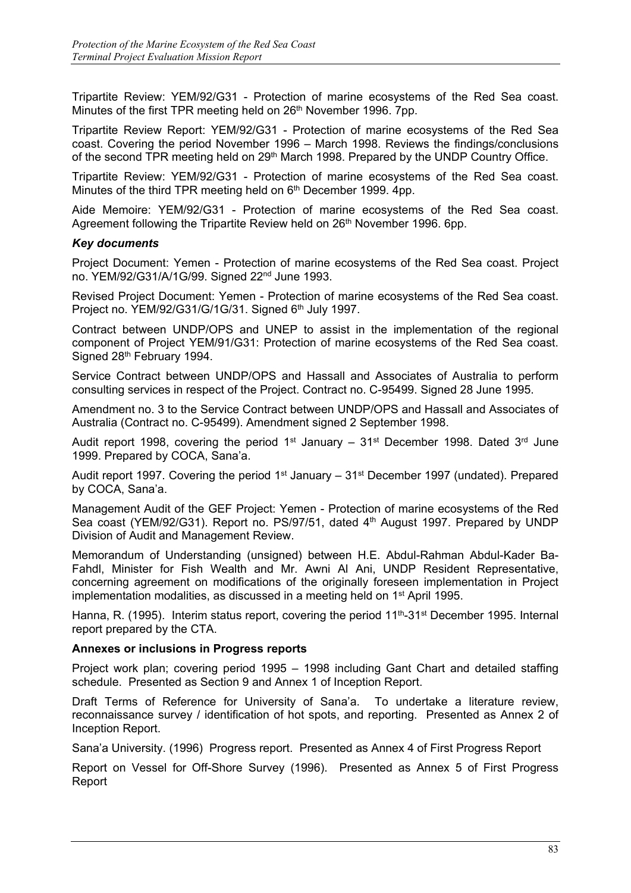Tripartite Review: YEM/92/G31 - Protection of marine ecosystems of the Red Sea coast. Minutes of the first TPR meeting held on 26th November 1996. 7pp.

Tripartite Review Report: YEM/92/G31 - Protection of marine ecosystems of the Red Sea coast. Covering the period November 1996 – March 1998. Reviews the findings/conclusions of the second TPR meeting held on 29th March 1998. Prepared by the UNDP Country Office.

Tripartite Review: YEM/92/G31 - Protection of marine ecosystems of the Red Sea coast. Minutes of the third TPR meeting held on 6th December 1999. 4pp.

Aide Memoire: YEM/92/G31 - Protection of marine ecosystems of the Red Sea coast. Agreement following the Tripartite Review held on 26th November 1996. 6pp.

***Key documents***

Project Document: Yemen - Protection of marine ecosystems of the Red Sea coast. Project no. YEM/92/G31/A/1G/99. Signed 22nd June 1993.

Revised Project Document: Yemen - Protection of marine ecosystems of the Red Sea coast. Project no. YEM/92/G31/G/1G/31. Signed 6th July 1997.

Contract between UNDP/OPS and UNEP to assist in the implementation of the regional component of Project YEM/91/G31: Protection of marine ecosystems of the Red Sea coast. Signed 28th February 1994.

Service Contract between UNDP/OPS and Hassall and Associates of Australia to perform consulting services in respect of the Project. Contract no. C-95499. Signed 28 June 1995.

Amendment no. 3 to the Service Contract between UNDP/OPS and Hassall and Associates of Australia (Contract no. C-95499). Amendment signed 2 September 1998.

Audit report 1998, covering the period 1st January – 31st December 1998. Dated 3rd June 1999. Prepared by COCA, Sana'a.

Audit report 1997. Covering the period 1st January – 31st December 1997 (undated). Prepared by COCA, Sana'a.

Management Audit of the GEF Project: Yemen - Protection of marine ecosystems of the Red Sea coast (YEM/92/G31). Report no. PS/97/51, dated 4th August 1997. Prepared by UNDP Division of Audit and Management Review.

Memorandum of Understanding (unsigned) between H.E. Abdul-Rahman Abdul-Kader Ba-Fahdl, Minister for Fish Wealth and Mr. Awni Al Ani, UNDP Resident Representative, concerning agreement on modifications of the originally foreseen implementation in Project implementation modalities, as discussed in a meeting held on 1st April 1995.

Hanna, R. (1995). Interim status report, covering the period 11th-31st December 1995. Internal report prepared by the CTA.

**Annexes or inclusions in Progress reports**

Project work plan; covering period 1995 – 1998 including Gant Chart and detailed staffing schedule. Presented as Section 9 and Annex 1 of Inception Report.

Draft Terms of Reference for University of Sana'a. To undertake a literature review, reconnaissance survey / identification of hot spots, and reporting. Presented as Annex 2 of Inception Report.

Sana'a University. (1996) Progress report. Presented as Annex 4 of First Progress Report

Report on Vessel for Off-Shore Survey (1996). Presented as Annex 5 of First Progress Report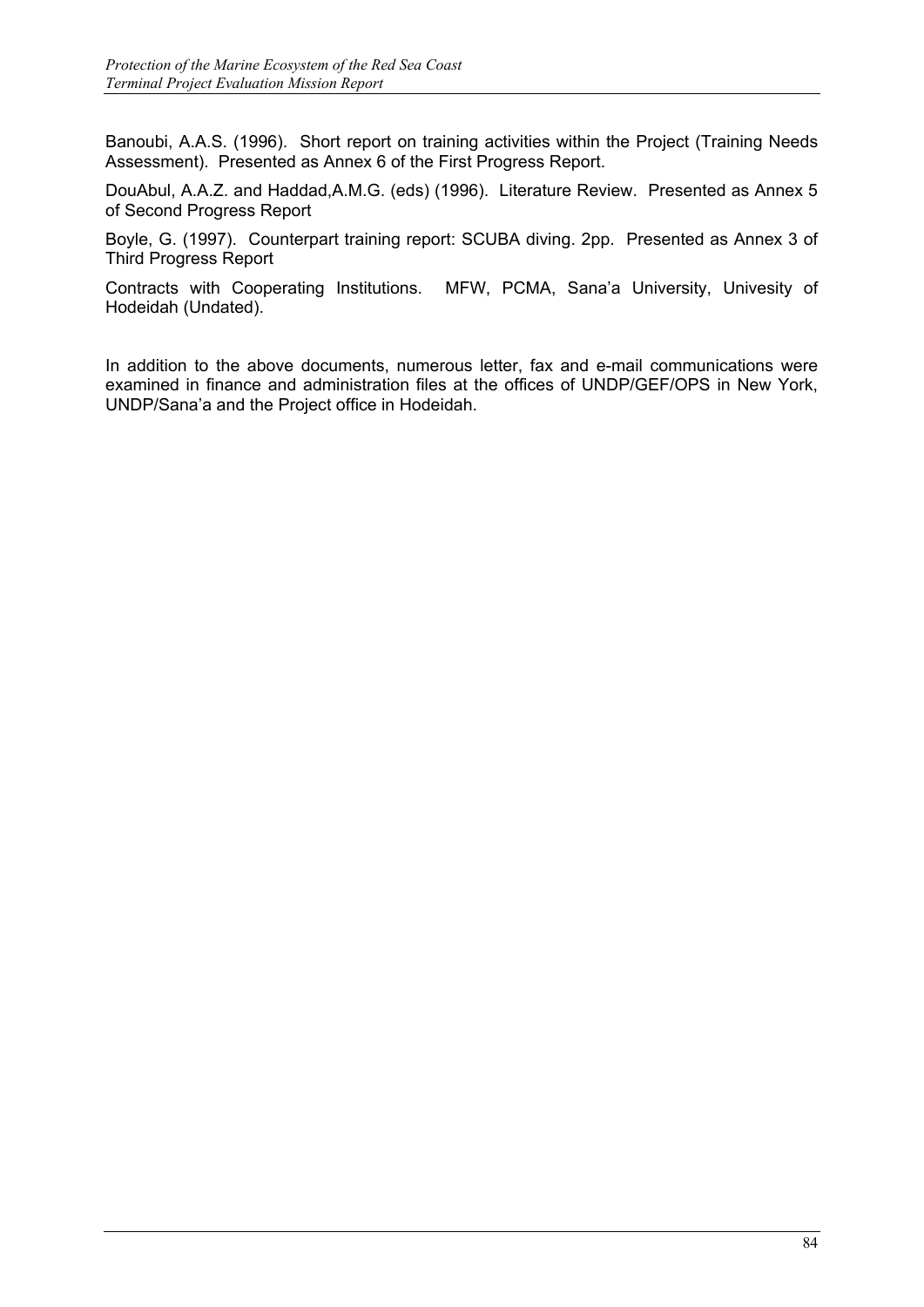Banoubi, A.A.S. (1996). Short report on training activities within the Project (Training Needs Assessment). Presented as Annex 6 of the First Progress Report.

DouAbul, A.A.Z. and Haddad,A.M.G. (eds) (1996). Literature Review. Presented as Annex 5 of Second Progress Report

Boyle, G. (1997). Counterpart training report: SCUBA diving. 2pp. Presented as Annex 3 of Third Progress Report

Contracts with Cooperating Institutions. MFW, PCMA, Sana'a University, Univesity of Hodeidah (Undated).

In addition to the above documents, numerous letter, fax and e-mail communications were examined in finance and administration files at the offices of UNDP/GEF/OPS in New York, UNDP/Sana'a and the Project office in Hodeidah.